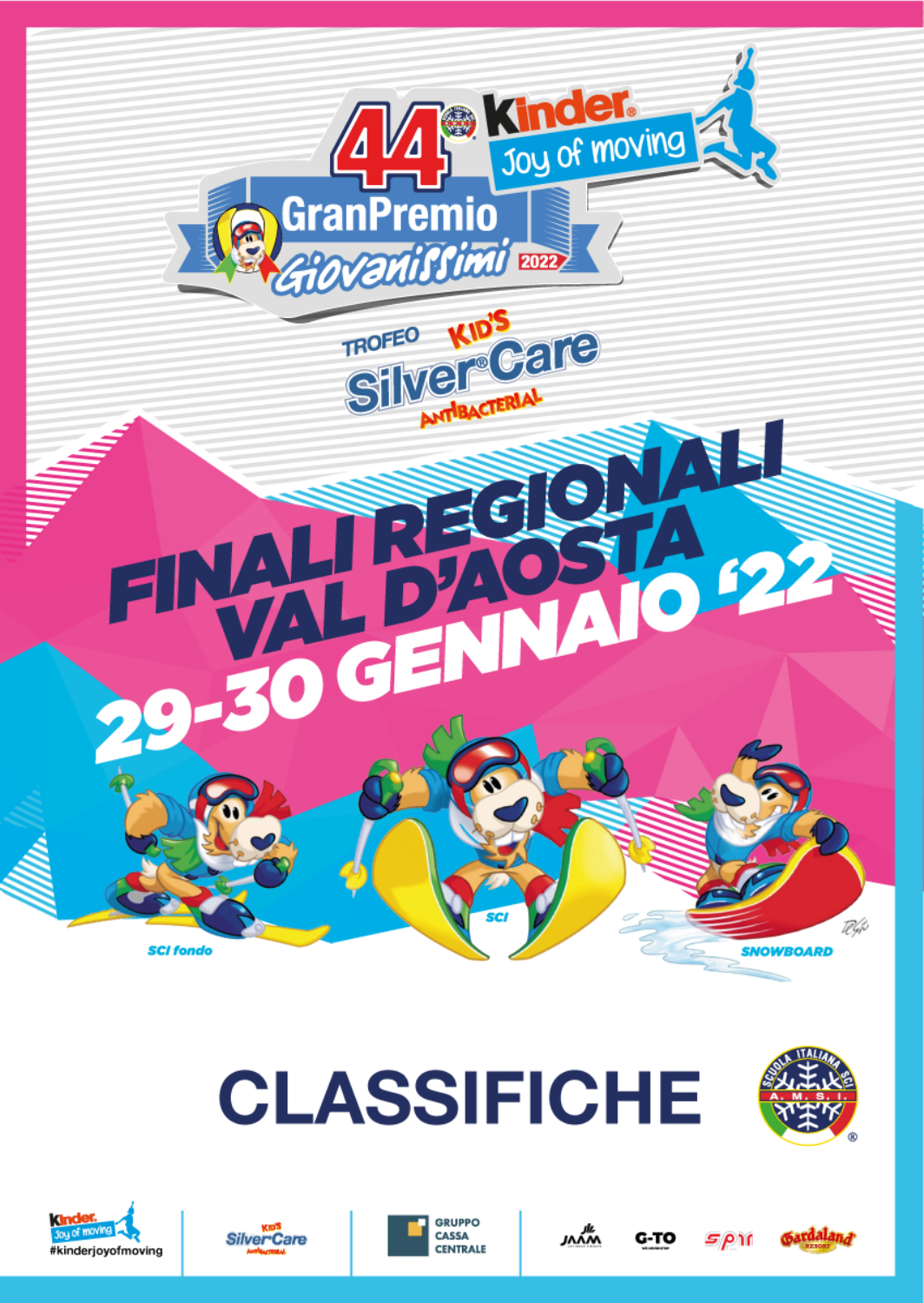# 44° GranPremio Giovanissimi 2022

Kinder Joy of moving

TROFEO KID'S Silver®Care ANTIBACTERIAL

# FINALI REGIONALI VAL D'AOSTA

# 29-30 GENNAIO '22

SCI fondo

SCI

SNOWBOARD

# CLASSIFICHE

Kinder Joy of moving #kinderjoyofmoving

KID'S Silver Care ANTIBACTERIAL

GRUPPO CASSA CENTRALE

JAAM

G-TO

SPM

Gardaland RESORT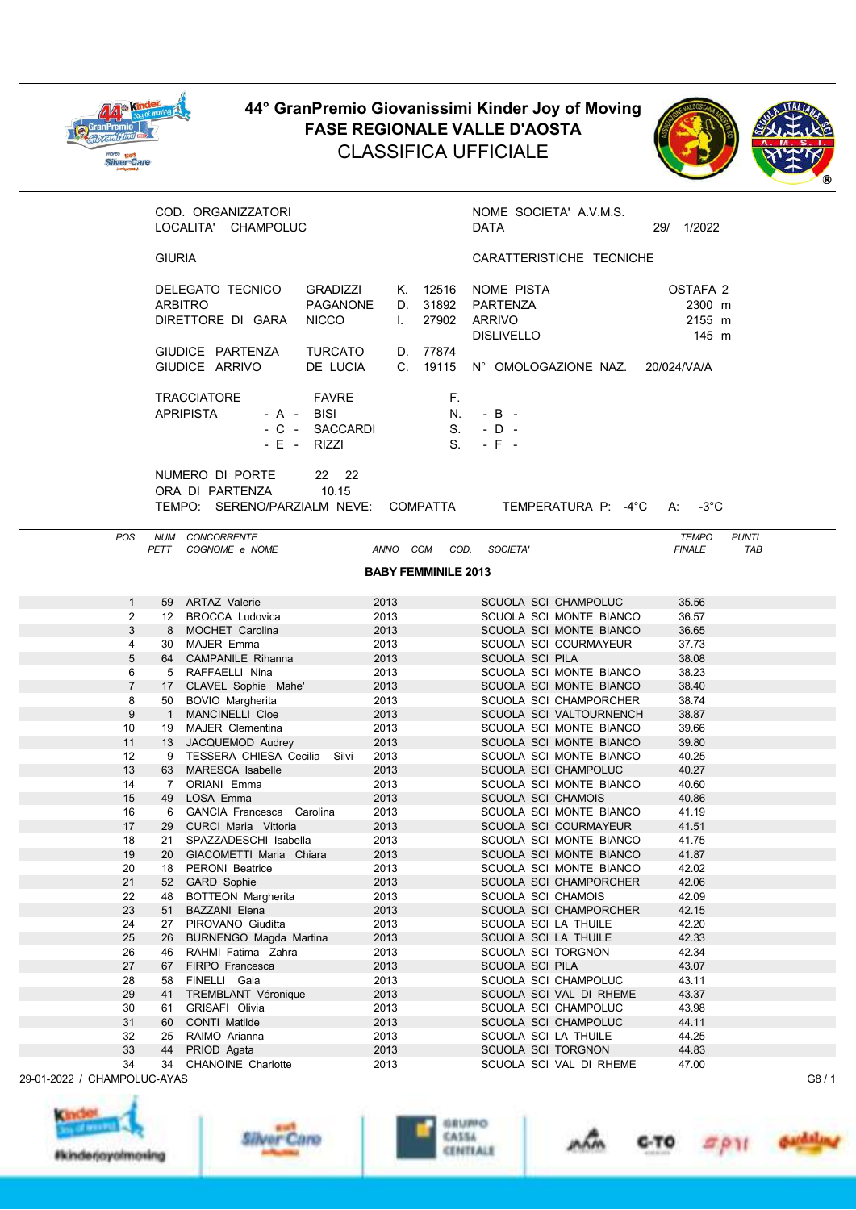# 44° GranPremio Giovanissimi Kinder Joy of Moving
## FASE REGIONALE VALLE D'AOSTA
## CLASSIFICA UFFICIALE

COD. ORGANIZZATORI
LOCALITA' CHAMPOLUC

NOME SOCIETA' A.V.M.S.
DATA 29/ 1/2022

GIURIA

CARATTERISTICHE TECNICHE

| | | | | | |
|---|---|---|---|---|---|
| DELEGATO TECNICO | GRADIZZI | K. 12516 | NOME PISTA | OSTAFA 2 |
| ARBITRO | PAGANONE | D. 31892 | PARTENZA | 2300 m |
| DIRETTORE DI GARA | NICCO | I. 27902 | ARRIVO | 2155 m |
| | | | DISLIVELLO | 145 m |
| GIUDICE PARTENZA | TURCATO | D. 77874 | | |
| GIUDICE ARRIVO | DE LUCIA | C. 19115 | N° OMOLOGAZIONE NAZ. | 20/024/VA/A |

TRACCIATORE FAVRE F.
APRIPISTA - A - BISI N. - B -
- C - SACCARDI S. - D -
- E - RIZZI S. - F -

NUMERO DI PORTE 22 22
ORA DI PARTENZA 10.15
TEMPO: SERENO/PARZIALM NEVE: COMPATTA TEMPERATURA P: -4°C A: -3°C

### BABY FEMMINILE 2013

| POS | NUM PETT | CONCORRENTE COGNOME e NOME | ANNO | COM | COD. | SOCIETA' | TEMPO FINALE | PUNTI TAB |
|---|---|---|---|---|---|---|---|---|
| 1 | 59 | ARTAZ Valerie | 2013 | | | SCUOLA SCI CHAMPOLUC | 35.56 | |
| 2 | 12 | BROCCA Ludovica | 2013 | | | SCUOLA SCI MONTE BIANCO | 36.57 | |
| 3 | 8 | MOCHET Carolina | 2013 | | | SCUOLA SCI MONTE BIANCO | 36.65 | |
| 4 | 30 | MAJER Emma | 2013 | | | SCUOLA SCI COURMAYEUR | 37.73 | |
| 5 | 64 | CAMPANILE Rihanna | 2013 | | | SCUOLA SCI PILA | 38.08 | |
| 6 | 5 | RAFFAELLI Nina | 2013 | | | SCUOLA SCI MONTE BIANCO | 38.23 | |
| 7 | 17 | CLAVEL Sophie Mahe' | 2013 | | | SCUOLA SCI MONTE BIANCO | 38.40 | |
| 8 | 50 | BOVIO Margherita | 2013 | | | SCUOLA SCI CHAMPORCHER | 38.74 | |
| 9 | 1 | MANCINELLI Cloe | 2013 | | | SCUOLA SCI VALTOURNENCH | 38.87 | |
| 10 | 19 | MAJER Clementina | 2013 | | | SCUOLA SCI MONTE BIANCO | 39.66 | |
| 11 | 13 | JACQUEMOD Audrey | 2013 | | | SCUOLA SCI MONTE BIANCO | 39.80 | |
| 12 | 9 | TESSERA CHIESA Cecilia Silvi | 2013 | | | SCUOLA SCI MONTE BIANCO | 40.25 | |
| 13 | 63 | MARESCA Isabelle | 2013 | | | SCUOLA SCI CHAMPOLUC | 40.27 | |
| 14 | 7 | ORIANI Emma | 2013 | | | SCUOLA SCI MONTE BIANCO | 40.60 | |
| 15 | 49 | LOSA Emma | 2013 | | | SCUOLA SCI CHAMOIS | 40.86 | |
| 16 | 6 | GANCIA Francesca Carolina | 2013 | | | SCUOLA SCI MONTE BIANCO | 41.19 | |
| 17 | 29 | CURCI Maria Vittoria | 2013 | | | SCUOLA SCI COURMAYEUR | 41.51 | |
| 18 | 21 | SPAZZADESCHI Isabella | 2013 | | | SCUOLA SCI MONTE BIANCO | 41.75 | |
| 19 | 20 | GIACOMETTI Maria Chiara | 2013 | | | SCUOLA SCI MONTE BIANCO | 41.87 | |
| 20 | 18 | PERONI Beatrice | 2013 | | | SCUOLA SCI MONTE BIANCO | 42.02 | |
| 21 | 52 | GARD Sophie | 2013 | | | SCUOLA SCI CHAMPORCHER | 42.06 | |
| 22 | 48 | BOTTEON Margherita | 2013 | | | SCUOLA SCI CHAMOIS | 42.09 | |
| 23 | 51 | BAZZANI Elena | 2013 | | | SCUOLA SCI CHAMPORCHER | 42.15 | |
| 24 | 27 | PIROVANO Giuditta | 2013 | | | SCUOLA SCI LA THUILE | 42.20 | |
| 25 | 26 | BURNENGO Magda Martina | 2013 | | | SCUOLA SCI LA THUILE | 42.33 | |
| 26 | 46 | RAHMI Fatima Zahra | 2013 | | | SCUOLA SCI TORGNON | 42.34 | |
| 27 | 67 | FIRPO Francesca | 2013 | | | SCUOLA SCI PILA | 43.07 | |
| 28 | 58 | FINELLI Gaia | 2013 | | | SCUOLA SCI CHAMPOLUC | 43.11 | |
| 29 | 41 | TREMBLANT Véronique | 2013 | | | SCUOLA SCI VAL DI RHEME | 43.37 | |
| 30 | 61 | GRISAFI Olivia | 2013 | | | SCUOLA SCI CHAMPOLUC | 43.98 | |
| 31 | 60 | CONTI Matilde | 2013 | | | SCUOLA SCI CHAMPOLUC | 44.11 | |
| 32 | 25 | RAIMO Arianna | 2013 | | | SCUOLA SCI LA THUILE | 44.25 | |
| 33 | 44 | PRIOD Agata | 2013 | | | SCUOLA SCI TORGNON | 44.83 | |
| 34 | 34 | CHANOINE Charlotte | 2013 | | | SCUOLA SCI VAL DI RHEME | 47.00 | |

29-01-2022 / CHAMPOLUC-AYAS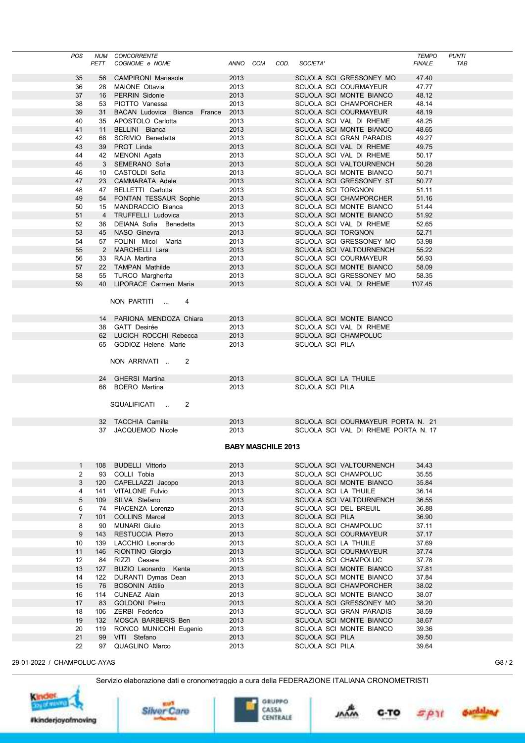| POS | NUM PETT | CONCORRENTE COGNOME e NOME | ANNO | COM | COD. | SOCIETA' | TEMPO FINALE | PUNTI TAB |
|---|---|---|---|---|---|---|---|---|
| 35 | 56 | CAMPIRONI Mariasole | 2013 | | | SCUOLA SCI GRESSONEY MO | 47.40 | |
| 36 | 28 | MAIONE Ottavia | 2013 | | | SCUOLA SCI COURMAYEUR | 47.77 | |
| 37 | 16 | PERRIN Sidonie | 2013 | | | SCUOLA SCI MONTE BIANCO | 48.12 | |
| 38 | 53 | PIOTTO Vanessa | 2013 | | | SCUOLA SCI CHAMPORCHER | 48.14 | |
| 39 | 31 | BACAN Ludovica Bianca France | 2013 | | | SCUOLA SCI COURMAYEUR | 48.19 | |
| 40 | 35 | APOSTOLO Carlotta | 2013 | | | SCUOLA SCI VAL DI RHEME | 48.25 | |
| 41 | 11 | BELLINI Bianca | 2013 | | | SCUOLA SCI MONTE BIANCO | 48.65 | |
| 42 | 68 | SCRIVIO Benedetta | 2013 | | | SCUOLA SCI GRAN PARADIS | 49.27 | |
| 43 | 39 | PROT Linda | 2013 | | | SCUOLA SCI VAL DI RHEME | 49.75 | |
| 44 | 42 | MENONI Agata | 2013 | | | SCUOLA SCI VAL DI RHEME | 50.17 | |
| 45 | 3 | SEMERANO Sofia | 2013 | | | SCUOLA SCI VALTOURNENCH | 50.28 | |
| 46 | 10 | CASTOLDI Sofia | 2013 | | | SCUOLA SCI MONTE BIANCO | 50.71 | |
| 47 | 23 | CAMMARATA Adele | 2013 | | | SCUOLA SCI GRESSONEY ST | 50.77 | |
| 48 | 47 | BELLETTI Carlotta | 2013 | | | SCUOLA SCI TORGNON | 51.11 | |
| 49 | 54 | FONTAN TESSAUR Sophie | 2013 | | | SCUOLA SCI CHAMPORCHER | 51.16 | |
| 50 | 15 | MANDRACCIO Bianca | 2013 | | | SCUOLA SCI MONTE BIANCO | 51.44 | |
| 51 | 4 | TRUFFELLI Ludovica | 2013 | | | SCUOLA SCI MONTE BIANCO | 51.92 | |
| 52 | 36 | DEIANA Sofia Benedetta | 2013 | | | SCUOLA SCI VAL DI RHEME | 52.65 | |
| 53 | 45 | NASO Ginevra | 2013 | | | SCUOLA SCI TORGNON | 52.71 | |
| 54 | 57 | FOLINI Micol Maria | 2013 | | | SCUOLA SCI GRESSONEY MO | 53.98 | |
| 55 | 2 | MARCHELLI Lara | 2013 | | | SCUOLA SCI VALTOURNENCH | 55.22 | |
| 56 | 33 | RAJA Martina | 2013 | | | SCUOLA SCI COURMAYEUR | 56.93 | |
| 57 | 22 | TAMPAN Mathilde | 2013 | | | SCUOLA SCI MONTE BIANCO | 58.09 | |
| 58 | 55 | TURCO Margherita | 2013 | | | SCUOLA SCI GRESSONEY MO | 58.35 | |
| 59 | 40 | LIPORACE Carmen Maria | 2013 | | | SCUOLA SCI VAL DI RHEME | 1'07.45 | |

NON PARTITI ... 4

| NUM PETT | COGNOME e NOME | ANNO | SOCIETA' |
|---|---|---|---|
| 14 | PARIONA MENDOZA Chiara | 2013 | SCUOLA SCI MONTE BIANCO |
| 38 | GATT Desirée | 2013 | SCUOLA SCI VAL DI RHEME |
| 62 | LUCICH ROCCHI Rebecca | 2013 | SCUOLA SCI CHAMPOLUC |
| 65 | GODIOZ Helene Marie | 2013 | SCUOLA SCI PILA |

NON ARRIVATI .. 2

| NUM PETT | COGNOME e NOME | ANNO | SOCIETA' |
|---|---|---|---|
| 24 | GHERSI Martina | 2013 | SCUOLA SCI LA THUILE |
| 66 | BOERO Martina | 2013 | SCUOLA SCI PILA |

SQUALIFICATI .. 2

| NUM PETT | COGNOME e NOME | ANNO | SOCIETA' |
|---|---|---|---|
| 32 | TACCHIA Camilla | 2013 | SCUOLA SCI COURMAYEUR PORTA N. 21 |
| 37 | JACQUEMOD Nicole | 2013 | SCUOLA SCI VAL DI RHEME PORTA N. 17 |

## BABY MASCHILE 2013

| POS | NUM PETT | COGNOME e NOME | ANNO | SOCIETA' | TEMPO FINALE |
|---|---|---|---|---|---|
| 1 | 108 | BUDELLI Vittorio | 2013 | SCUOLA SCI VALTOURNENCH | 34.43 |
| 2 | 93 | COLLI Tobia | 2013 | SCUOLA SCI CHAMPOLUC | 35.55 |
| 3 | 120 | CAPELLAZZI Jacopo | 2013 | SCUOLA SCI MONTE BIANCO | 35.84 |
| 4 | 141 | VITALONE Fulvio | 2013 | SCUOLA SCI LA THUILE | 36.14 |
| 5 | 109 | SILVA Stefano | 2013 | SCUOLA SCI VALTOURNENCH | 36.55 |
| 6 | 74 | PIACENZA Lorenzo | 2013 | SCUOLA SCI DEL BREUIL | 36.88 |
| 7 | 101 | COLLINS Marcel | 2013 | SCUOLA SCI PILA | 36.90 |
| 8 | 90 | MUNARI Giulio | 2013 | SCUOLA SCI CHAMPOLUC | 37.11 |
| 9 | 143 | RESTUCCIA Pietro | 2013 | SCUOLA SCI COURMAYEUR | 37.17 |
| 10 | 139 | LACCHIO Leonardo | 2013 | SCUOLA SCI LA THUILE | 37.69 |
| 11 | 146 | RIONTINO Giorgio | 2013 | SCUOLA SCI COURMAYEUR | 37.74 |
| 12 | 84 | RIZZI Cesare | 2013 | SCUOLA SCI CHAMPOLUC | 37.78 |
| 13 | 127 | BUZIO Leonardo Kenta | 2013 | SCUOLA SCI MONTE BIANCO | 37.81 |
| 14 | 122 | DURANTI Dymas Dean | 2013 | SCUOLA SCI MONTE BIANCO | 37.84 |
| 15 | 76 | BOSONIN Attilio | 2013 | SCUOLA SCI CHAMPORCHER | 38.02 |
| 16 | 114 | CUNEAZ Alain | 2013 | SCUOLA SCI MONTE BIANCO | 38.07 |
| 17 | 83 | GOLDONI Pietro | 2013 | SCUOLA SCI GRESSONEY MO | 38.20 |
| 18 | 106 | ZERBI Federico | 2013 | SCUOLA SCI GRAN PARADIS | 38.59 |
| 19 | 132 | MOSCA BARBERIS Ben | 2013 | SCUOLA SCI MONTE BIANCO | 38.67 |
| 20 | 119 | RONCO MUNICCHI Eugenio | 2013 | SCUOLA SCI MONTE BIANCO | 39.36 |
| 21 | 99 | VITI Stefano | 2013 | SCUOLA SCI PILA | 39.50 |
| 22 | 97 | QUAGLINO Marco | 2013 | SCUOLA SCI PILA | 39.64 |

29-01-2022 / CHAMPOLUC-AYAS

Servizio elaborazione dati e cronometraggio a cura della FEDERAZIONE ITALIANA CRONOMETRISTI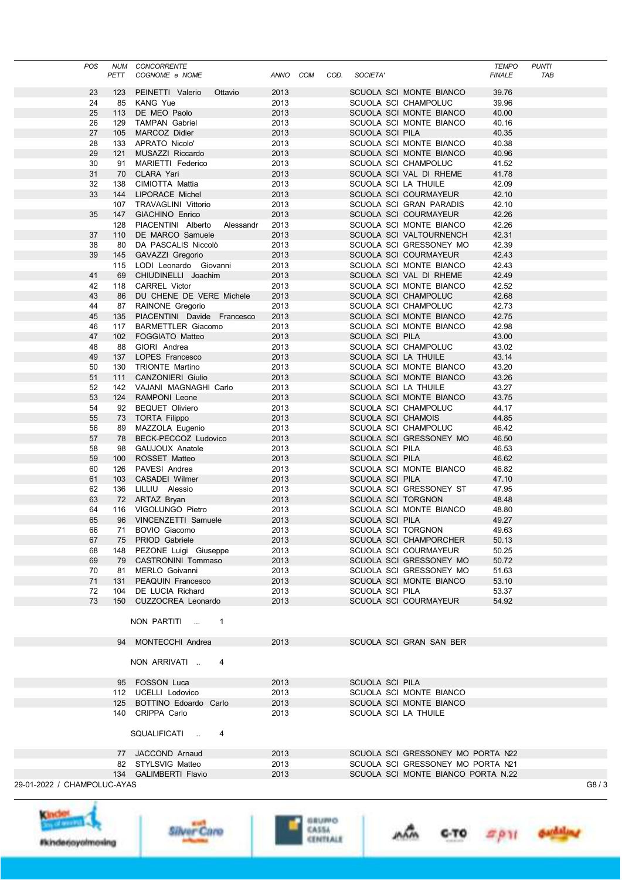| POS | NUM PETT | CONCORRENTE COGNOME e NOME | ANNO | COM | COD. | SOCIETA' | TEMPO FINALE | PUNTI TAB |
|---|---|---|---|---|---|---|---|---|
| 23 | 123 | PEINETTI Valerio Ottavio | 2013 | | | SCUOLA SCI MONTE BIANCO | 39.76 | |
| 24 | 85 | KANG Yue | 2013 | | | SCUOLA SCI CHAMPOLUC | 39.96 | |
| 25 | 113 | DE MEO Paolo | 2013 | | | SCUOLA SCI MONTE BIANCO | 40.00 | |
| 26 | 129 | TAMPAN Gabriel | 2013 | | | SCUOLA SCI MONTE BIANCO | 40.16 | |
| 27 | 105 | MARCOZ Didier | 2013 | | | SCUOLA SCI PILA | 40.35 | |
| 28 | 133 | APRATO Nicolo' | 2013 | | | SCUOLA SCI MONTE BIANCO | 40.38 | |
| 29 | 121 | MUSAZZI Riccardo | 2013 | | | SCUOLA SCI MONTE BIANCO | 40.96 | |
| 30 | 91 | MARIETTI Federico | 2013 | | | SCUOLA SCI CHAMPOLUC | 41.52 | |
| 31 | 70 | CLARA Yari | 2013 | | | SCUOLA SCI VAL DI RHEME | 41.78 | |
| 32 | 138 | CIMIOTTA Mattia | 2013 | | | SCUOLA SCI LA THUILE | 42.09 | |
| 33 | 144 | LIPORACE Michel | 2013 | | | SCUOLA SCI COURMAYEUR | 42.10 | |
| | 107 | TRAVAGLINI Vittorio | 2013 | | | SCUOLA SCI GRAN PARADIS | 42.10 | |
| 35 | 147 | GIACHINO Enrico | 2013 | | | SCUOLA SCI COURMAYEUR | 42.26 | |
| | 128 | PIACENTINI Alberto Alessandr | 2013 | | | SCUOLA SCI MONTE BIANCO | 42.26 | |
| 37 | 110 | DE MARCO Samuele | 2013 | | | SCUOLA SCI VALTOURNENCH | 42.31 | |
| 38 | 80 | DA PASCALIS Niccolò | 2013 | | | SCUOLA SCI GRESSONEY MO | 42.39 | |
| 39 | 145 | GAVAZZI Gregorio | 2013 | | | SCUOLA SCI COURMAYEUR | 42.43 | |
| | 115 | LODI Leonardo Giovanni | 2013 | | | SCUOLA SCI MONTE BIANCO | 42.43 | |
| 41 | 69 | CHIUDINELLI Joachim | 2013 | | | SCUOLA SCI VAL DI RHEME | 42.49 | |
| 42 | 118 | CARREL Victor | 2013 | | | SCUOLA SCI MONTE BIANCO | 42.52 | |
| 43 | 86 | DU CHENE DE VERE Michele | 2013 | | | SCUOLA SCI CHAMPOLUC | 42.68 | |
| 44 | 87 | RAINONE Gregorio | 2013 | | | SCUOLA SCI CHAMPOLUC | 42.73 | |
| 45 | 135 | PIACENTINI Davide Francesco | 2013 | | | SCUOLA SCI MONTE BIANCO | 42.75 | |
| 46 | 117 | BARMETTLER Giacomo | 2013 | | | SCUOLA SCI MONTE BIANCO | 42.98 | |
| 47 | 102 | FOGGIATO Matteo | 2013 | | | SCUOLA SCI PILA | 43.00 | |
| 48 | 88 | GIORI Andrea | 2013 | | | SCUOLA SCI CHAMPOLUC | 43.02 | |
| 49 | 137 | LOPES Francesco | 2013 | | | SCUOLA SCI LA THUILE | 43.14 | |
| 50 | 130 | TRIONTE Martino | 2013 | | | SCUOLA SCI MONTE BIANCO | 43.20 | |
| 51 | 111 | CANZONIERI Giulio | 2013 | | | SCUOLA SCI MONTE BIANCO | 43.26 | |
| 52 | 142 | VAJANI MAGNAGHI Carlo | 2013 | | | SCUOLA SCI LA THUILE | 43.27 | |
| 53 | 124 | RAMPONI Leone | 2013 | | | SCUOLA SCI MONTE BIANCO | 43.75 | |
| 54 | 92 | BEQUET Oliviero | 2013 | | | SCUOLA SCI CHAMPOLUC | 44.17 | |
| 55 | 73 | TORTA Filippo | 2013 | | | SCUOLA SCI CHAMOIS | 44.85 | |
| 56 | 89 | MAZZOLA Eugenio | 2013 | | | SCUOLA SCI CHAMPOLUC | 46.42 | |
| 57 | 78 | BECK-PECCOZ Ludovico | 2013 | | | SCUOLA SCI GRESSONEY MO | 46.50 | |
| 58 | 98 | GAUJOUX Anatole | 2013 | | | SCUOLA SCI PILA | 46.53 | |
| 59 | 100 | ROSSET Matteo | 2013 | | | SCUOLA SCI PILA | 46.62 | |
| 60 | 126 | PAVESI Andrea | 2013 | | | SCUOLA SCI MONTE BIANCO | 46.82 | |
| 61 | 103 | CASADEI Wilmer | 2013 | | | SCUOLA SCI PILA | 47.10 | |
| 62 | 136 | LILLIU Alessio | 2013 | | | SCUOLA SCI GRESSONEY ST | 47.95 | |
| 63 | 72 | ARTAZ Bryan | 2013 | | | SCUOLA SCI TORGNON | 48.48 | |
| 64 | 116 | VIGOLUNGO Pietro | 2013 | | | SCUOLA SCI MONTE BIANCO | 48.80 | |
| 65 | 96 | VINCENZETTI Samuele | 2013 | | | SCUOLA SCI PILA | 49.27 | |
| 66 | 71 | BOVIO Giacomo | 2013 | | | SCUOLA SCI TORGNON | 49.63 | |
| 67 | 75 | PRIOD Gabriele | 2013 | | | SCUOLA SCI CHAMPORCHER | 50.13 | |
| 68 | 148 | PEZONE Luigi Giuseppe | 2013 | | | SCUOLA SCI COURMAYEUR | 50.25 | |
| 69 | 79 | CASTRONINI Tommaso | 2013 | | | SCUOLA SCI GRESSONEY MO | 50.72 | |
| 70 | 81 | MERLO Goivanni | 2013 | | | SCUOLA SCI GRESSONEY MO | 51.63 | |
| 71 | 131 | PEAQUIN Francesco | 2013 | | | SCUOLA SCI MONTE BIANCO | 53.10 | |
| 72 | 104 | DE LUCIA Richard | 2013 | | | SCUOLA SCI PILA | 53.37 | |
| 73 | 150 | CUZZOCREA Leonardo | 2013 | | | SCUOLA SCI COURMAYEUR | 54.92 | |

NON PARTITI ... 1

| | | | | | | | | |
|---|---|---|---|---|---|---|---|---|
| | 94 | MONTECCHI Andrea | 2013 | | | SCUOLA SCI GRAN SAN BER | | |

NON ARRIVATI .. 4

| | | | | | | | | |
|---|---|---|---|---|---|---|---|---|
| | 95 | FOSSON Luca | 2013 | | | SCUOLA SCI PILA | | |
| | 112 | UCELLI Lodovico | 2013 | | | SCUOLA SCI MONTE BIANCO | | |
| | 125 | BOTTINO Edoardo Carlo | 2013 | | | SCUOLA SCI MONTE BIANCO | | |
| | 140 | CRIPPA Carlo | 2013 | | | SCUOLA SCI LA THUILE | | |

SQUALIFICATI .. 4

| | | | | | | | | |
|---|---|---|---|---|---|---|---|---|
| | 77 | JACCOND Arnaud | 2013 | | | SCUOLA SCI GRESSONEY MO PORTA N22 | | |
| | 82 | STYLSVIG Matteo | 2013 | | | SCUOLA SCI GRESSONEY MO PORTA N21 | | |
| | 134 | GALIMBERTI Flavio | 2013 | | | SCUOLA SCI MONTE BIANCO PORTA N.22 | | |

29-01-2022 / CHAMPOLUC-AYAS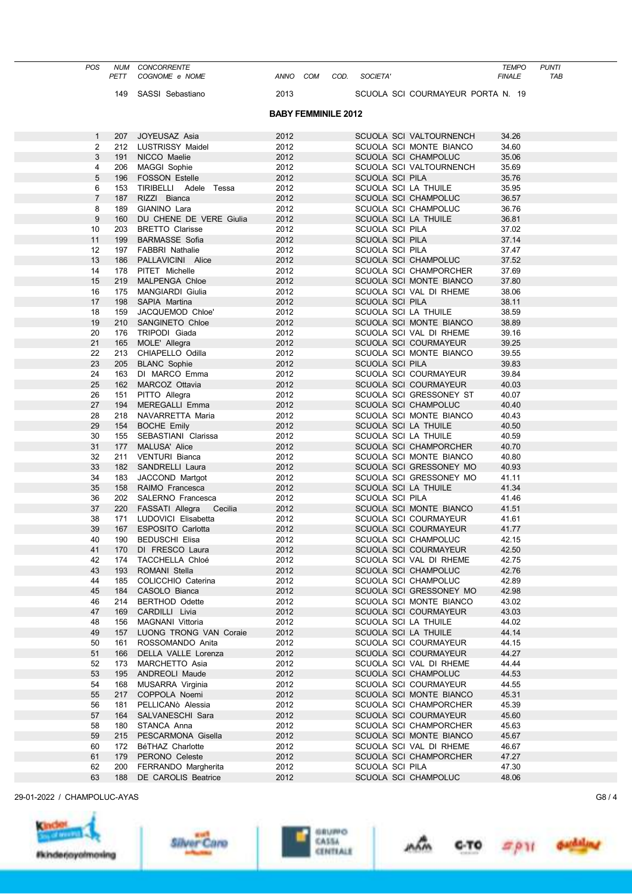| POS | NUM PETT | CONCORRENTE COGNOME e NOME | ANNO | COM | COD. | SOCIETA' | TEMPO FINALE | PUNTI TAB |
|---|---|---|---|---|---|---|---|---|
| | 149 | SASSI Sebastiano | 2013 | | | SCUOLA SCI COURMAYEUR PORTA N. 19 | | |

## BABY FEMMINILE 2012

| POS | NUM PETT | CONCORRENTE COGNOME e NOME | ANNO | COM | COD. | SOCIETA' | TEMPO FINALE | PUNTI TAB |
|---|---|---|---|---|---|---|---|---|
| 1 | 207 | JOYEUSAZ Asia | 2012 | | | SCUOLA SCI VALTOURNENCH | 34.26 | |
| 2 | 212 | LUSTRISSY Maidel | 2012 | | | SCUOLA SCI MONTE BIANCO | 34.60 | |
| 3 | 191 | NICCO Maelie | 2012 | | | SCUOLA SCI CHAMPOLUC | 35.06 | |
| 4 | 206 | MAGGI Sophie | 2012 | | | SCUOLA SCI VALTOURNENCH | 35.69 | |
| 5 | 196 | FOSSON Estelle | 2012 | | | SCUOLA SCI PILA | 35.76 | |
| 6 | 153 | TIRIBELLI Adele Tessa | 2012 | | | SCUOLA SCI LA THUILE | 35.95 | |
| 7 | 187 | RIZZI Bianca | 2012 | | | SCUOLA SCI CHAMPOLUC | 36.57 | |
| 8 | 189 | GIANINO Lara | 2012 | | | SCUOLA SCI CHAMPOLUC | 36.76 | |
| 9 | 160 | DU CHENE DE VERE Giulia | 2012 | | | SCUOLA SCI LA THUILE | 36.81 | |
| 10 | 203 | BRETTO Clarisse | 2012 | | | SCUOLA SCI PILA | 37.02 | |
| 11 | 199 | BARMASSE Sofia | 2012 | | | SCUOLA SCI PILA | 37.14 | |
| 12 | 197 | FABBRI Nathalie | 2012 | | | SCUOLA SCI PILA | 37.47 | |
| 13 | 186 | PALLAVICINI Alice | 2012 | | | SCUOLA SCI CHAMPOLUC | 37.52 | |
| 14 | 178 | PITET Michelle | 2012 | | | SCUOLA SCI CHAMPORCHER | 37.69 | |
| 15 | 219 | MALPENGA Chloe | 2012 | | | SCUOLA SCI MONTE BIANCO | 37.80 | |
| 16 | 175 | MANGIARDI Giulia | 2012 | | | SCUOLA SCI VAL DI RHEME | 38.06 | |
| 17 | 198 | SAPIA Martina | 2012 | | | SCUOLA SCI PILA | 38.11 | |
| 18 | 159 | JACQUEMOD Chloe' | 2012 | | | SCUOLA SCI LA THUILE | 38.59 | |
| 19 | 210 | SANGINETO Chloe | 2012 | | | SCUOLA SCI MONTE BIANCO | 38.89 | |
| 20 | 176 | TRIPODI Giada | 2012 | | | SCUOLA SCI VAL DI RHEME | 39.16 | |
| 21 | 165 | MOLE' Allegra | 2012 | | | SCUOLA SCI COURMAYEUR | 39.25 | |
| 22 | 213 | CHIAPELLO Odilla | 2012 | | | SCUOLA SCI MONTE BIANCO | 39.55 | |
| 23 | 205 | BLANC Sophie | 2012 | | | SCUOLA SCI PILA | 39.83 | |
| 24 | 163 | DI MARCO Emma | 2012 | | | SCUOLA SCI COURMAYEUR | 39.84 | |
| 25 | 162 | MARCOZ Ottavia | 2012 | | | SCUOLA SCI COURMAYEUR | 40.03 | |
| 26 | 151 | PITTO Allegra | 2012 | | | SCUOLA SCI GRESSONEY ST | 40.07 | |
| 27 | 194 | MEREGALLI Emma | 2012 | | | SCUOLA SCI CHAMPOLUC | 40.40 | |
| 28 | 218 | NAVARRETTA Maria | 2012 | | | SCUOLA SCI MONTE BIANCO | 40.43 | |
| 29 | 154 | BOCHE Emily | 2012 | | | SCUOLA SCI LA THUILE | 40.50 | |
| 30 | 155 | SEBASTIANI Clarissa | 2012 | | | SCUOLA SCI LA THUILE | 40.59 | |
| 31 | 177 | MALUSA' Alice | 2012 | | | SCUOLA SCI CHAMPORCHER | 40.70 | |
| 32 | 211 | VENTURI Bianca | 2012 | | | SCUOLA SCI MONTE BIANCO | 40.80 | |
| 33 | 182 | SANDRELLI Laura | 2012 | | | SCUOLA SCI GRESSONEY MO | 40.93 | |
| 34 | 183 | JACCOND Martgot | 2012 | | | SCUOLA SCI GRESSONEY MO | 41.11 | |
| 35 | 158 | RAIMO Francesca | 2012 | | | SCUOLA SCI LA THUILE | 41.34 | |
| 36 | 202 | SALERNO Francesca | 2012 | | | SCUOLA SCI PILA | 41.46 | |
| 37 | 220 | FASSATI Allegra Cecilia | 2012 | | | SCUOLA SCI MONTE BIANCO | 41.51 | |
| 38 | 171 | LUDOVICI Elisabetta | 2012 | | | SCUOLA SCI COURMAYEUR | 41.61 | |
| 39 | 167 | ESPOSITO Carlotta | 2012 | | | SCUOLA SCI COURMAYEUR | 41.77 | |
| 40 | 190 | BEDUSCHI Elisa | 2012 | | | SCUOLA SCI CHAMPOLUC | 42.15 | |
| 41 | 170 | DI FRESCO Laura | 2012 | | | SCUOLA SCI COURMAYEUR | 42.50 | |
| 42 | 174 | TACCHELLA Chloé | 2012 | | | SCUOLA SCI VAL DI RHEME | 42.75 | |
| 43 | 193 | ROMANI Stella | 2012 | | | SCUOLA SCI CHAMPOLUC | 42.76 | |
| 44 | 185 | COLICCHIO Caterina | 2012 | | | SCUOLA SCI CHAMPOLUC | 42.89 | |
| 45 | 184 | CASOLO Bianca | 2012 | | | SCUOLA SCI GRESSONEY MO | 42.98 | |
| 46 | 214 | BERTHOD Odette | 2012 | | | SCUOLA SCI MONTE BIANCO | 43.02 | |
| 47 | 169 | CARDILLI Livia | 2012 | | | SCUOLA SCI COURMAYEUR | 43.03 | |
| 48 | 156 | MAGNANI Vittoria | 2012 | | | SCUOLA SCI LA THUILE | 44.02 | |
| 49 | 157 | LUONG TRONG VAN Coraie | 2012 | | | SCUOLA SCI LA THUILE | 44.14 | |
| 50 | 161 | ROSSOMANDO Anita | 2012 | | | SCUOLA SCI COURMAYEUR | 44.15 | |
| 51 | 166 | DELLA VALLE Lorenza | 2012 | | | SCUOLA SCI COURMAYEUR | 44.27 | |
| 52 | 173 | MARCHETTO Asia | 2012 | | | SCUOLA SCI VAL DI RHEME | 44.44 | |
| 53 | 195 | ANDREOLI Maude | 2012 | | | SCUOLA SCI CHAMPOLUC | 44.53 | |
| 54 | 168 | MUSARRA Virginia | 2012 | | | SCUOLA SCI COURMAYEUR | 44.55 | |
| 55 | 217 | COPPOLA Noemi | 2012 | | | SCUOLA SCI MONTE BIANCO | 45.31 | |
| 56 | 181 | PELLICANò Alessia | 2012 | | | SCUOLA SCI CHAMPORCHER | 45.39 | |
| 57 | 164 | SALVANESCHI Sara | 2012 | | | SCUOLA SCI COURMAYEUR | 45.60 | |
| 58 | 180 | STANCA Anna | 2012 | | | SCUOLA SCI CHAMPORCHER | 45.63 | |
| 59 | 215 | PESCARMONA Gisella | 2012 | | | SCUOLA SCI MONTE BIANCO | 45.67 | |
| 60 | 172 | BéTHAZ Charlotte | 2012 | | | SCUOLA SCI VAL DI RHEME | 46.67 | |
| 61 | 179 | PERONO Celeste | 2012 | | | SCUOLA SCI CHAMPORCHER | 47.27 | |
| 62 | 200 | FERRANDO Margherita | 2012 | | | SCUOLA SCI PILA | 47.30 | |
| 63 | 188 | DE CAROLIS Beatrice | 2012 | | | SCUOLA SCI CHAMPOLUC | 48.06 | |

29-01-2022 / CHAMPOLUC-AYAS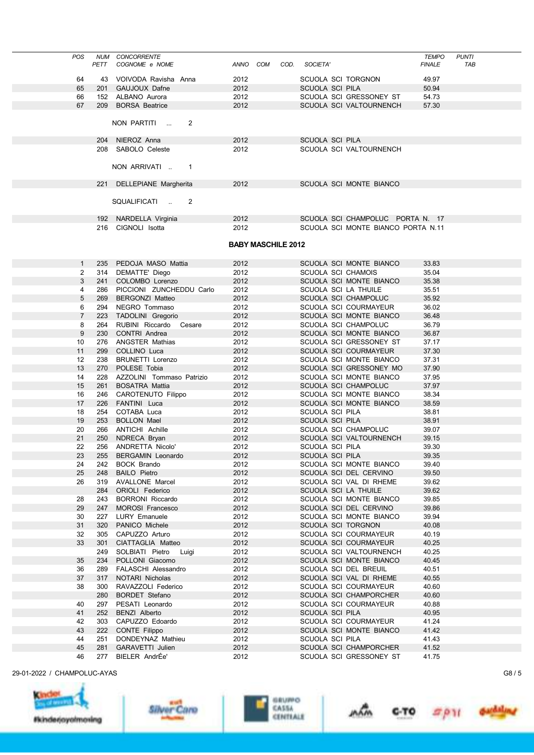| POS | NUM PETT | CONCORRENTE COGNOME e NOME | ANNO | COM | COD. | SOCIETA' | TEMPO FINALE | PUNTI TAB |
|---|---|---|---|---|---|---|---|---|
| 64 | 43 | VOIVODA Ravisha Anna | 2012 | | | SCUOLA SCI TORGNON | 49.97 | |
| 65 | 201 | GAUJOUX Dafne | 2012 | | | SCUOLA SCI PILA | 50.94 | |
| 66 | 152 | ALBANO Aurora | 2012 | | | SCUOLA SCI GRESSONEY ST | 54.73 | |
| 67 | 209 | BORSA Beatrice | 2012 | | | SCUOLA SCI VALTOURNENCH | 57.30 | |

NON PARTITI ... 2

| | | | | |
|---|---|---|---|---|
| 204 | NIEROZ Anna | 2012 | SCUOLA SCI PILA | |
| 208 | SABOLO Celeste | 2012 | SCUOLA SCI VALTOURNENCH | |

NON ARRIVATI .. 1

| | | | |
|---|---|---|---|
| 221 | DELLEPIANE Margherita | 2012 | SCUOLA SCI MONTE BIANCO |

SQUALIFICATI .. 2

| | | | |
|---|---|---|---|
| 192 | NARDELLA Virginia | 2012 | SCUOLA SCI CHAMPOLUC PORTA N. 17 |
| 216 | CIGNOLI Isotta | 2012 | SCUOLA SCI MONTE BIANCO PORTA N.11 |

## BABY MASCHILE 2012

| POS | NUM PETT | CONCORRENTE COGNOME e NOME | ANNO | COM | COD. | SOCIETA' | TEMPO FINALE | PUNTI TAB |
|---|---|---|---|---|---|---|---|---|
| 1 | 235 | PEDOJA MASO Mattia | 2012 | | | SCUOLA SCI MONTE BIANCO | 33.83 | |
| 2 | 314 | DEMATTE' Diego | 2012 | | | SCUOLA SCI CHAMOIS | 35.04 | |
| 3 | 241 | COLOMBO Lorenzo | 2012 | | | SCUOLA SCI MONTE BIANCO | 35.38 | |
| 4 | 286 | PICCIONI ZUNCHEDDU Carlo | 2012 | | | SCUOLA SCI LA THUILE | 35.51 | |
| 5 | 269 | BERGONZI Matteo | 2012 | | | SCUOLA SCI CHAMPOLUC | 35.92 | |
| 6 | 294 | NEGRO Tommaso | 2012 | | | SCUOLA SCI COURMAYEUR | 36.02 | |
| 7 | 223 | TADOLINI Gregorio | 2012 | | | SCUOLA SCI MONTE BIANCO | 36.48 | |
| 8 | 264 | RUBINI Riccardo Cesare | 2012 | | | SCUOLA SCI CHAMPOLUC | 36.79 | |
| 9 | 230 | CONTRI Andrea | 2012 | | | SCUOLA SCI MONTE BIANCO | 36.87 | |
| 10 | 276 | ANGSTER Mathias | 2012 | | | SCUOLA SCI GRESSONEY ST | 37.17 | |
| 11 | 299 | COLLINO Luca | 2012 | | | SCUOLA SCI COURMAYEUR | 37.30 | |
| 12 | 238 | BRUNETTI Lorenzo | 2012 | | | SCUOLA SCI MONTE BIANCO | 37.31 | |
| 13 | 270 | POLESE Tobia | 2012 | | | SCUOLA SCI GRESSONEY MO | 37.90 | |
| 14 | 228 | AZZOLINI Tommaso Patrizio | 2012 | | | SCUOLA SCI MONTE BIANCO | 37.95 | |
| 15 | 261 | BOSATRA Mattia | 2012 | | | SCUOLA SCI CHAMPOLUC | 37.97 | |
| 16 | 246 | CAROTENUTO Filippo | 2012 | | | SCUOLA SCI MONTE BIANCO | 38.34 | |
| 17 | 226 | FANTINI Luca | 2012 | | | SCUOLA SCI MONTE BIANCO | 38.59 | |
| 18 | 254 | COTABA Luca | 2012 | | | SCUOLA SCI PILA | 38.81 | |
| 19 | 253 | BOLLON Mael | 2012 | | | SCUOLA SCI PILA | 38.91 | |
| 20 | 266 | ANTICHI Achille | 2012 | | | SCUOLA SCI CHAMPOLUC | 39.07 | |
| 21 | 250 | NDRECA Bryan | 2012 | | | SCUOLA SCI VALTOURNENCH | 39.15 | |
| 22 | 256 | ANDRETTA Nicolo' | 2012 | | | SCUOLA SCI PILA | 39.30 | |
| 23 | 255 | BERGAMIN Leonardo | 2012 | | | SCUOLA SCI PILA | 39.35 | |
| 24 | 242 | BOCK Brando | 2012 | | | SCUOLA SCI MONTE BIANCO | 39.40 | |
| 25 | 248 | BAILO Pietro | 2012 | | | SCUOLA SCI DEL CERVINO | 39.50 | |
| 26 | 319 | AVALLONE Marcel | 2012 | | | SCUOLA SCI VAL DI RHEME | 39.62 | |
| | 284 | ORIOLI Federico | 2012 | | | SCUOLA SCI LA THUILE | 39.62 | |
| 28 | 243 | BORRONI Riccardo | 2012 | | | SCUOLA SCI MONTE BIANCO | 39.85 | |
| 29 | 247 | MOROSI Francesco | 2012 | | | SCUOLA SCI DEL CERVINO | 39.86 | |
| 30 | 227 | LURY Emanuele | 2012 | | | SCUOLA SCI MONTE BIANCO | 39.94 | |
| 31 | 320 | PANICO Michele | 2012 | | | SCUOLA SCI TORGNON | 40.08 | |
| 32 | 305 | CAPUZZO Arturo | 2012 | | | SCUOLA SCI COURMAYEUR | 40.19 | |
| 33 | 301 | CIATTAGLIA Matteo | 2012 | | | SCUOLA SCI COURMAYEUR | 40.25 | |
| | 249 | SOLBIATI Pietro Luigi | 2012 | | | SCUOLA SCI VALTOURNENCH | 40.25 | |
| 35 | 234 | POLLONI Giacomo | 2012 | | | SCUOLA SCI MONTE BIANCO | 40.45 | |
| 36 | 289 | FALASCHI Alessandro | 2012 | | | SCUOLA SCI DEL BREUIL | 40.51 | |
| 37 | 317 | NOTARI Nicholas | 2012 | | | SCUOLA SCI VAL DI RHEME | 40.55 | |
| 38 | 300 | RAVAZZOLI Federico | 2012 | | | SCUOLA SCI COURMAYEUR | 40.60 | |
| | 280 | BORDET Stefano | 2012 | | | SCUOLA SCI CHAMPORCHER | 40.60 | |
| 40 | 297 | PESATI Leonardo | 2012 | | | SCUOLA SCI COURMAYEUR | 40.88 | |
| 41 | 252 | BENZI Alberto | 2012 | | | SCUOLA SCI PILA | 40.95 | |
| 42 | 303 | CAPUZZO Edoardo | 2012 | | | SCUOLA SCI COURMAYEUR | 41.24 | |
| 43 | 222 | CONTE Filippo | 2012 | | | SCUOLA SCI MONTE BIANCO | 41.42 | |
| 44 | 251 | DONDEYNAZ Mathieu | 2012 | | | SCUOLA SCI PILA | 41.43 | |
| 45 | 281 | GARAVETTI Julien | 2012 | | | SCUOLA SCI CHAMPORCHER | 41.52 | |
| 46 | 277 | BIELER AndrÉe' | 2012 | | | SCUOLA SCI GRESSONEY ST | 41.75 | |

29-01-2022 / CHAMPOLUC-AYAS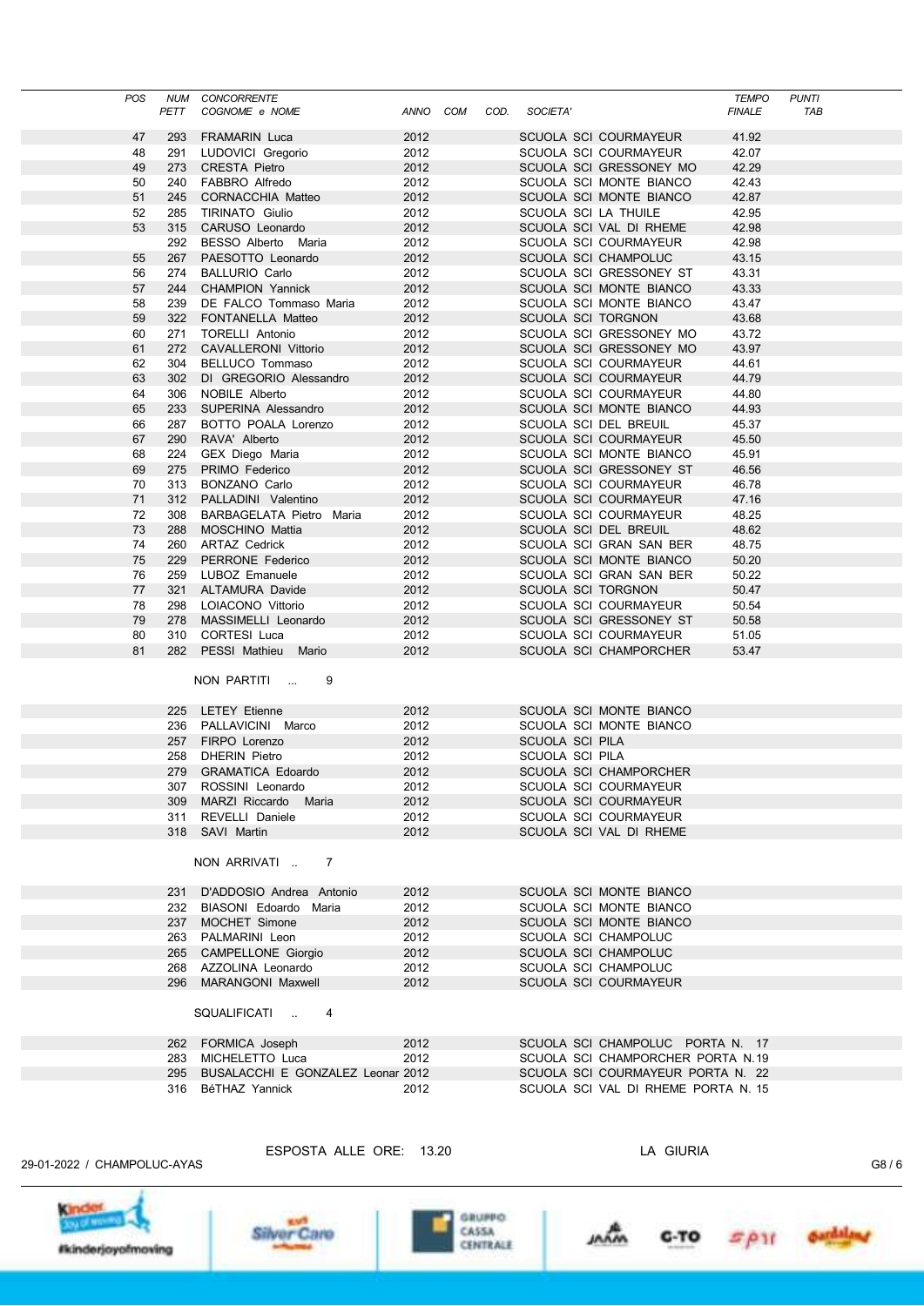| POS | NUM PETT | CONCORRENTE COGNOME e NOME | ANNO | COM | COD. | SOCIETA' | TEMPO FINALE | PUNTI TAB |
|---|---|---|---|---|---|---|---|---|
| 47 | 293 | FRAMARIN Luca | 2012 | | | SCUOLA SCI COURMAYEUR | 41.92 | |
| 48 | 291 | LUDOVICI Gregorio | 2012 | | | SCUOLA SCI COURMAYEUR | 42.07 | |
| 49 | 273 | CRESTA Pietro | 2012 | | | SCUOLA SCI GRESSONEY MO | 42.29 | |
| 50 | 240 | FABBRO Alfredo | 2012 | | | SCUOLA SCI MONTE BIANCO | 42.43 | |
| 51 | 245 | CORNACCHIA Matteo | 2012 | | | SCUOLA SCI MONTE BIANCO | 42.87 | |
| 52 | 285 | TIRINATO Giulio | 2012 | | | SCUOLA SCI LA THUILE | 42.95 | |
| 53 | 315 | CARUSO Leonardo | 2012 | | | SCUOLA SCI VAL DI RHEME | 42.98 | |
| | 292 | BESSO Alberto Maria | 2012 | | | SCUOLA SCI COURMAYEUR | 42.98 | |
| 55 | 267 | PAESOTTO Leonardo | 2012 | | | SCUOLA SCI CHAMPOLUC | 43.15 | |
| 56 | 274 | BALLURIO Carlo | 2012 | | | SCUOLA SCI GRESSONEY ST | 43.31 | |
| 57 | 244 | CHAMPION Yannick | 2012 | | | SCUOLA SCI MONTE BIANCO | 43.33 | |
| 58 | 239 | DE FALCO Tommaso Maria | 2012 | | | SCUOLA SCI MONTE BIANCO | 43.47 | |
| 59 | 322 | FONTANELLA Matteo | 2012 | | | SCUOLA SCI TORGNON | 43.68 | |
| 60 | 271 | TORELLI Antonio | 2012 | | | SCUOLA SCI GRESSONEY MO | 43.72 | |
| 61 | 272 | CAVALLERONI Vittorio | 2012 | | | SCUOLA SCI GRESSONEY MO | 43.97 | |
| 62 | 304 | BELLUCO Tommaso | 2012 | | | SCUOLA SCI COURMAYEUR | 44.61 | |
| 63 | 302 | DI GREGORIO Alessandro | 2012 | | | SCUOLA SCI COURMAYEUR | 44.79 | |
| 64 | 306 | NOBILE Alberto | 2012 | | | SCUOLA SCI COURMAYEUR | 44.80 | |
| 65 | 233 | SUPERINA Alessandro | 2012 | | | SCUOLA SCI MONTE BIANCO | 44.93 | |
| 66 | 287 | BOTTO POALA Lorenzo | 2012 | | | SCUOLA SCI DEL BREUIL | 45.37 | |
| 67 | 290 | RAVA' Alberto | 2012 | | | SCUOLA SCI COURMAYEUR | 45.50 | |
| 68 | 224 | GEX Diego Maria | 2012 | | | SCUOLA SCI MONTE BIANCO | 45.91 | |
| 69 | 275 | PRIMO Federico | 2012 | | | SCUOLA SCI GRESSONEY ST | 46.56 | |
| 70 | 313 | BONZANO Carlo | 2012 | | | SCUOLA SCI COURMAYEUR | 46.78 | |
| 71 | 312 | PALLADINI Valentino | 2012 | | | SCUOLA SCI COURMAYEUR | 47.16 | |
| 72 | 308 | BARBAGELATA Pietro Maria | 2012 | | | SCUOLA SCI COURMAYEUR | 48.25 | |
| 73 | 288 | MOSCHINO Mattia | 2012 | | | SCUOLA SCI DEL BREUIL | 48.62 | |
| 74 | 260 | ARTAZ Cedrick | 2012 | | | SCUOLA SCI GRAN SAN BER | 48.75 | |
| 75 | 229 | PERRONE Federico | 2012 | | | SCUOLA SCI MONTE BIANCO | 50.20 | |
| 76 | 259 | LUBOZ Emanuele | 2012 | | | SCUOLA SCI GRAN SAN BER | 50.22 | |
| 77 | 321 | ALTAMURA Davide | 2012 | | | SCUOLA SCI TORGNON | 50.47 | |
| 78 | 298 | LOIACONO Vittorio | 2012 | | | SCUOLA SCI COURMAYEUR | 50.54 | |
| 79 | 278 | MASSIMELLI Leonardo | 2012 | | | SCUOLA SCI GRESSONEY ST | 50.58 | |
| 80 | 310 | CORTESI Luca | 2012 | | | SCUOLA SCI COURMAYEUR | 51.05 | |
| 81 | 282 | PESSI Mathieu Mario | 2012 | | | SCUOLA SCI CHAMPORCHER | 53.47 | |

NON PARTITI ... 9

| NUM PETT | COGNOME e NOME | ANNO | SOCIETA' |
|---|---|---|---|
| 225 | LETEY Etienne | 2012 | SCUOLA SCI MONTE BIANCO |
| 236 | PALLAVICINI Marco | 2012 | SCUOLA SCI MONTE BIANCO |
| 257 | FIRPO Lorenzo | 2012 | SCUOLA SCI PILA |
| 258 | DHERIN Pietro | 2012 | SCUOLA SCI PILA |
| 279 | GRAMATICA Edoardo | 2012 | SCUOLA SCI CHAMPORCHER |
| 307 | ROSSINI Leonardo | 2012 | SCUOLA SCI COURMAYEUR |
| 309 | MARZI Riccardo Maria | 2012 | SCUOLA SCI COURMAYEUR |
| 311 | REVELLI Daniele | 2012 | SCUOLA SCI COURMAYEUR |
| 318 | SAVI Martin | 2012 | SCUOLA SCI VAL DI RHEME |

NON ARRIVATI .. 7

| NUM PETT | COGNOME e NOME | ANNO | SOCIETA' |
|---|---|---|---|
| 231 | D'ADDOSIO Andrea Antonio | 2012 | SCUOLA SCI MONTE BIANCO |
| 232 | BIASONI Edoardo Maria | 2012 | SCUOLA SCI MONTE BIANCO |
| 237 | MOCHET Simone | 2012 | SCUOLA SCI MONTE BIANCO |
| 263 | PALMARINI Leon | 2012 | SCUOLA SCI CHAMPOLUC |
| 265 | CAMPELLONE Giorgio | 2012 | SCUOLA SCI CHAMPOLUC |
| 268 | AZZOLINA Leonardo | 2012 | SCUOLA SCI CHAMPOLUC |
| 296 | MARANGONI Maxwell | 2012 | SCUOLA SCI COURMAYEUR |

SQUALIFICATI .. 4

| NUM PETT | COGNOME e NOME | ANNO | SOCIETA' |
|---|---|---|---|
| 262 | FORMICA Joseph | 2012 | SCUOLA SCI CHAMPOLUC PORTA N. 17 |
| 283 | MICHELETTO Luca | 2012 | SCUOLA SCI CHAMPORCHER PORTA N.19 |
| 295 | BUSALACCHI E GONZALEZ Leonar | 2012 | SCUOLA SCI COURMAYEUR PORTA N. 22 |
| 316 | BéTHAZ Yannick | 2012 | SCUOLA SCI VAL DI RHEME PORTA N. 15 |

ESPOSTA ALLE ORE: 13.20

LA GIURIA

29-01-2022 / CHAMPOLUC-AYAS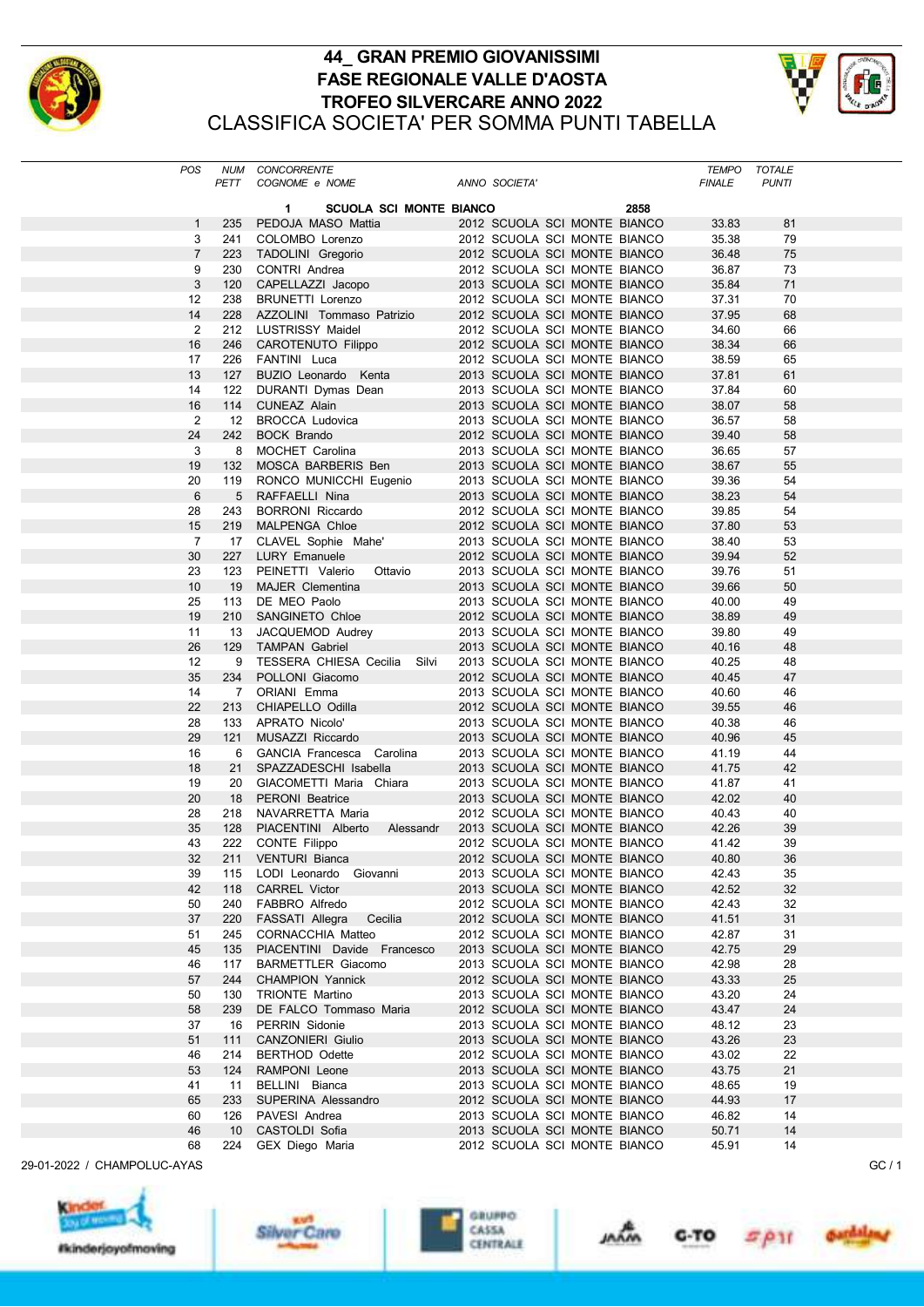# 44_ GRAN PREMIO GIOVANISSIMI
## FASE REGIONALE VALLE D'AOSTA
## TROFEO SILVERCARE ANNO 2022
## CLASSIFICA SOCIETA' PER SOMMA PUNTI TABELLA

| POS | NUM PETT | CONCORRENTE COGNOME e NOME | ANNO | SOCIETA' | TEMPO FINALE | TOTALE PUNTI |
|---|---|---|---|---|---|---|
| | | **1 SCUOLA SCI MONTE BIANCO** | | | | **2858** |
| 1 | 235 | PEDOJA MASO Mattia | 2012 | SCUOLA SCI MONTE BIANCO | 33.83 | 81 |
| 3 | 241 | COLOMBO Lorenzo | 2012 | SCUOLA SCI MONTE BIANCO | 35.38 | 79 |
| 7 | 223 | TADOLINI Gregorio | 2012 | SCUOLA SCI MONTE BIANCO | 36.48 | 75 |
| 9 | 230 | CONTRI Andrea | 2012 | SCUOLA SCI MONTE BIANCO | 36.87 | 73 |
| 3 | 120 | CAPELLAZZI Jacopo | 2013 | SCUOLA SCI MONTE BIANCO | 35.84 | 71 |
| 12 | 238 | BRUNETTI Lorenzo | 2012 | SCUOLA SCI MONTE BIANCO | 37.31 | 70 |
| 14 | 228 | AZZOLINI Tommaso Patrizio | 2012 | SCUOLA SCI MONTE BIANCO | 37.95 | 68 |
| 2 | 212 | LUSTRISSY Maidel | 2012 | SCUOLA SCI MONTE BIANCO | 34.60 | 66 |
| 16 | 246 | CAROTENUTO Filippo | 2012 | SCUOLA SCI MONTE BIANCO | 38.34 | 66 |
| 17 | 226 | FANTINI Luca | 2012 | SCUOLA SCI MONTE BIANCO | 38.59 | 65 |
| 13 | 127 | BUZIO Leonardo Kenta | 2013 | SCUOLA SCI MONTE BIANCO | 37.81 | 61 |
| 14 | 122 | DURANTI Dymas Dean | 2013 | SCUOLA SCI MONTE BIANCO | 37.84 | 60 |
| 16 | 114 | CUNEAZ Alain | 2013 | SCUOLA SCI MONTE BIANCO | 38.07 | 58 |
| 2 | 12 | BROCCA Ludovica | 2013 | SCUOLA SCI MONTE BIANCO | 36.57 | 58 |
| 24 | 242 | BOCK Brando | 2012 | SCUOLA SCI MONTE BIANCO | 39.40 | 58 |
| 3 | 8 | MOCHET Carolina | 2013 | SCUOLA SCI MONTE BIANCO | 36.65 | 57 |
| 19 | 132 | MOSCA BARBERIS Ben | 2013 | SCUOLA SCI MONTE BIANCO | 38.67 | 55 |
| 20 | 119 | RONCO MUNICCHI Eugenio | 2013 | SCUOLA SCI MONTE BIANCO | 39.36 | 54 |
| 6 | 5 | RAFFAELLI Nina | 2013 | SCUOLA SCI MONTE BIANCO | 38.23 | 54 |
| 28 | 243 | BORRONI Riccardo | 2012 | SCUOLA SCI MONTE BIANCO | 39.85 | 54 |
| 15 | 219 | MALPENGA Chloe | 2012 | SCUOLA SCI MONTE BIANCO | 37.80 | 53 |
| 7 | 17 | CLAVEL Sophie Mahe' | 2013 | SCUOLA SCI MONTE BIANCO | 38.40 | 53 |
| 30 | 227 | LURY Emanuele | 2012 | SCUOLA SCI MONTE BIANCO | 39.94 | 52 |
| 23 | 123 | PEINETTI Valerio Ottavio | 2013 | SCUOLA SCI MONTE BIANCO | 39.76 | 51 |
| 10 | 19 | MAJER Clementina | 2013 | SCUOLA SCI MONTE BIANCO | 39.66 | 50 |
| 25 | 113 | DE MEO Paolo | 2013 | SCUOLA SCI MONTE BIANCO | 40.00 | 49 |
| 19 | 210 | SANGINETO Chloe | 2012 | SCUOLA SCI MONTE BIANCO | 38.89 | 49 |
| 11 | 13 | JACQUEMOD Audrey | 2013 | SCUOLA SCI MONTE BIANCO | 39.80 | 49 |
| 26 | 129 | TAMPAN Gabriel | 2013 | SCUOLA SCI MONTE BIANCO | 40.16 | 48 |
| 12 | 9 | TESSERA CHIESA Cecilia Silvi | 2013 | SCUOLA SCI MONTE BIANCO | 40.25 | 48 |
| 35 | 234 | POLLONI Giacomo | 2012 | SCUOLA SCI MONTE BIANCO | 40.45 | 47 |
| 14 | 7 | ORIANI Emma | 2013 | SCUOLA SCI MONTE BIANCO | 40.60 | 46 |
| 22 | 213 | CHIAPELLO Odilla | 2012 | SCUOLA SCI MONTE BIANCO | 39.55 | 46 |
| 28 | 133 | APRATO Nicolo' | 2013 | SCUOLA SCI MONTE BIANCO | 40.38 | 46 |
| 29 | 121 | MUSAZZI Riccardo | 2013 | SCUOLA SCI MONTE BIANCO | 40.96 | 45 |
| 16 | 6 | GANCIA Francesca Carolina | 2013 | SCUOLA SCI MONTE BIANCO | 41.19 | 44 |
| 18 | 21 | SPAZZADESCHI Isabella | 2013 | SCUOLA SCI MONTE BIANCO | 41.75 | 42 |
| 19 | 20 | GIACOMETTI Maria Chiara | 2013 | SCUOLA SCI MONTE BIANCO | 41.87 | 41 |
| 20 | 18 | PERONI Beatrice | 2013 | SCUOLA SCI MONTE BIANCO | 42.02 | 40 |
| 28 | 218 | NAVARRETTA Maria | 2012 | SCUOLA SCI MONTE BIANCO | 40.43 | 40 |
| 35 | 128 | PIACENTINI Alberto Alessandr | 2013 | SCUOLA SCI MONTE BIANCO | 42.26 | 39 |
| 43 | 222 | CONTE Filippo | 2012 | SCUOLA SCI MONTE BIANCO | 41.42 | 39 |
| 32 | 211 | VENTURI Bianca | 2012 | SCUOLA SCI MONTE BIANCO | 40.80 | 36 |
| 39 | 115 | LODI Leonardo Giovanni | 2013 | SCUOLA SCI MONTE BIANCO | 42.43 | 35 |
| 42 | 118 | CARREL Victor | 2013 | SCUOLA SCI MONTE BIANCO | 42.52 | 32 |
| 50 | 240 | FABBRO Alfredo | 2012 | SCUOLA SCI MONTE BIANCO | 42.43 | 32 |
| 37 | 220 | FASSATI Allegra Cecilia | 2012 | SCUOLA SCI MONTE BIANCO | 41.51 | 31 |
| 51 | 245 | CORNACCHIA Matteo | 2012 | SCUOLA SCI MONTE BIANCO | 42.87 | 31 |
| 45 | 135 | PIACENTINI Davide Francesco | 2013 | SCUOLA SCI MONTE BIANCO | 42.75 | 29 |
| 46 | 117 | BARMETTLER Giacomo | 2013 | SCUOLA SCI MONTE BIANCO | 42.98 | 28 |
| 57 | 244 | CHAMPION Yannick | 2012 | SCUOLA SCI MONTE BIANCO | 43.33 | 25 |
| 50 | 130 | TRIONTE Martino | 2013 | SCUOLA SCI MONTE BIANCO | 43.20 | 24 |
| 58 | 239 | DE FALCO Tommaso Maria | 2012 | SCUOLA SCI MONTE BIANCO | 43.47 | 24 |
| 37 | 16 | PERRIN Sidonie | 2013 | SCUOLA SCI MONTE BIANCO | 48.12 | 23 |
| 51 | 111 | CANZONIERI Giulio | 2013 | SCUOLA SCI MONTE BIANCO | 43.26 | 23 |
| 46 | 214 | BERTHOD Odette | 2012 | SCUOLA SCI MONTE BIANCO | 43.02 | 22 |
| 53 | 124 | RAMPONI Leone | 2013 | SCUOLA SCI MONTE BIANCO | 43.75 | 21 |
| 41 | 11 | BELLINI Bianca | 2013 | SCUOLA SCI MONTE BIANCO | 48.65 | 19 |
| 65 | 233 | SUPERINA Alessandro | 2012 | SCUOLA SCI MONTE BIANCO | 44.93 | 17 |
| 60 | 126 | PAVESI Andrea | 2013 | SCUOLA SCI MONTE BIANCO | 46.82 | 14 |
| 46 | 10 | CASTOLDI Sofia | 2013 | SCUOLA SCI MONTE BIANCO | 50.71 | 14 |
| 68 | 224 | GEX Diego Maria | 2012 | SCUOLA SCI MONTE BIANCO | 45.91 | 14 |

29-01-2022 / CHAMPOLUC-AYAS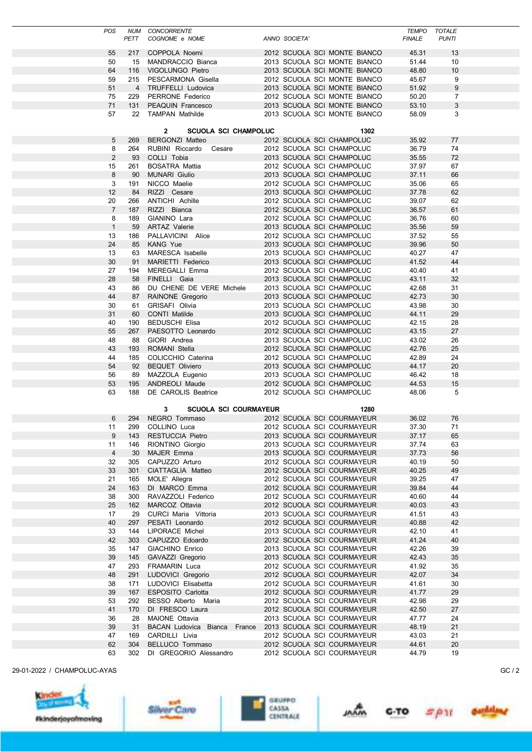| POS | NUM PETT | CONCORRENTE COGNOME e NOME | ANNO | SOCIETA' | TEMPO FINALE | TOTALE PUNTI |
|---|---|---|---|---|---|---|
| 55 | 217 | COPPOLA Noemi | 2012 | SCUOLA SCI MONTE BIANCO | 45.31 | 13 |
| 50 | 15 | MANDRACCIO Bianca | 2013 | SCUOLA SCI MONTE BIANCO | 51.44 | 10 |
| 64 | 116 | VIGOLUNGO Pietro | 2013 | SCUOLA SCI MONTE BIANCO | 48.80 | 10 |
| 59 | 215 | PESCARMONA Gisella | 2012 | SCUOLA SCI MONTE BIANCO | 45.67 | 9 |
| 51 | 4 | TRUFFELLI Ludovica | 2013 | SCUOLA SCI MONTE BIANCO | 51.92 | 9 |
| 75 | 229 | PERRONE Federico | 2012 | SCUOLA SCI MONTE BIANCO | 50.20 | 7 |
| 71 | 131 | PEAQUIN Francesco | 2013 | SCUOLA SCI MONTE BIANCO | 53.10 | 3 |
| 57 | 22 | TAMPAN Mathilde | 2013 | SCUOLA SCI MONTE BIANCO | 58.09 | 3 |
| | **2** | **SCUOLA SCI CHAMPOLUC** | | | | **1302** |
| 5 | 269 | BERGONZI Matteo | 2012 | SCUOLA SCI CHAMPOLUC | 35.92 | 77 |
| 8 | 264 | RUBINI Riccardo Cesare | 2012 | SCUOLA SCI CHAMPOLUC | 36.79 | 74 |
| 2 | 93 | COLLI Tobia | 2013 | SCUOLA SCI CHAMPOLUC | 35.55 | 72 |
| 15 | 261 | BOSATRA Mattia | 2012 | SCUOLA SCI CHAMPOLUC | 37.97 | 67 |
| 8 | 90 | MUNARI Giulio | 2013 | SCUOLA SCI CHAMPOLUC | 37.11 | 66 |
| 3 | 191 | NICCO Maelie | 2012 | SCUOLA SCI CHAMPOLUC | 35.06 | 65 |
| 12 | 84 | RIZZI Cesare | 2013 | SCUOLA SCI CHAMPOLUC | 37.78 | 62 |
| 20 | 266 | ANTICHI Achille | 2012 | SCUOLA SCI CHAMPOLUC | 39.07 | 62 |
| 7 | 187 | RIZZI Bianca | 2012 | SCUOLA SCI CHAMPOLUC | 36.57 | 61 |
| 8 | 189 | GIANINO Lara | 2012 | SCUOLA SCI CHAMPOLUC | 36.76 | 60 |
| 1 | 59 | ARTAZ Valerie | 2013 | SCUOLA SCI CHAMPOLUC | 35.56 | 59 |
| 13 | 186 | PALLAVICINI Alice | 2012 | SCUOLA SCI CHAMPOLUC | 37.52 | 55 |
| 24 | 85 | KANG Yue | 2013 | SCUOLA SCI CHAMPOLUC | 39.96 | 50 |
| 13 | 63 | MARESCA Isabelle | 2013 | SCUOLA SCI CHAMPOLUC | 40.27 | 47 |
| 30 | 91 | MARIETTI Federico | 2013 | SCUOLA SCI CHAMPOLUC | 41.52 | 44 |
| 27 | 194 | MEREGALLI Emma | 2012 | SCUOLA SCI CHAMPOLUC | 40.40 | 41 |
| 28 | 58 | FINELLI Gaia | 2013 | SCUOLA SCI CHAMPOLUC | 43.11 | 32 |
| 43 | 86 | DU CHENE DE VERE Michele | 2013 | SCUOLA SCI CHAMPOLUC | 42.68 | 31 |
| 44 | 87 | RAINONE Gregorio | 2013 | SCUOLA SCI CHAMPOLUC | 42.73 | 30 |
| 30 | 61 | GRISAFI Olivia | 2013 | SCUOLA SCI CHAMPOLUC | 43.98 | 30 |
| 31 | 60 | CONTI Matilde | 2013 | SCUOLA SCI CHAMPOLUC | 44.11 | 29 |
| 40 | 190 | BEDUSCHI Elisa | 2012 | SCUOLA SCI CHAMPOLUC | 42.15 | 28 |
| 55 | 267 | PAESOTTO Leonardo | 2012 | SCUOLA SCI CHAMPOLUC | 43.15 | 27 |
| 48 | 88 | GIORI Andrea | 2013 | SCUOLA SCI CHAMPOLUC | 43.02 | 26 |
| 43 | 193 | ROMANI Stella | 2012 | SCUOLA SCI CHAMPOLUC | 42.76 | 25 |
| 44 | 185 | COLICCHIO Caterina | 2012 | SCUOLA SCI CHAMPOLUC | 42.89 | 24 |
| 54 | 92 | BEQUET Oliviero | 2013 | SCUOLA SCI CHAMPOLUC | 44.17 | 20 |
| 56 | 89 | MAZZOLA Eugenio | 2013 | SCUOLA SCI CHAMPOLUC | 46.42 | 18 |
| 53 | 195 | ANDREOLI Maude | 2012 | SCUOLA SCI CHAMPOLUC | 44.53 | 15 |
| 63 | 188 | DE CAROLIS Beatrice | 2012 | SCUOLA SCI CHAMPOLUC | 48.06 | 5 |
| | **3** | **SCUOLA SCI COURMAYEUR** | | | | **1280** |
| 6 | 294 | NEGRO Tommaso | 2012 | SCUOLA SCI COURMAYEUR | 36.02 | 76 |
| 11 | 299 | COLLINO Luca | 2012 | SCUOLA SCI COURMAYEUR | 37.30 | 71 |
| 9 | 143 | RESTUCCIA Pietro | 2013 | SCUOLA SCI COURMAYEUR | 37.17 | 65 |
| 11 | 146 | RIONTINO Giorgio | 2013 | SCUOLA SCI COURMAYEUR | 37.74 | 63 |
| 4 | 30 | MAJER Emma | 2013 | SCUOLA SCI COURMAYEUR | 37.73 | 56 |
| 32 | 305 | CAPUZZO Arturo | 2012 | SCUOLA SCI COURMAYEUR | 40.19 | 50 |
| 33 | 301 | CIATTAGLIA Matteo | 2012 | SCUOLA SCI COURMAYEUR | 40.25 | 49 |
| 21 | 165 | MOLE' Allegra | 2012 | SCUOLA SCI COURMAYEUR | 39.25 | 47 |
| 24 | 163 | DI MARCO Emma | 2012 | SCUOLA SCI COURMAYEUR | 39.84 | 44 |
| 38 | 300 | RAVAZZOLI Federico | 2012 | SCUOLA SCI COURMAYEUR | 40.60 | 44 |
| 25 | 162 | MARCOZ Ottavia | 2012 | SCUOLA SCI COURMAYEUR | 40.03 | 43 |
| 17 | 29 | CURCI Maria Vittoria | 2013 | SCUOLA SCI COURMAYEUR | 41.51 | 43 |
| 40 | 297 | PESATI Leonardo | 2012 | SCUOLA SCI COURMAYEUR | 40.88 | 42 |
| 33 | 144 | LIPORACE Michel | 2013 | SCUOLA SCI COURMAYEUR | 42.10 | 41 |
| 42 | 303 | CAPUZZO Edoardo | 2012 | SCUOLA SCI COURMAYEUR | 41.24 | 40 |
| 35 | 147 | GIACHINO Enrico | 2013 | SCUOLA SCI COURMAYEUR | 42.26 | 39 |
| 39 | 145 | GAVAZZI Gregorio | 2013 | SCUOLA SCI COURMAYEUR | 42.43 | 35 |
| 47 | 293 | FRAMARIN Luca | 2012 | SCUOLA SCI COURMAYEUR | 41.92 | 35 |
| 48 | 291 | LUDOVICI Gregorio | 2012 | SCUOLA SCI COURMAYEUR | 42.07 | 34 |
| 38 | 171 | LUDOVICI Elisabetta | 2012 | SCUOLA SCI COURMAYEUR | 41.61 | 30 |
| 39 | 167 | ESPOSITO Carlotta | 2012 | SCUOLA SCI COURMAYEUR | 41.77 | 29 |
| 53 | 292 | BESSO Alberto Maria | 2012 | SCUOLA SCI COURMAYEUR | 42.98 | 29 |
| 41 | 170 | DI FRESCO Laura | 2012 | SCUOLA SCI COURMAYEUR | 42.50 | 27 |
| 36 | 28 | MAIONE Ottavia | 2013 | SCUOLA SCI COURMAYEUR | 47.77 | 24 |
| 39 | 31 | BACAN Ludovica Bianca France | 2013 | SCUOLA SCI COURMAYEUR | 48.19 | 21 |
| 47 | 169 | CARDILLI Livia | 2012 | SCUOLA SCI COURMAYEUR | 43.03 | 21 |
| 62 | 304 | BELLUCO Tommaso | 2012 | SCUOLA SCI COURMAYEUR | 44.61 | 20 |
| 63 | 302 | DI GREGORIO Alessandro | 2012 | SCUOLA SCI COURMAYEUR | 44.79 | 19 |

29-01-2022 / CHAMPOLUC-AYAS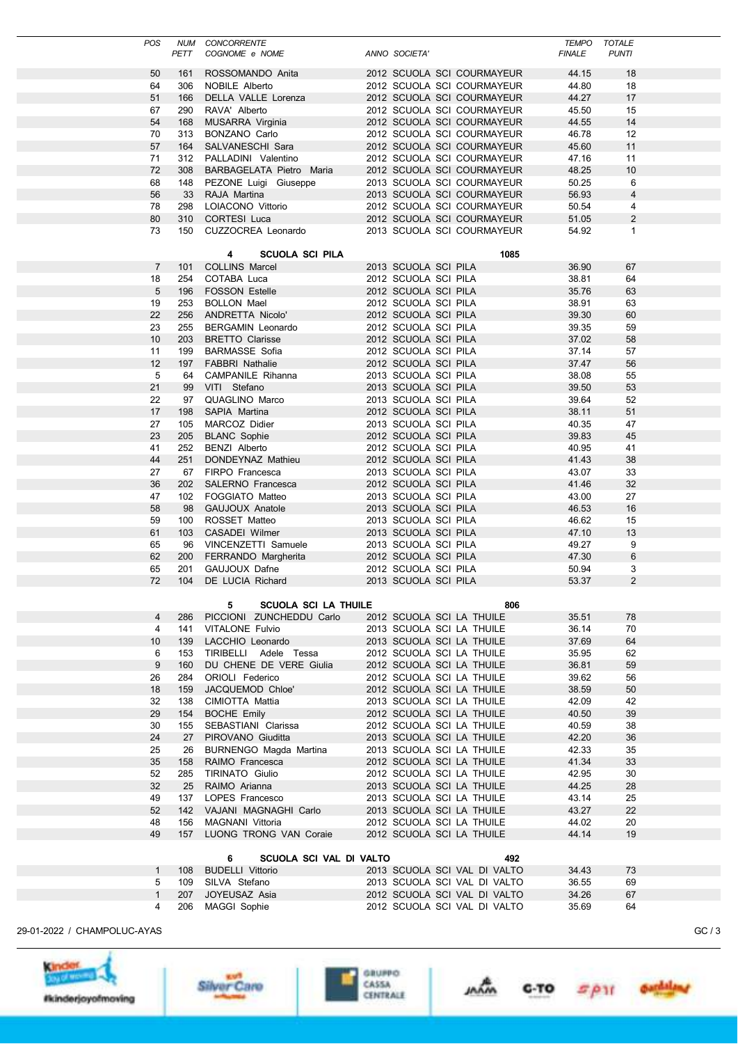| POS | NUM PETT | CONCORRENTE COGNOME e NOME | ANNO | SOCIETA' | TEMPO FINALE | TOTALE PUNTI |
|---|---|---|---|---|---|---|
| 50 | 161 | ROSSOMANDO Anita | 2012 | SCUOLA SCI COURMAYEUR | 44.15 | 18 |
| 64 | 306 | NOBILE Alberto | 2012 | SCUOLA SCI COURMAYEUR | 44.80 | 18 |
| 51 | 166 | DELLA VALLE Lorenza | 2012 | SCUOLA SCI COURMAYEUR | 44.27 | 17 |
| 67 | 290 | RAVA' Alberto | 2012 | SCUOLA SCI COURMAYEUR | 45.50 | 15 |
| 54 | 168 | MUSARRA Virginia | 2012 | SCUOLA SCI COURMAYEUR | 44.55 | 14 |
| 70 | 313 | BONZANO Carlo | 2012 | SCUOLA SCI COURMAYEUR | 46.78 | 12 |
| 57 | 164 | SALVANESCHI Sara | 2012 | SCUOLA SCI COURMAYEUR | 45.60 | 11 |
| 71 | 312 | PALLADINI Valentino | 2012 | SCUOLA SCI COURMAYEUR | 47.16 | 11 |
| 72 | 308 | BARBAGELATA Pietro Maria | 2012 | SCUOLA SCI COURMAYEUR | 48.25 | 10 |
| 68 | 148 | PEZONE Luigi Giuseppe | 2013 | SCUOLA SCI COURMAYEUR | 50.25 | 6 |
| 56 | 33 | RAJA Martina | 2013 | SCUOLA SCI COURMAYEUR | 56.93 | 4 |
| 78 | 298 | LOIACONO Vittorio | 2012 | SCUOLA SCI COURMAYEUR | 50.54 | 4 |
| 80 | 310 | CORTESI Luca | 2012 | SCUOLA SCI COURMAYEUR | 51.05 | 2 |
| 73 | 150 | CUZZOCREA Leonardo | 2013 | SCUOLA SCI COURMAYEUR | 54.92 | 1 |
| | | **4 SCUOLA SCI PILA** | | **1085** | | |
| 7 | 101 | COLLINS Marcel | 2013 | SCUOLA SCI PILA | 36.90 | 67 |
| 18 | 254 | COTABA Luca | 2012 | SCUOLA SCI PILA | 38.81 | 64 |
| 5 | 196 | FOSSON Estelle | 2012 | SCUOLA SCI PILA | 35.76 | 63 |
| 19 | 253 | BOLLON Mael | 2012 | SCUOLA SCI PILA | 38.91 | 63 |
| 22 | 256 | ANDRETTA Nicolo' | 2012 | SCUOLA SCI PILA | 39.30 | 60 |
| 23 | 255 | BERGAMIN Leonardo | 2012 | SCUOLA SCI PILA | 39.35 | 59 |
| 10 | 203 | BRETTO Clarisse | 2012 | SCUOLA SCI PILA | 37.02 | 58 |
| 11 | 199 | BARMASSE Sofia | 2012 | SCUOLA SCI PILA | 37.14 | 57 |
| 12 | 197 | FABBRI Nathalie | 2012 | SCUOLA SCI PILA | 37.47 | 56 |
| 5 | 64 | CAMPANILE Rihanna | 2013 | SCUOLA SCI PILA | 38.08 | 55 |
| 21 | 99 | VITI Stefano | 2013 | SCUOLA SCI PILA | 39.50 | 53 |
| 22 | 97 | QUAGLINO Marco | 2013 | SCUOLA SCI PILA | 39.64 | 52 |
| 17 | 198 | SAPIA Martina | 2012 | SCUOLA SCI PILA | 38.11 | 51 |
| 27 | 105 | MARCOZ Didier | 2013 | SCUOLA SCI PILA | 40.35 | 47 |
| 23 | 205 | BLANC Sophie | 2012 | SCUOLA SCI PILA | 39.83 | 45 |
| 41 | 252 | BENZI Alberto | 2012 | SCUOLA SCI PILA | 40.95 | 41 |
| 44 | 251 | DONDEYNAZ Mathieu | 2012 | SCUOLA SCI PILA | 41.43 | 38 |
| 27 | 67 | FIRPO Francesca | 2013 | SCUOLA SCI PILA | 43.07 | 33 |
| 36 | 202 | SALERNO Francesca | 2012 | SCUOLA SCI PILA | 41.46 | 32 |
| 47 | 102 | FOGGIATO Matteo | 2013 | SCUOLA SCI PILA | 43.00 | 27 |
| 58 | 98 | GAUJOUX Anatole | 2013 | SCUOLA SCI PILA | 46.53 | 16 |
| 59 | 100 | ROSSET Matteo | 2013 | SCUOLA SCI PILA | 46.62 | 15 |
| 61 | 103 | CASADEI Wilmer | 2013 | SCUOLA SCI PILA | 47.10 | 13 |
| 65 | 96 | VINCENZETTI Samuele | 2013 | SCUOLA SCI PILA | 49.27 | 9 |
| 62 | 200 | FERRANDO Margherita | 2012 | SCUOLA SCI PILA | 47.30 | 6 |
| 65 | 201 | GAUJOUX Dafne | 2012 | SCUOLA SCI PILA | 50.94 | 3 |
| 72 | 104 | DE LUCIA Richard | 2013 | SCUOLA SCI PILA | 53.37 | 2 |
| | | **5 SCUOLA SCI LA THUILE** | | **806** | | |
| 4 | 286 | PICCIONI ZUNCHEDDU Carlo | 2012 | SCUOLA SCI LA THUILE | 35.51 | 78 |
| 4 | 141 | VITALONE Fulvio | 2013 | SCUOLA SCI LA THUILE | 36.14 | 70 |
| 10 | 139 | LACCHIO Leonardo | 2013 | SCUOLA SCI LA THUILE | 37.69 | 64 |
| 6 | 153 | TIRIBELLI Adele Tessa | 2012 | SCUOLA SCI LA THUILE | 35.95 | 62 |
| 9 | 160 | DU CHENE DE VERE Giulia | 2012 | SCUOLA SCI LA THUILE | 36.81 | 59 |
| 26 | 284 | ORIOLI Federico | 2012 | SCUOLA SCI LA THUILE | 39.62 | 56 |
| 18 | 159 | JACQUEMOD Chloe' | 2012 | SCUOLA SCI LA THUILE | 38.59 | 50 |
| 32 | 138 | CIMIOTTA Mattia | 2013 | SCUOLA SCI LA THUILE | 42.09 | 42 |
| 29 | 154 | BOCHE Emily | 2012 | SCUOLA SCI LA THUILE | 40.50 | 39 |
| 30 | 155 | SEBASTIANI Clarissa | 2012 | SCUOLA SCI LA THUILE | 40.59 | 38 |
| 24 | 27 | PIROVANO Giuditta | 2013 | SCUOLA SCI LA THUILE | 42.20 | 36 |
| 25 | 26 | BURNENGO Magda Martina | 2013 | SCUOLA SCI LA THUILE | 42.33 | 35 |
| 35 | 158 | RAIMO Francesca | 2012 | SCUOLA SCI LA THUILE | 41.34 | 33 |
| 52 | 285 | TIRINATO Giulio | 2012 | SCUOLA SCI LA THUILE | 42.95 | 30 |
| 32 | 25 | RAIMO Arianna | 2013 | SCUOLA SCI LA THUILE | 44.25 | 28 |
| 49 | 137 | LOPES Francesco | 2013 | SCUOLA SCI LA THUILE | 43.14 | 25 |
| 52 | 142 | VAJANI MAGNAGHI Carlo | 2013 | SCUOLA SCI LA THUILE | 43.27 | 22 |
| 48 | 156 | MAGNANI Vittoria | 2012 | SCUOLA SCI LA THUILE | 44.02 | 20 |
| 49 | 157 | LUONG TRONG VAN Coraie | 2012 | SCUOLA SCI LA THUILE | 44.14 | 19 |
| | | **6 SCUOLA SCI VAL DI VALTO** | | **492** | | |
| 1 | 108 | BUDELLI Vittorio | 2013 | SCUOLA SCI VAL DI VALTO | 34.43 | 73 |
| 5 | 109 | SILVA Stefano | 2013 | SCUOLA SCI VAL DI VALTO | 36.55 | 69 |
| 1 | 207 | JOYEUSAZ Asia | 2012 | SCUOLA SCI VAL DI VALTO | 34.26 | 67 |
| 4 | 206 | MAGGI Sophie | 2012 | SCUOLA SCI VAL DI VALTO | 35.69 | 64 |

29-01-2022 / CHAMPOLUC-AYAS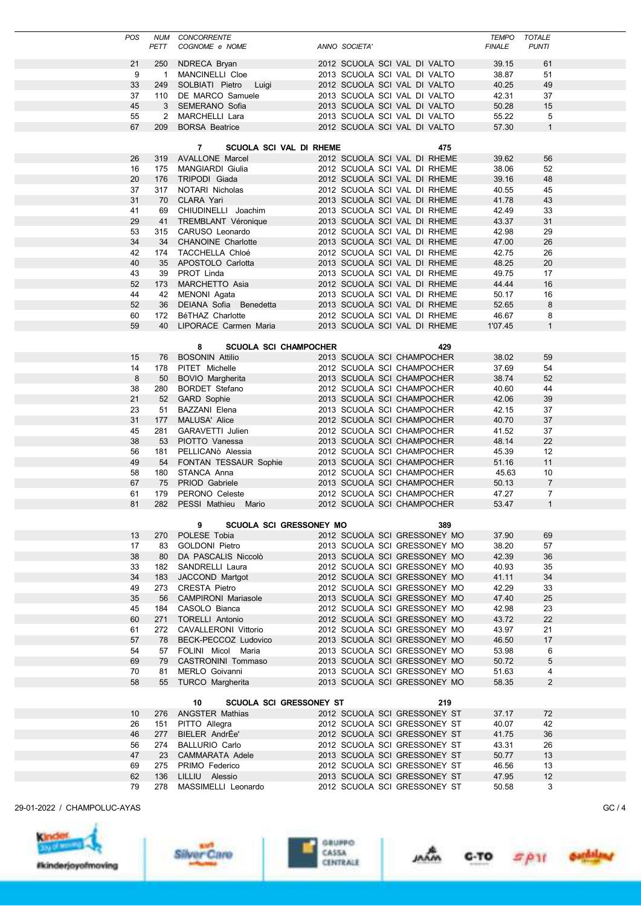| POS | NUM PETT | CONCORRENTE COGNOME e NOME | ANNO SOCIETA' | TEMPO FINALE | TOTALE PUNTI |
|---|---|---|---|---|---|
| 21 | 250 | NDRECA Bryan | 2012 SCUOLA SCI VAL DI VALTO | 39.15 | 61 |
| 9 | 1 | MANCINELLI Cloe | 2013 SCUOLA SCI VAL DI VALTO | 38.87 | 51 |
| 33 | 249 | SOLBIATI Pietro Luigi | 2012 SCUOLA SCI VAL DI VALTO | 40.25 | 49 |
| 37 | 110 | DE MARCO Samuele | 2013 SCUOLA SCI VAL DI VALTO | 42.31 | 37 |
| 45 | 3 | SEMERANO Sofia | 2013 SCUOLA SCI VAL DI VALTO | 50.28 | 15 |
| 55 | 2 | MARCHELLI Lara | 2013 SCUOLA SCI VAL DI VALTO | 55.22 | 5 |
| 67 | 209 | BORSA Beatrice | 2012 SCUOLA SCI VAL DI VALTO | 57.30 | 1 |
| | | **7 SCUOLA SCI VAL DI RHEME** | **475** | | |
| 26 | 319 | AVALLONE Marcel | 2012 SCUOLA SCI VAL DI RHEME | 39.62 | 56 |
| 16 | 175 | MANGIARDI Giulia | 2012 SCUOLA SCI VAL DI RHEME | 38.06 | 52 |
| 20 | 176 | TRIPODI Giada | 2012 SCUOLA SCI VAL DI RHEME | 39.16 | 48 |
| 37 | 317 | NOTARI Nicholas | 2012 SCUOLA SCI VAL DI RHEME | 40.55 | 45 |
| 31 | 70 | CLARA Yari | 2013 SCUOLA SCI VAL DI RHEME | 41.78 | 43 |
| 41 | 69 | CHIUDINELLI Joachim | 2013 SCUOLA SCI VAL DI RHEME | 42.49 | 33 |
| 29 | 41 | TREMBLANT Véronique | 2013 SCUOLA SCI VAL DI RHEME | 43.37 | 31 |
| 53 | 315 | CARUSO Leonardo | 2012 SCUOLA SCI VAL DI RHEME | 42.98 | 29 |
| 34 | 34 | CHANOINE Charlotte | 2013 SCUOLA SCI VAL DI RHEME | 47.00 | 26 |
| 42 | 174 | TACCHELLA Chloé | 2012 SCUOLA SCI VAL DI RHEME | 42.75 | 26 |
| 40 | 35 | APOSTOLO Carlotta | 2013 SCUOLA SCI VAL DI RHEME | 48.25 | 20 |
| 43 | 39 | PROT Linda | 2013 SCUOLA SCI VAL DI RHEME | 49.75 | 17 |
| 52 | 173 | MARCHETTO Asia | 2012 SCUOLA SCI VAL DI RHEME | 44.44 | 16 |
| 44 | 42 | MENONI Agata | 2013 SCUOLA SCI VAL DI RHEME | 50.17 | 16 |
| 52 | 36 | DEIANA Sofia Benedetta | 2013 SCUOLA SCI VAL DI RHEME | 52.65 | 8 |
| 60 | 172 | BéTHAZ Charlotte | 2012 SCUOLA SCI VAL DI RHEME | 46.67 | 8 |
| 59 | 40 | LIPORACE Carmen Maria | 2013 SCUOLA SCI VAL DI RHEME | 1'07.45 | 1 |
| | | **8 SCUOLA SCI CHAMPOCHER** | **429** | | |
| 15 | 76 | BOSONIN Attilio | 2013 SCUOLA SCI CHAMPOCHER | 38.02 | 59 |
| 14 | 178 | PITET Michelle | 2012 SCUOLA SCI CHAMPOCHER | 37.69 | 54 |
| 8 | 50 | BOVIO Margherita | 2013 SCUOLA SCI CHAMPOCHER | 38.74 | 52 |
| 38 | 280 | BORDET Stefano | 2012 SCUOLA SCI CHAMPOCHER | 40.60 | 44 |
| 21 | 52 | GARD Sophie | 2013 SCUOLA SCI CHAMPOCHER | 42.06 | 39 |
| 23 | 51 | BAZZANI Elena | 2013 SCUOLA SCI CHAMPOCHER | 42.15 | 37 |
| 31 | 177 | MALUSA' Alice | 2012 SCUOLA SCI CHAMPOCHER | 40.70 | 37 |
| 45 | 281 | GARAVETTI Julien | 2012 SCUOLA SCI CHAMPOCHER | 41.52 | 37 |
| 38 | 53 | PIOTTO Vanessa | 2013 SCUOLA SCI CHAMPOCHER | 48.14 | 22 |
| 56 | 181 | PELLICANò Alessia | 2012 SCUOLA SCI CHAMPOCHER | 45.39 | 12 |
| 49 | 54 | FONTAN TESSAUR Sophie | 2013 SCUOLA SCI CHAMPOCHER | 51.16 | 11 |
| 58 | 180 | STANCA Anna | 2012 SCUOLA SCI CHAMPOCHER | 45.63 | 10 |
| 67 | 75 | PRIOD Gabriele | 2013 SCUOLA SCI CHAMPOCHER | 50.13 | 7 |
| 61 | 179 | PERONO Celeste | 2012 SCUOLA SCI CHAMPOCHER | 47.27 | 7 |
| 81 | 282 | PESSI Mathieu Mario | 2012 SCUOLA SCI CHAMPOCHER | 53.47 | 1 |
| | | **9 SCUOLA SCI GRESSONEY MO** | **389** | | |
| 13 | 270 | POLESE Tobia | 2012 SCUOLA SCI GRESSONEY MO | 37.90 | 69 |
| 17 | 83 | GOLDONI Pietro | 2013 SCUOLA SCI GRESSONEY MO | 38.20 | 57 |
| 38 | 80 | DA PASCALIS Niccolò | 2013 SCUOLA SCI GRESSONEY MO | 42.39 | 36 |
| 33 | 182 | SANDRELLI Laura | 2012 SCUOLA SCI GRESSONEY MO | 40.93 | 35 |
| 34 | 183 | JACCOND Martgot | 2012 SCUOLA SCI GRESSONEY MO | 41.11 | 34 |
| 49 | 273 | CRESTA Pietro | 2012 SCUOLA SCI GRESSONEY MO | 42.29 | 33 |
| 35 | 56 | CAMPIRONI Mariasole | 2013 SCUOLA SCI GRESSONEY MO | 47.40 | 25 |
| 45 | 184 | CASOLO Bianca | 2012 SCUOLA SCI GRESSONEY MO | 42.98 | 23 |
| 60 | 271 | TORELLI Antonio | 2012 SCUOLA SCI GRESSONEY MO | 43.72 | 22 |
| 61 | 272 | CAVALLERONI Vittorio | 2012 SCUOLA SCI GRESSONEY MO | 43.97 | 21 |
| 57 | 78 | BECK-PECCOZ Ludovico | 2013 SCUOLA SCI GRESSONEY MO | 46.50 | 17 |
| 54 | 57 | FOLINI Micol Maria | 2013 SCUOLA SCI GRESSONEY MO | 53.98 | 6 |
| 69 | 79 | CASTRONINI Tommaso | 2013 SCUOLA SCI GRESSONEY MO | 50.72 | 5 |
| 70 | 81 | MERLO Goivanni | 2013 SCUOLA SCI GRESSONEY MO | 51.63 | 4 |
| 58 | 55 | TURCO Margherita | 2013 SCUOLA SCI GRESSONEY MO | 58.35 | 2 |
| | | **10 SCUOLA SCI GRESSONEY ST** | **219** | | |
| 10 | 276 | ANGSTER Mathias | 2012 SCUOLA SCI GRESSONEY ST | 37.17 | 72 |
| 26 | 151 | PITTO Allegra | 2012 SCUOLA SCI GRESSONEY ST | 40.07 | 42 |
| 46 | 277 | BIELER AndrÉe' | 2012 SCUOLA SCI GRESSONEY ST | 41.75 | 36 |
| 56 | 274 | BALLURIO Carlo | 2012 SCUOLA SCI GRESSONEY ST | 43.31 | 26 |
| 47 | 23 | CAMMARATA Adele | 2013 SCUOLA SCI GRESSONEY ST | 50.77 | 13 |
| 69 | 275 | PRIMO Federico | 2012 SCUOLA SCI GRESSONEY ST | 46.56 | 13 |
| 62 | 136 | LILLIU Alessio | 2013 SCUOLA SCI GRESSONEY ST | 47.95 | 12 |
| 79 | 278 | MASSIMELLI Leonardo | 2012 SCUOLA SCI GRESSONEY ST | 50.58 | 3 |

29-01-2022 / CHAMPOLUC-AYAS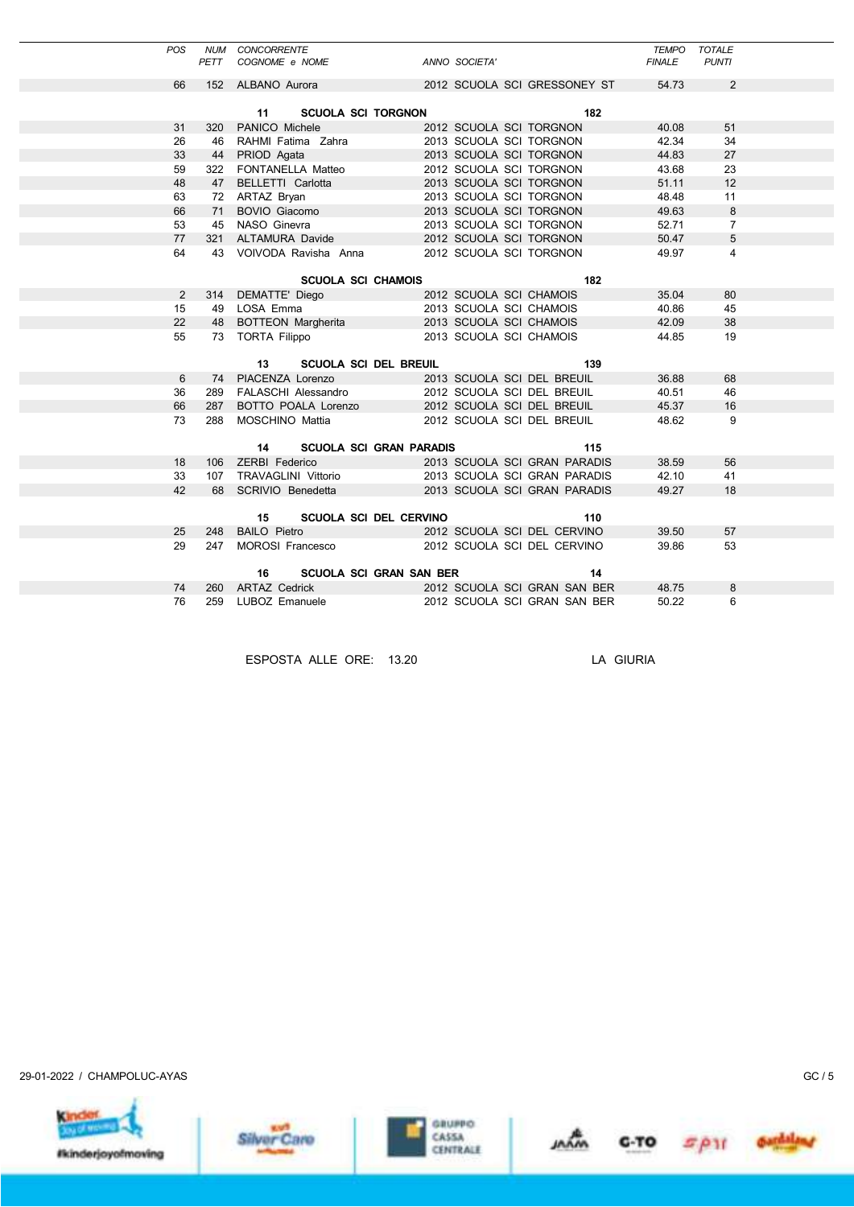| POS | NUM PETT | CONCORRENTE COGNOME e NOME | ANNO | SOCIETA' | TEMPO FINALE | TOTALE PUNTI |
|---|---|---|---|---|---|---|
| 66 | 152 | ALBANO Aurora | 2012 | SCUOLA SCI GRESSONEY ST | 54.73 | 2 |
| | 11 | **SCUOLA SCI TORGNON** | | | | **182** |
| 31 | 320 | PANICO Michele | 2012 | SCUOLA SCI TORGNON | 40.08 | 51 |
| 26 | 46 | RAHMI Fatima Zahra | 2013 | SCUOLA SCI TORGNON | 42.34 | 34 |
| 33 | 44 | PRIOD Agata | 2013 | SCUOLA SCI TORGNON | 44.83 | 27 |
| 59 | 322 | FONTANELLA Matteo | 2012 | SCUOLA SCI TORGNON | 43.68 | 23 |
| 48 | 47 | BELLETTI Carlotta | 2013 | SCUOLA SCI TORGNON | 51.11 | 12 |
| 63 | 72 | ARTAZ Bryan | 2013 | SCUOLA SCI TORGNON | 48.48 | 11 |
| 66 | 71 | BOVIO Giacomo | 2013 | SCUOLA SCI TORGNON | 49.63 | 8 |
| 53 | 45 | NASO Ginevra | 2013 | SCUOLA SCI TORGNON | 52.71 | 7 |
| 77 | 321 | ALTAMURA Davide | 2012 | SCUOLA SCI TORGNON | 50.47 | 5 |
| 64 | 43 | VOIVODA Ravisha Anna | 2012 | SCUOLA SCI TORGNON | 49.97 | 4 |
| | | **SCUOLA SCI CHAMOIS** | | | | **182** |
| 2 | 314 | DEMATTE' Diego | 2012 | SCUOLA SCI CHAMOIS | 35.04 | 80 |
| 15 | 49 | LOSA Emma | 2013 | SCUOLA SCI CHAMOIS | 40.86 | 45 |
| 22 | 48 | BOTTEON Margherita | 2013 | SCUOLA SCI CHAMOIS | 42.09 | 38 |
| 55 | 73 | TORTA Filippo | 2013 | SCUOLA SCI CHAMOIS | 44.85 | 19 |
| | 13 | **SCUOLA SCI DEL BREUIL** | | | | **139** |
| 6 | 74 | PIACENZA Lorenzo | 2013 | SCUOLA SCI DEL BREUIL | 36.88 | 68 |
| 36 | 289 | FALASCHI Alessandro | 2012 | SCUOLA SCI DEL BREUIL | 40.51 | 46 |
| 66 | 287 | BOTTO POALA Lorenzo | 2012 | SCUOLA SCI DEL BREUIL | 45.37 | 16 |
| 73 | 288 | MOSCHINO Mattia | 2012 | SCUOLA SCI DEL BREUIL | 48.62 | 9 |
| | 14 | **SCUOLA SCI GRAN PARADIS** | | | | **115** |
| 18 | 106 | ZERBI Federico | 2013 | SCUOLA SCI GRAN PARADIS | 38.59 | 56 |
| 33 | 107 | TRAVAGLINI Vittorio | 2013 | SCUOLA SCI GRAN PARADIS | 42.10 | 41 |
| 42 | 68 | SCRIVIO Benedetta | 2013 | SCUOLA SCI GRAN PARADIS | 49.27 | 18 |
| | 15 | **SCUOLA SCI DEL CERVINO** | | | | **110** |
| 25 | 248 | BAILO Pietro | 2012 | SCUOLA SCI DEL CERVINO | 39.50 | 57 |
| 29 | 247 | MOROSI Francesco | 2012 | SCUOLA SCI DEL CERVINO | 39.86 | 53 |
| | 16 | **SCUOLA SCI GRAN SAN BER** | | | | **14** |
| 74 | 260 | ARTAZ Cedrick | 2012 | SCUOLA SCI GRAN SAN BER | 48.75 | 8 |
| 76 | 259 | LUBOZ Emanuele | 2012 | SCUOLA SCI GRAN SAN BER | 50.22 | 6 |

ESPOSTA ALLE ORE: 13.20

LA GIURIA

29-01-2022 / CHAMPOLUC-AYAS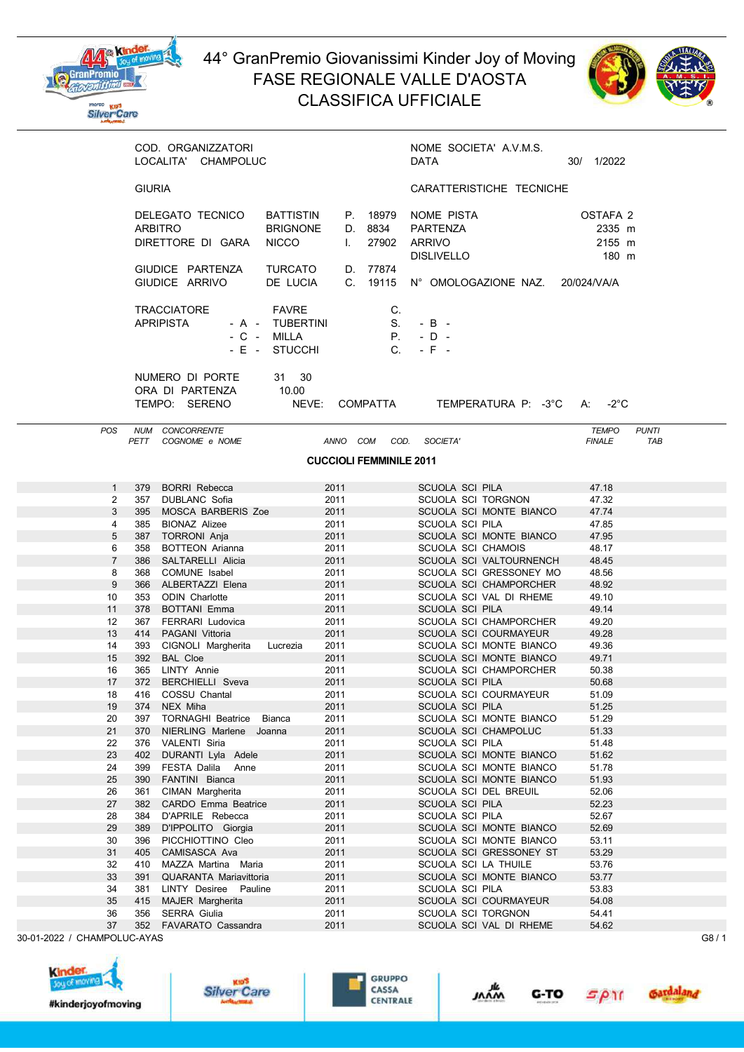# 44° GranPremio Giovanissimi Kinder Joy of Moving
## FASE REGIONALE VALLE D'AOSTA
## CLASSIFICA UFFICIALE

COD. ORGANIZZATORI
LOCALITA' CHAMPOLUC

NOME SOCIETA' A.V.M.S.
DATA 30/ 1/2022

GIURIA

| | | | |
|---|---|---|---|
| DELEGATO TECNICO | BATTISTIN | P. | 18979 |
| ARBITRO | BRIGNONE | D. | 8834 |
| DIRETTORE DI GARA | NICCO | I. | 27902 |
| GIUDICE PARTENZA | TURCATO | D. | 77874 |
| GIUDICE ARRIVO | DE LUCIA | C. | 19115 |

CARATTERISTICHE TECNICHE

| | |
|---|---|
| NOME PISTA | OSTAFA 2 |
| PARTENZA | 2335 m |
| ARRIVO | 2155 m |
| DISLIVELLO | 180 m |
| N° OMOLOGAZIONE NAZ. | 20/024/VA/A |

TRACCIATORE FAVRE C.
APRIPISTA - A - TUBERTINI S. - B -
- C - MILLA P. - D -
- E - STUCCHI C. - F -

NUMERO DI PORTE 31 30
ORA DI PARTENZA 10.00
TEMPO: SERENO NEVE: COMPATTA TEMPERATURA P: -3°C A: -2°C

### CUCCIOLI FEMMINILE 2011

| POS | NUM PETT | CONCORRENTE COGNOME e NOME | ANNO | COM | COD. | SOCIETA' | TEMPO FINALE | PUNTI TAB |
|---|---|---|---|---|---|---|---|---|
| 1 | 379 | BORRI Rebecca | 2011 | | | SCUOLA SCI PILA | 47.18 | |
| 2 | 357 | DUBLANC Sofia | 2011 | | | SCUOLA SCI TORGNON | 47.32 | |
| 3 | 395 | MOSCA BARBERIS Zoe | 2011 | | | SCUOLA SCI MONTE BIANCO | 47.74 | |
| 4 | 385 | BIONAZ Alizee | 2011 | | | SCUOLA SCI PILA | 47.85 | |
| 5 | 387 | TORRONI Anja | 2011 | | | SCUOLA SCI MONTE BIANCO | 47.95 | |
| 6 | 358 | BOTTEON Arianna | 2011 | | | SCUOLA SCI CHAMOIS | 48.17 | |
| 7 | 386 | SALTARELLI Alicia | 2011 | | | SCUOLA SCI VALTOURNENCH | 48.45 | |
| 8 | 368 | COMUNE Isabel | 2011 | | | SCUOLA SCI GRESSONEY MO | 48.56 | |
| 9 | 366 | ALBERTAZZI Elena | 2011 | | | SCUOLA SCI CHAMPORCHER | 48.92 | |
| 10 | 353 | ODIN Charlotte | 2011 | | | SCUOLA SCI VAL DI RHEME | 49.10 | |
| 11 | 378 | BOTTANI Emma | 2011 | | | SCUOLA SCI PILA | 49.14 | |
| 12 | 367 | FERRARI Ludovica | 2011 | | | SCUOLA SCI CHAMPORCHER | 49.20 | |
| 13 | 414 | PAGANI Vittoria | 2011 | | | SCUOLA SCI COURMAYEUR | 49.28 | |
| 14 | 393 | CIGNOLI Margherita Lucrezia | 2011 | | | SCUOLA SCI MONTE BIANCO | 49.36 | |
| 15 | 392 | BAL Cloe | 2011 | | | SCUOLA SCI MONTE BIANCO | 49.71 | |
| 16 | 365 | LINTY Annie | 2011 | | | SCUOLA SCI CHAMPORCHER | 50.38 | |
| 17 | 372 | BERCHIELLI Sveva | 2011 | | | SCUOLA SCI PILA | 50.68 | |
| 18 | 416 | COSSU Chantal | 2011 | | | SCUOLA SCI COURMAYEUR | 51.09 | |
| 19 | 374 | NEX Miha | 2011 | | | SCUOLA SCI PILA | 51.25 | |
| 20 | 397 | TORNAGHI Beatrice Bianca | 2011 | | | SCUOLA SCI MONTE BIANCO | 51.29 | |
| 21 | 370 | NIERLING Marlene Joanna | 2011 | | | SCUOLA SCI CHAMPOLUC | 51.33 | |
| 22 | 376 | VALENTI Siria | 2011 | | | SCUOLA SCI PILA | 51.48 | |
| 23 | 402 | DURANTI Lyla Adele | 2011 | | | SCUOLA SCI MONTE BIANCO | 51.62 | |
| 24 | 399 | FESTA Dalila Anne | 2011 | | | SCUOLA SCI MONTE BIANCO | 51.78 | |
| 25 | 390 | FANTINI Bianca | 2011 | | | SCUOLA SCI MONTE BIANCO | 51.93 | |
| 26 | 361 | CIMAN Margherita | 2011 | | | SCUOLA SCI DEL BREUIL | 52.06 | |
| 27 | 382 | CARDO Emma Beatrice | 2011 | | | SCUOLA SCI PILA | 52.23 | |
| 28 | 384 | D'APRILE Rebecca | 2011 | | | SCUOLA SCI PILA | 52.67 | |
| 29 | 389 | D'IPPOLITO Giorgia | 2011 | | | SCUOLA SCI MONTE BIANCO | 52.69 | |
| 30 | 396 | PICCHIOTTINO Cleo | 2011 | | | SCUOLA SCI MONTE BIANCO | 53.11 | |
| 31 | 405 | CAMISASCA Ava | 2011 | | | SCUOLA SCI GRESSONEY ST | 53.29 | |
| 32 | 410 | MAZZA Martina Maria | 2011 | | | SCUOLA SCI LA THUILE | 53.76 | |
| 33 | 391 | QUARANTA Mariavittoria | 2011 | | | SCUOLA SCI MONTE BIANCO | 53.77 | |
| 34 | 381 | LINTY Desiree Pauline | 2011 | | | SCUOLA SCI PILA | 53.83 | |
| 35 | 415 | MAJER Margherita | 2011 | | | SCUOLA SCI COURMAYEUR | 54.08 | |
| 36 | 356 | SERRA Giulia | 2011 | | | SCUOLA SCI TORGNON | 54.41 | |
| 37 | 352 | FAVARATO Cassandra | 2011 | | | SCUOLA SCI VAL DI RHEME | 54.62 | |

30-01-2022 / CHAMPOLUC-AYAS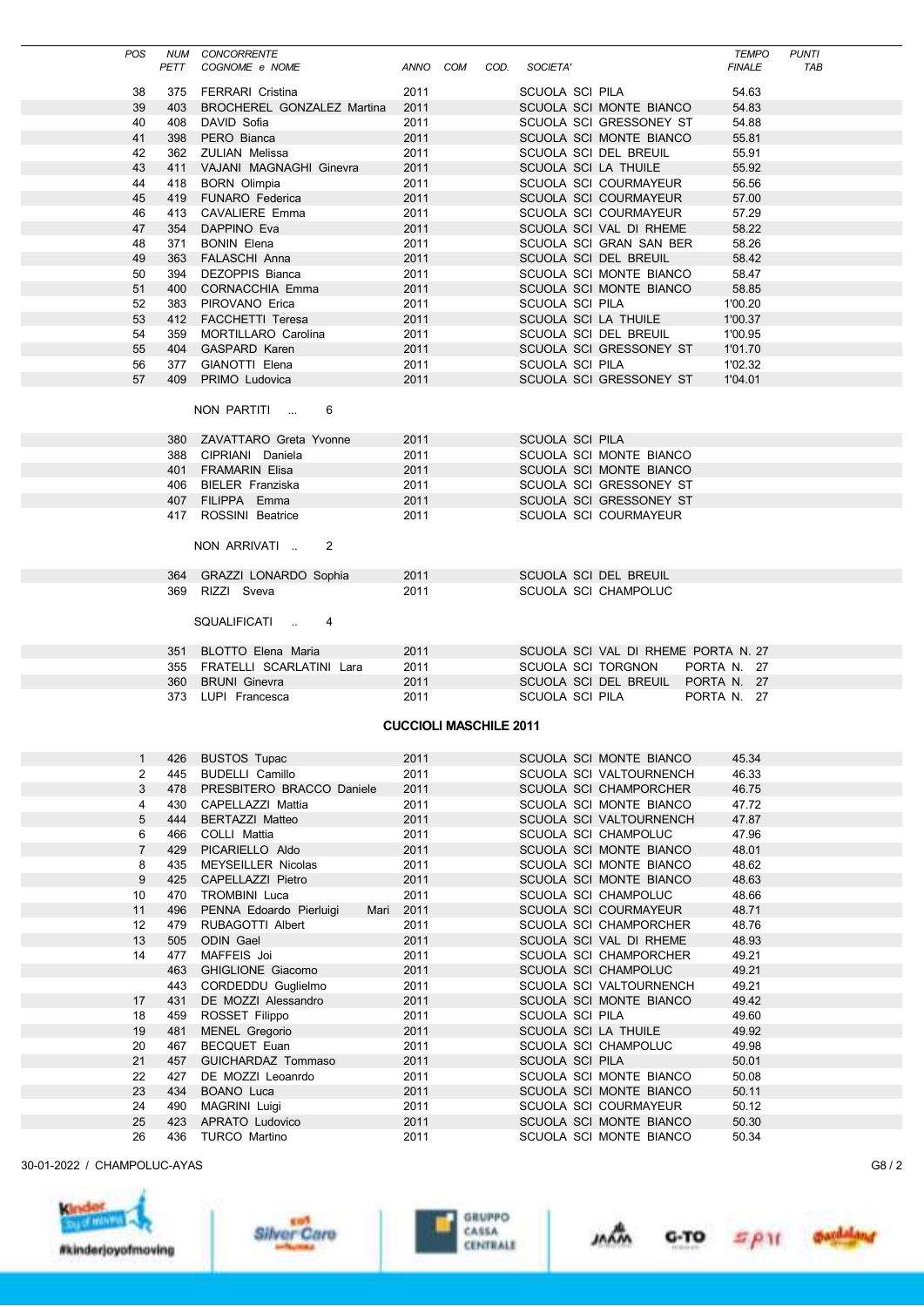| POS | NUM PETT | CONCORRENTE COGNOME e NOME | ANNO | COM | COD. | SOCIETA' | TEMPO FINALE | PUNTI TAB |
|---|---|---|---|---|---|---|---|---|
| 38 | 375 | FERRARI Cristina | 2011 | | | SCUOLA SCI PILA | 54.63 | |
| 39 | 403 | BROCHEREL GONZALEZ Martina | 2011 | | | SCUOLA SCI MONTE BIANCO | 54.83 | |
| 40 | 408 | DAVID Sofia | 2011 | | | SCUOLA SCI GRESSONEY ST | 54.88 | |
| 41 | 398 | PERO Bianca | 2011 | | | SCUOLA SCI MONTE BIANCO | 55.81 | |
| 42 | 362 | ZULIAN Melissa | 2011 | | | SCUOLA SCI DEL BREUIL | 55.91 | |
| 43 | 411 | VAJANI MAGNAGHI Ginevra | 2011 | | | SCUOLA SCI LA THUILE | 55.92 | |
| 44 | 418 | BORN Olimpia | 2011 | | | SCUOLA SCI COURMAYEUR | 56.56 | |
| 45 | 419 | FUNARO Federica | 2011 | | | SCUOLA SCI COURMAYEUR | 57.00 | |
| 46 | 413 | CAVALIERE Emma | 2011 | | | SCUOLA SCI COURMAYEUR | 57.29 | |
| 47 | 354 | DAPPINO Eva | 2011 | | | SCUOLA SCI VAL DI RHEME | 58.22 | |
| 48 | 371 | BONIN Elena | 2011 | | | SCUOLA SCI GRAN SAN BER | 58.26 | |
| 49 | 363 | FALASCHI Anna | 2011 | | | SCUOLA SCI DEL BREUIL | 58.42 | |
| 50 | 394 | DEZOPPIS Bianca | 2011 | | | SCUOLA SCI MONTE BIANCO | 58.47 | |
| 51 | 400 | CORNACCHIA Emma | 2011 | | | SCUOLA SCI MONTE BIANCO | 58.85 | |
| 52 | 383 | PIROVANO Erica | 2011 | | | SCUOLA SCI PILA | 1'00.20 | |
| 53 | 412 | FACCHETTI Teresa | 2011 | | | SCUOLA SCI LA THUILE | 1'00.37 | |
| 54 | 359 | MORTILLARO Carolina | 2011 | | | SCUOLA SCI DEL BREUIL | 1'00.95 | |
| 55 | 404 | GASPARD Karen | 2011 | | | SCUOLA SCI GRESSONEY ST | 1'01.70 | |
| 56 | 377 | GIANOTTI Elena | 2011 | | | SCUOLA SCI PILA | 1'02.32 | |
| 57 | 409 | PRIMO Ludovica | 2011 | | | SCUOLA SCI GRESSONEY ST | 1'04.01 | |

NON PARTITI ... 6

| | | | | | |
|---|---|---|---|---|---|
| 380 | ZAVATTARO Greta Yvonne | 2011 | SCUOLA SCI PILA | | |
| 388 | CIPRIANI Daniela | 2011 | SCUOLA SCI MONTE BIANCO | | |
| 401 | FRAMARIN Elisa | 2011 | SCUOLA SCI MONTE BIANCO | | |
| 406 | BIELER Franziska | 2011 | SCUOLA SCI GRESSONEY ST | | |
| 407 | FILIPPA Emma | 2011 | SCUOLA SCI GRESSONEY ST | | |
| 417 | ROSSINI Beatrice | 2011 | SCUOLA SCI COURMAYEUR | | |

NON ARRIVATI .. 2

| | | | |
|---|---|---|---|
| 364 | GRAZZI LONARDO Sophia | 2011 | SCUOLA SCI DEL BREUIL |
| 369 | RIZZI Sveva | 2011 | SCUOLA SCI CHAMPOLUC |

SQUALIFICATI .. 4

| | | | | |
|---|---|---|---|---|
| 351 | BLOTTO Elena Maria | 2011 | SCUOLA SCI VAL DI RHEME | PORTA N. 27 |
| 355 | FRATELLI SCARLATINI Lara | 2011 | SCUOLA SCI TORGNON | PORTA N. 27 |
| 360 | BRUNI Ginevra | 2011 | SCUOLA SCI DEL BREUIL | PORTA N. 27 |
| 373 | LUPI Francesca | 2011 | SCUOLA SCI PILA | PORTA N. 27 |

## CUCCIOLI MASCHILE 2011

| POS | NUM PETT | CONCORRENTE COGNOME e NOME | ANNO | SOCIETA' | TEMPO FINALE |
|---|---|---|---|---|---|
| 1 | 426 | BUSTOS Tupac | 2011 | SCUOLA SCI MONTE BIANCO | 45.34 |
| 2 | 445 | BUDELLI Camillo | 2011 | SCUOLA SCI VALTOURNENCH | 46.33 |
| 3 | 478 | PRESBITERO BRACCO Daniele | 2011 | SCUOLA SCI CHAMPORCHER | 46.75 |
| 4 | 430 | CAPELLAZZI Mattia | 2011 | SCUOLA SCI MONTE BIANCO | 47.72 |
| 5 | 444 | BERTAZZI Matteo | 2011 | SCUOLA SCI VALTOURNENCH | 47.87 |
| 6 | 466 | COLLI Mattia | 2011 | SCUOLA SCI CHAMPOLUC | 47.96 |
| 7 | 429 | PICARIELLO Aldo | 2011 | SCUOLA SCI MONTE BIANCO | 48.01 |
| 8 | 435 | MEYSEILLER Nicolas | 2011 | SCUOLA SCI MONTE BIANCO | 48.62 |
| 9 | 425 | CAPELLAZZI Pietro | 2011 | SCUOLA SCI MONTE BIANCO | 48.63 |
| 10 | 470 | TROMBINI Luca | 2011 | SCUOLA SCI CHAMPOLUC | 48.66 |
| 11 | 496 | PENNA Edoardo Pierluigi Mari | 2011 | SCUOLA SCI COURMAYEUR | 48.71 |
| 12 | 479 | RUBAGOTTI Albert | 2011 | SCUOLA SCI CHAMPORCHER | 48.76 |
| 13 | 505 | ODIN Gael | 2011 | SCUOLA SCI VAL DI RHEME | 48.93 |
| 14 | 477 | MAFFEIS Joi | 2011 | SCUOLA SCI CHAMPORCHER | 49.21 |
| | 463 | GHIGLIONE Giacomo | 2011 | SCUOLA SCI CHAMPOLUC | 49.21 |
| | 443 | CORDEDDU Guglielmo | 2011 | SCUOLA SCI VALTOURNENCH | 49.21 |
| 17 | 431 | DE MOZZI Alessandro | 2011 | SCUOLA SCI MONTE BIANCO | 49.42 |
| 18 | 459 | ROSSET Filippo | 2011 | SCUOLA SCI PILA | 49.60 |
| 19 | 481 | MENEL Gregorio | 2011 | SCUOLA SCI LA THUILE | 49.92 |
| 20 | 467 | BECQUET Euan | 2011 | SCUOLA SCI CHAMPOLUC | 49.98 |
| 21 | 457 | GUICHARDAZ Tommaso | 2011 | SCUOLA SCI PILA | 50.01 |
| 22 | 427 | DE MOZZI Leoanrdo | 2011 | SCUOLA SCI MONTE BIANCO | 50.08 |
| 23 | 434 | BOANO Luca | 2011 | SCUOLA SCI MONTE BIANCO | 50.11 |
| 24 | 490 | MAGRINI Luigi | 2011 | SCUOLA SCI COURMAYEUR | 50.12 |
| 25 | 423 | APRATO Ludovico | 2011 | SCUOLA SCI MONTE BIANCO | 50.30 |
| 26 | 436 | TURCO Martino | 2011 | SCUOLA SCI MONTE BIANCO | 50.34 |

30-01-2022 / CHAMPOLUC-AYAS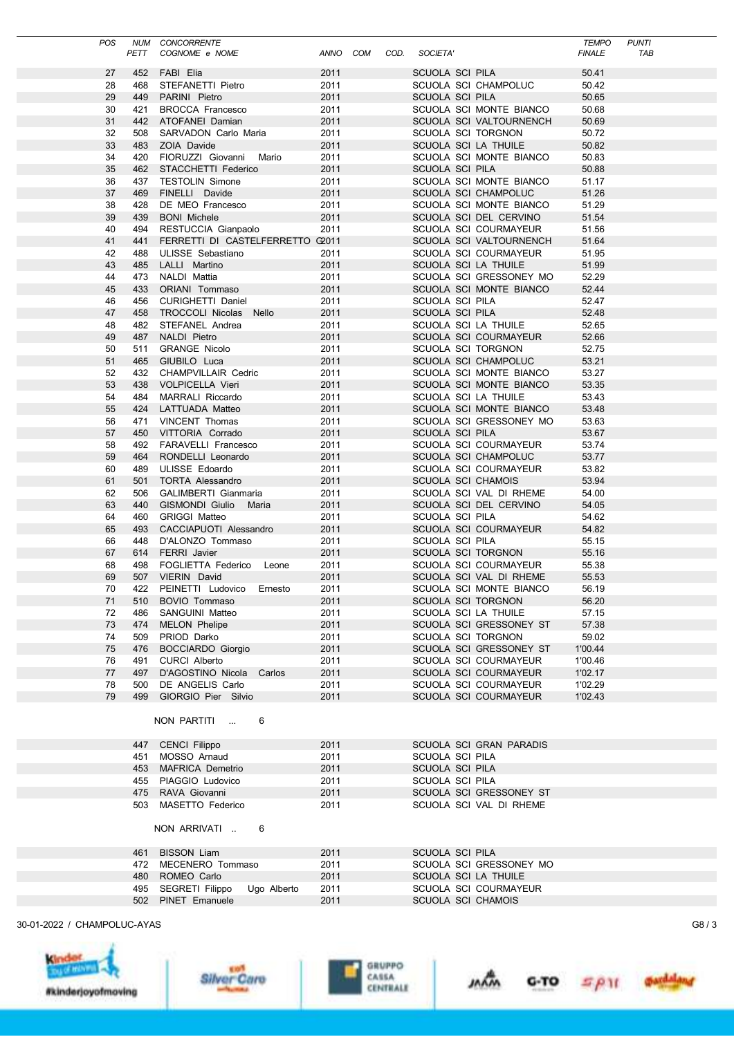| POS | NUM PETT | CONCORRENTE COGNOME e NOME | ANNO | COM | COD. | SOCIETA' | TEMPO FINALE | PUNTI TAB |
|---|---|---|---|---|---|---|---|---|
| 27 | 452 | FABI Elia | 2011 | | | SCUOLA SCI PILA | 50.41 | |
| 28 | 468 | STEFANETTI Pietro | 2011 | | | SCUOLA SCI CHAMPOLUC | 50.42 | |
| 29 | 449 | PARINI Pietro | 2011 | | | SCUOLA SCI PILA | 50.65 | |
| 30 | 421 | BROCCA Francesco | 2011 | | | SCUOLA SCI MONTE BIANCO | 50.68 | |
| 31 | 442 | ATOFANEI Damian | 2011 | | | SCUOLA SCI VALTOURNENCH | 50.69 | |
| 32 | 508 | SARVADON Carlo Maria | 2011 | | | SCUOLA SCI TORGNON | 50.72 | |
| 33 | 483 | ZOIA Davide | 2011 | | | SCUOLA SCI LA THUILE | 50.82 | |
| 34 | 420 | FIORUZZI Giovanni Mario | 2011 | | | SCUOLA SCI MONTE BIANCO | 50.83 | |
| 35 | 462 | STACCHETTI Federico | 2011 | | | SCUOLA SCI PILA | 50.88 | |
| 36 | 437 | TESTOLIN Simone | 2011 | | | SCUOLA SCI MONTE BIANCO | 51.17 | |
| 37 | 469 | FINELLI Davide | 2011 | | | SCUOLA SCI CHAMPOLUC | 51.26 | |
| 38 | 428 | DE MEO Francesco | 2011 | | | SCUOLA SCI MONTE BIANCO | 51.29 | |
| 39 | 439 | BONI Michele | 2011 | | | SCUOLA SCI DEL CERVINO | 51.54 | |
| 40 | 494 | RESTUCCIA Gianpaolo | 2011 | | | SCUOLA SCI COURMAYEUR | 51.56 | |
| 41 | 441 | FERRETTI DI CASTELFERRETTO G | 2011 | | | SCUOLA SCI VALTOURNENCH | 51.64 | |
| 42 | 488 | ULISSE Sebastiano | 2011 | | | SCUOLA SCI COURMAYEUR | 51.95 | |
| 43 | 485 | LALLI Martino | 2011 | | | SCUOLA SCI LA THUILE | 51.99 | |
| 44 | 473 | NALDI Mattia | 2011 | | | SCUOLA SCI GRESSONEY MO | 52.29 | |
| 45 | 433 | ORIANI Tommaso | 2011 | | | SCUOLA SCI MONTE BIANCO | 52.44 | |
| 46 | 456 | CURIGHETTI Daniel | 2011 | | | SCUOLA SCI PILA | 52.47 | |
| 47 | 458 | TROCCOLI Nicolas Nello | 2011 | | | SCUOLA SCI PILA | 52.48 | |
| 48 | 482 | STEFANEL Andrea | 2011 | | | SCUOLA SCI LA THUILE | 52.65 | |
| 49 | 487 | NALDI Pietro | 2011 | | | SCUOLA SCI COURMAYEUR | 52.66 | |
| 50 | 511 | GRANGE Nicolo | 2011 | | | SCUOLA SCI TORGNON | 52.75 | |
| 51 | 465 | GIUBILO Luca | 2011 | | | SCUOLA SCI CHAMPOLUC | 53.21 | |
| 52 | 432 | CHAMPVILLAIR Cedric | 2011 | | | SCUOLA SCI MONTE BIANCO | 53.27 | |
| 53 | 438 | VOLPICELLA Vieri | 2011 | | | SCUOLA SCI MONTE BIANCO | 53.35 | |
| 54 | 484 | MARRALI Riccardo | 2011 | | | SCUOLA SCI LA THUILE | 53.43 | |
| 55 | 424 | LATTUADA Matteo | 2011 | | | SCUOLA SCI MONTE BIANCO | 53.48 | |
| 56 | 471 | VINCENT Thomas | 2011 | | | SCUOLA SCI GRESSONEY MO | 53.63 | |
| 57 | 450 | VITTORIA Corrado | 2011 | | | SCUOLA SCI PILA | 53.67 | |
| 58 | 492 | FARAVELLI Francesco | 2011 | | | SCUOLA SCI COURMAYEUR | 53.74 | |
| 59 | 464 | RONDELLI Leonardo | 2011 | | | SCUOLA SCI CHAMPOLUC | 53.77 | |
| 60 | 489 | ULISSE Edoardo | 2011 | | | SCUOLA SCI COURMAYEUR | 53.82 | |
| 61 | 501 | TORTA Alessandro | 2011 | | | SCUOLA SCI CHAMOIS | 53.94 | |
| 62 | 506 | GALIMBERTI Gianmaria | 2011 | | | SCUOLA SCI VAL DI RHEME | 54.00 | |
| 63 | 440 | GISMONDI Giulio Maria | 2011 | | | SCUOLA SCI DEL CERVINO | 54.05 | |
| 64 | 460 | GRIGGI Matteo | 2011 | | | SCUOLA SCI PILA | 54.62 | |
| 65 | 493 | CACCIAPUOTI Alessandro | 2011 | | | SCUOLA SCI COURMAYEUR | 54.82 | |
| 66 | 448 | D'ALONZO Tommaso | 2011 | | | SCUOLA SCI PILA | 55.15 | |
| 67 | 614 | FERRI Javier | 2011 | | | SCUOLA SCI TORGNON | 55.16 | |
| 68 | 498 | FOGLIETTA Federico Leone | 2011 | | | SCUOLA SCI COURMAYEUR | 55.38 | |
| 69 | 507 | VIERIN David | 2011 | | | SCUOLA SCI VAL DI RHEME | 55.53 | |
| 70 | 422 | PEINETTI Ludovico Ernesto | 2011 | | | SCUOLA SCI MONTE BIANCO | 56.19 | |
| 71 | 510 | BOVIO Tommaso | 2011 | | | SCUOLA SCI TORGNON | 56.20 | |
| 72 | 486 | SANGUINI Matteo | 2011 | | | SCUOLA SCI LA THUILE | 57.15 | |
| 73 | 474 | MELON Phelipe | 2011 | | | SCUOLA SCI GRESSONEY ST | 57.38 | |
| 74 | 509 | PRIOD Darko | 2011 | | | SCUOLA SCI TORGNON | 59.02 | |
| 75 | 476 | BOCCIARDO Giorgio | 2011 | | | SCUOLA SCI GRESSONEY ST | 1'00.44 | |
| 76 | 491 | CURCI Alberto | 2011 | | | SCUOLA SCI COURMAYEUR | 1'00.46 | |
| 77 | 497 | D'AGOSTINO Nicola Carlos | 2011 | | | SCUOLA SCI COURMAYEUR | 1'02.17 | |
| 78 | 500 | DE ANGELIS Carlo | 2011 | | | SCUOLA SCI COURMAYEUR | 1'02.29 | |
| 79 | 499 | GIORGIO Pier Silvio | 2011 | | | SCUOLA SCI COURMAYEUR | 1'02.43 | |

NON PARTITI ... 6

| | | | | | | | | |
|---|---|---|---|---|---|---|---|---|
| | 447 | CENCI Filippo | 2011 | | | SCUOLA SCI GRAN PARADIS | | |
| | 451 | MOSSO Arnaud | 2011 | | | SCUOLA SCI PILA | | |
| | 453 | MAFRICA Demetrio | 2011 | | | SCUOLA SCI PILA | | |
| | 455 | PIAGGIO Ludovico | 2011 | | | SCUOLA SCI PILA | | |
| | 475 | RAVA Giovanni | 2011 | | | SCUOLA SCI GRESSONEY ST | | |
| | 503 | MASETTO Federico | 2011 | | | SCUOLA SCI VAL DI RHEME | | |

NON ARRIVATI .. 6

| | | | | | | | | |
|---|---|---|---|---|---|---|---|---|
| | 461 | BISSON Liam | 2011 | | | SCUOLA SCI PILA | | |
| | 472 | MECENERO Tommaso | 2011 | | | SCUOLA SCI GRESSONEY MO | | |
| | 480 | ROMEO Carlo | 2011 | | | SCUOLA SCI LA THUILE | | |
| | 495 | SEGRETI Filippo Ugo Alberto | 2011 | | | SCUOLA SCI COURMAYEUR | | |
| | 502 | PINET Emanuele | 2011 | | | SCUOLA SCI CHAMOIS | | |

30-01-2022 / CHAMPOLUC-AYAS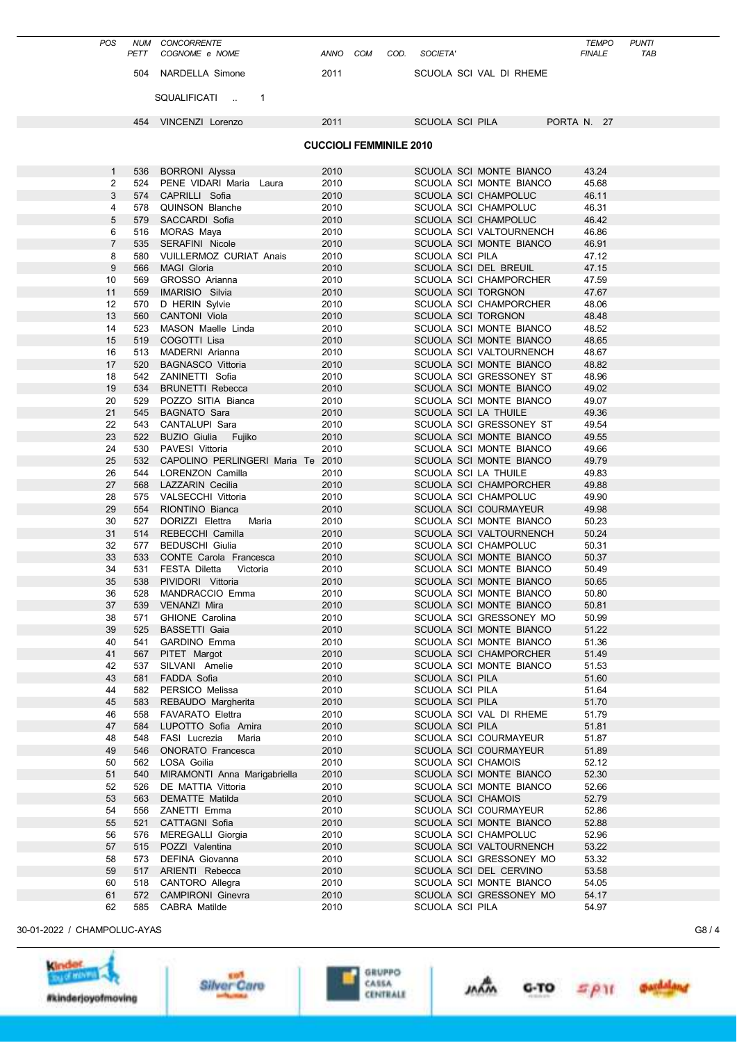| POS | NUM PETT | CONCORRENTE COGNOME e NOME | ANNO | COM | COD. | SOCIETA' | TEMPO FINALE | PUNTI TAB |
|---|---|---|---|---|---|---|---|---|
| | 504 | NARDELLA Simone | 2011 | | | SCUOLA SCI VAL DI RHEME | | |

SQUALIFICATI .. 1

| | | | | | |
|---|---|---|---|---|---|
| 454 | VINCENZI Lorenzo | 2011 | SCUOLA SCI PILA | PORTA N. 27 | |

## CUCCIOLI FEMMINILE 2010

| POS | NUM PETT | CONCORRENTE COGNOME e NOME | ANNO | COM | COD. | SOCIETA' | TEMPO FINALE | PUNTI TAB |
|---|---|---|---|---|---|---|---|---|
| 1 | 536 | BORRONI Alyssa | 2010 | | | SCUOLA SCI MONTE BIANCO | 43.24 | |
| 2 | 524 | PENE VIDARI Maria Laura | 2010 | | | SCUOLA SCI MONTE BIANCO | 45.68 | |
| 3 | 574 | CAPRILLI Sofia | 2010 | | | SCUOLA SCI CHAMPOLUC | 46.11 | |
| 4 | 578 | QUINSON Blanche | 2010 | | | SCUOLA SCI CHAMPOLUC | 46.31 | |
| 5 | 579 | SACCARDI Sofia | 2010 | | | SCUOLA SCI CHAMPOLUC | 46.42 | |
| 6 | 516 | MORAS Maya | 2010 | | | SCUOLA SCI VALTOURNENCH | 46.86 | |
| 7 | 535 | SERAFINI Nicole | 2010 | | | SCUOLA SCI MONTE BIANCO | 46.91 | |
| 8 | 580 | VUILLERMOZ CURIAT Anais | 2010 | | | SCUOLA SCI PILA | 47.12 | |
| 9 | 566 | MAGI Gloria | 2010 | | | SCUOLA SCI DEL BREUIL | 47.15 | |
| 10 | 569 | GROSSO Arianna | 2010 | | | SCUOLA SCI CHAMPORCHER | 47.59 | |
| 11 | 559 | IMARISIO Silvia | 2010 | | | SCUOLA SCI TORGNON | 47.67 | |
| 12 | 570 | D HERIN Sylvie | 2010 | | | SCUOLA SCI CHAMPORCHER | 48.06 | |
| 13 | 560 | CANTONI Viola | 2010 | | | SCUOLA SCI TORGNON | 48.48 | |
| 14 | 523 | MASON Maelle Linda | 2010 | | | SCUOLA SCI MONTE BIANCO | 48.52 | |
| 15 | 519 | COGOTTI Lisa | 2010 | | | SCUOLA SCI MONTE BIANCO | 48.65 | |
| 16 | 513 | MADERNI Arianna | 2010 | | | SCUOLA SCI VALTOURNENCH | 48.67 | |
| 17 | 520 | BAGNASCO Vittoria | 2010 | | | SCUOLA SCI MONTE BIANCO | 48.82 | |
| 18 | 542 | ZANINETTI Sofia | 2010 | | | SCUOLA SCI GRESSONEY ST | 48.96 | |
| 19 | 534 | BRUNETTI Rebecca | 2010 | | | SCUOLA SCI MONTE BIANCO | 49.02 | |
| 20 | 529 | POZZO SITIA Bianca | 2010 | | | SCUOLA SCI MONTE BIANCO | 49.07 | |
| 21 | 545 | BAGNATO Sara | 2010 | | | SCUOLA SCI LA THUILE | 49.36 | |
| 22 | 543 | CANTALUPI Sara | 2010 | | | SCUOLA SCI GRESSONEY ST | 49.54 | |
| 23 | 522 | BUZIO Giulia Fujiko | 2010 | | | SCUOLA SCI MONTE BIANCO | 49.55 | |
| 24 | 530 | PAVESI Vittoria | 2010 | | | SCUOLA SCI MONTE BIANCO | 49.66 | |
| 25 | 532 | CAPOLINO PERLINGERI Maria Te | 2010 | | | SCUOLA SCI MONTE BIANCO | 49.79 | |
| 26 | 544 | LORENZON Camilla | 2010 | | | SCUOLA SCI LA THUILE | 49.83 | |
| 27 | 568 | LAZZARIN Cecilia | 2010 | | | SCUOLA SCI CHAMPORCHER | 49.88 | |
| 28 | 575 | VALSECCHI Vittoria | 2010 | | | SCUOLA SCI CHAMPOLUC | 49.90 | |
| 29 | 554 | RIONTINO Bianca | 2010 | | | SCUOLA SCI COURMAYEUR | 49.98 | |
| 30 | 527 | DORIZZI Elettra Maria | 2010 | | | SCUOLA SCI MONTE BIANCO | 50.23 | |
| 31 | 514 | REBECCHI Camilla | 2010 | | | SCUOLA SCI VALTOURNENCH | 50.24 | |
| 32 | 577 | BEDUSCHI Giulia | 2010 | | | SCUOLA SCI CHAMPOLUC | 50.31 | |
| 33 | 533 | CONTE Carola Francesca | 2010 | | | SCUOLA SCI MONTE BIANCO | 50.37 | |
| 34 | 531 | FESTA Diletta Victoria | 2010 | | | SCUOLA SCI MONTE BIANCO | 50.49 | |
| 35 | 538 | PIVIDORI Vittoria | 2010 | | | SCUOLA SCI MONTE BIANCO | 50.65 | |
| 36 | 528 | MANDRACCIO Emma | 2010 | | | SCUOLA SCI MONTE BIANCO | 50.80 | |
| 37 | 539 | VENANZI Mira | 2010 | | | SCUOLA SCI MONTE BIANCO | 50.81 | |
| 38 | 571 | GHIONE Carolina | 2010 | | | SCUOLA SCI GRESSONEY MO | 50.99 | |
| 39 | 525 | BASSETTI Gaia | 2010 | | | SCUOLA SCI MONTE BIANCO | 51.22 | |
| 40 | 541 | GARDINO Emma | 2010 | | | SCUOLA SCI MONTE BIANCO | 51.36 | |
| 41 | 567 | PITET Margot | 2010 | | | SCUOLA SCI CHAMPORCHER | 51.49 | |
| 42 | 537 | SILVANI Amelie | 2010 | | | SCUOLA SCI MONTE BIANCO | 51.53 | |
| 43 | 581 | FADDA Sofia | 2010 | | | SCUOLA SCI PILA | 51.60 | |
| 44 | 582 | PERSICO Melissa | 2010 | | | SCUOLA SCI PILA | 51.64 | |
| 45 | 583 | REBAUDO Margherita | 2010 | | | SCUOLA SCI PILA | 51.70 | |
| 46 | 558 | FAVARATO Elettra | 2010 | | | SCUOLA SCI VAL DI RHEME | 51.79 | |
| 47 | 584 | LUPOTTO Sofia Amira | 2010 | | | SCUOLA SCI PILA | 51.81 | |
| 48 | 548 | FASI Lucrezia Maria | 2010 | | | SCUOLA SCI COURMAYEUR | 51.87 | |
| 49 | 546 | ONORATO Francesca | 2010 | | | SCUOLA SCI COURMAYEUR | 51.89 | |
| 50 | 562 | LOSA Goilia | 2010 | | | SCUOLA SCI CHAMOIS | 52.12 | |
| 51 | 540 | MIRAMONTI Anna Marigabriella | 2010 | | | SCUOLA SCI MONTE BIANCO | 52.30 | |
| 52 | 526 | DE MATTIA Vittoria | 2010 | | | SCUOLA SCI MONTE BIANCO | 52.66 | |
| 53 | 563 | DEMATTE Matilda | 2010 | | | SCUOLA SCI CHAMOIS | 52.79 | |
| 54 | 556 | ZANETTI Emma | 2010 | | | SCUOLA SCI COURMAYEUR | 52.86 | |
| 55 | 521 | CATTAGNI Sofia | 2010 | | | SCUOLA SCI MONTE BIANCO | 52.88 | |
| 56 | 576 | MEREGALLI Giorgia | 2010 | | | SCUOLA SCI CHAMPOLUC | 52.96 | |
| 57 | 515 | POZZI Valentina | 2010 | | | SCUOLA SCI VALTOURNENCH | 53.22 | |
| 58 | 573 | DEFINA Giovanna | 2010 | | | SCUOLA SCI GRESSONEY MO | 53.32 | |
| 59 | 517 | ARIENTI Rebecca | 2010 | | | SCUOLA SCI DEL CERVINO | 53.58 | |
| 60 | 518 | CANTORO Allegra | 2010 | | | SCUOLA SCI MONTE BIANCO | 54.05 | |
| 61 | 572 | CAMPIRONI Ginevra | 2010 | | | SCUOLA SCI GRESSONEY MO | 54.17 | |
| 62 | 585 | CABRA Matilde | 2010 | | | SCUOLA SCI PILA | 54.97 | |

30-01-2022 / CHAMPOLUC-AYAS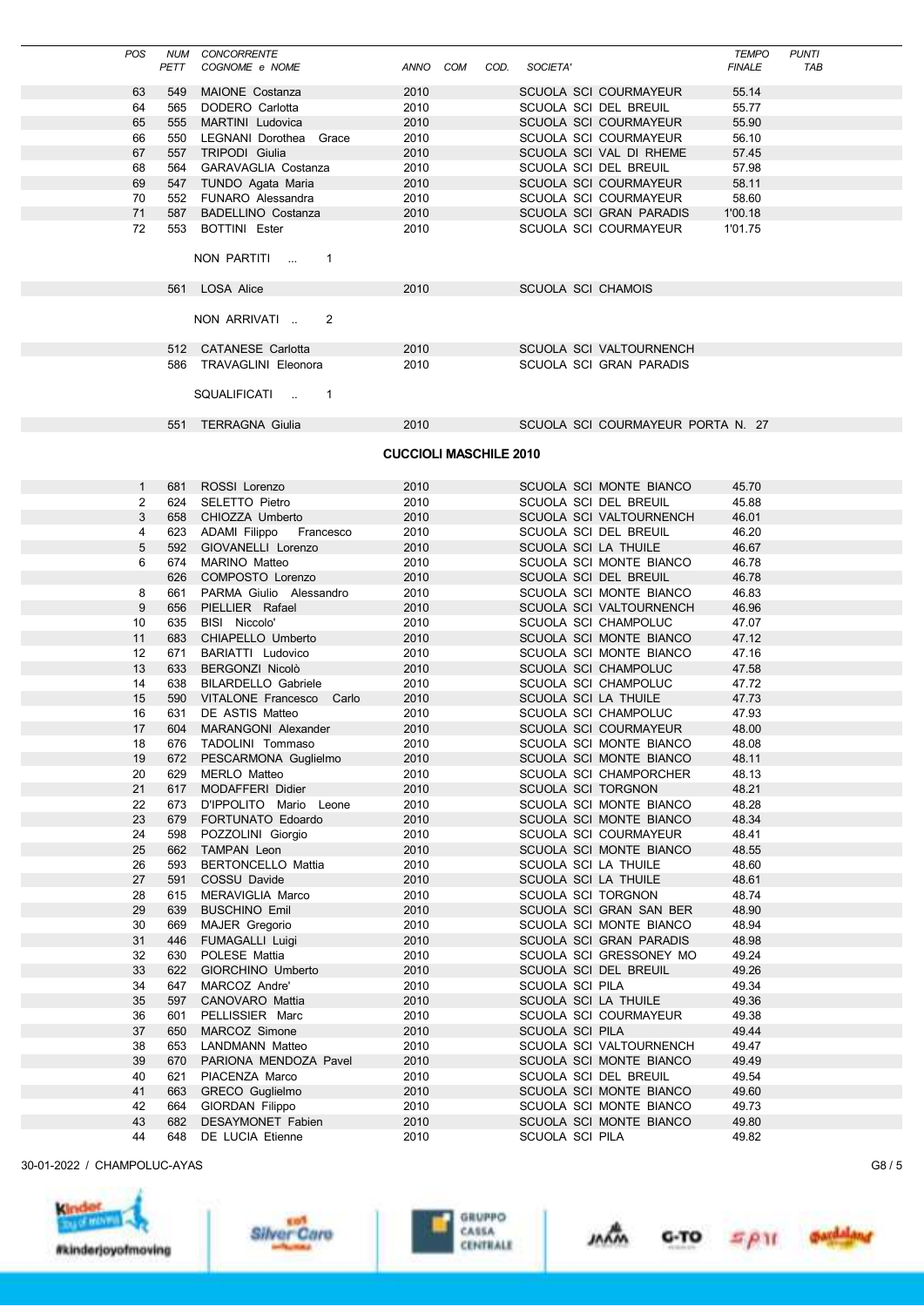| POS | NUM PETT | CONCORRENTE COGNOME e NOME | ANNO | COM | COD. | SOCIETA' | TEMPO FINALE | PUNTI TAB |
|---|---|---|---|---|---|---|---|---|
| 63 | 549 | MAIONE Costanza | 2010 | | | SCUOLA SCI COURMAYEUR | 55.14 | |
| 64 | 565 | DODERO Carlotta | 2010 | | | SCUOLA SCI DEL BREUIL | 55.77 | |
| 65 | 555 | MARTINI Ludovica | 2010 | | | SCUOLA SCI COURMAYEUR | 55.90 | |
| 66 | 550 | LEGNANI Dorothea Grace | 2010 | | | SCUOLA SCI COURMAYEUR | 56.10 | |
| 67 | 557 | TRIPODI Giulia | 2010 | | | SCUOLA SCI VAL DI RHEME | 57.45 | |
| 68 | 564 | GARAVAGLIA Costanza | 2010 | | | SCUOLA SCI DEL BREUIL | 57.98 | |
| 69 | 547 | TUNDO Agata Maria | 2010 | | | SCUOLA SCI COURMAYEUR | 58.11 | |
| 70 | 552 | FUNARO Alessandra | 2010 | | | SCUOLA SCI COURMAYEUR | 58.60 | |
| 71 | 587 | BADELLINO Costanza | 2010 | | | SCUOLA SCI GRAN PARADIS | 1'00.18 | |
| 72 | 553 | BOTTINI Ester | 2010 | | | SCUOLA SCI COURMAYEUR | 1'01.75 | |

NON PARTITI ... 1

| | | | | | | | | |
|---|---|---|---|---|---|---|---|---|
| | 561 | LOSA Alice | 2010 | | | SCUOLA SCI CHAMOIS | | |

NON ARRIVATI .. 2

| | | | | | | | | |
|---|---|---|---|---|---|---|---|---|
| | 512 | CATANESE Carlotta | 2010 | | | SCUOLA SCI VALTOURNENCH | | |
| | 586 | TRAVAGLINI Eleonora | 2010 | | | SCUOLA SCI GRAN PARADIS | | |

SQUALIFICATI .. 1

| | | | | | | | | |
|---|---|---|---|---|---|---|---|---|
| | 551 | TERRAGNA Giulia | 2010 | | | SCUOLA SCI COURMAYEUR PORTA N. 27 | | |

## CUCCIOLI MASCHILE 2010

| POS | NUM PETT | CONCORRENTE COGNOME e NOME | ANNO | COM | COD. | SOCIETA' | TEMPO FINALE | PUNTI TAB |
|---|---|---|---|---|---|---|---|---|
| 1 | 681 | ROSSI Lorenzo | 2010 | | | SCUOLA SCI MONTE BIANCO | 45.70 | |
| 2 | 624 | SELETTO Pietro | 2010 | | | SCUOLA SCI DEL BREUIL | 45.88 | |
| 3 | 658 | CHIOZZA Umberto | 2010 | | | SCUOLA SCI VALTOURNENCH | 46.01 | |
| 4 | 623 | ADAMI Filippo Francesco | 2010 | | | SCUOLA SCI DEL BREUIL | 46.20 | |
| 5 | 592 | GIOVANELLI Lorenzo | 2010 | | | SCUOLA SCI LA THUILE | 46.67 | |
| 6 | 674 | MARINO Matteo | 2010 | | | SCUOLA SCI MONTE BIANCO | 46.78 | |
| | 626 | COMPOSTO Lorenzo | 2010 | | | SCUOLA SCI DEL BREUIL | 46.78 | |
| 8 | 661 | PARMA Giulio Alessandro | 2010 | | | SCUOLA SCI MONTE BIANCO | 46.83 | |
| 9 | 656 | PIELLIER Rafael | 2010 | | | SCUOLA SCI VALTOURNENCH | 46.96 | |
| 10 | 635 | BISI Niccolo' | 2010 | | | SCUOLA SCI CHAMPOLUC | 47.07 | |
| 11 | 683 | CHIAPELLO Umberto | 2010 | | | SCUOLA SCI MONTE BIANCO | 47.12 | |
| 12 | 671 | BARIATTI Ludovico | 2010 | | | SCUOLA SCI MONTE BIANCO | 47.16 | |
| 13 | 633 | BERGONZI Nicolò | 2010 | | | SCUOLA SCI CHAMPOLUC | 47.58 | |
| 14 | 638 | BILARDELLO Gabriele | 2010 | | | SCUOLA SCI CHAMPOLUC | 47.72 | |
| 15 | 590 | VITALONE Francesco Carlo | 2010 | | | SCUOLA SCI LA THUILE | 47.73 | |
| 16 | 631 | DE ASTIS Matteo | 2010 | | | SCUOLA SCI CHAMPOLUC | 47.93 | |
| 17 | 604 | MARANGONI Alexander | 2010 | | | SCUOLA SCI COURMAYEUR | 48.00 | |
| 18 | 676 | TADOLINI Tommaso | 2010 | | | SCUOLA SCI MONTE BIANCO | 48.08 | |
| 19 | 672 | PESCARMONA Guglielmo | 2010 | | | SCUOLA SCI MONTE BIANCO | 48.11 | |
| 20 | 629 | MERLO Matteo | 2010 | | | SCUOLA SCI CHAMPORCHER | 48.13 | |
| 21 | 617 | MODAFFERI Didier | 2010 | | | SCUOLA SCI TORGNON | 48.21 | |
| 22 | 673 | D'IPPOLITO Mario Leone | 2010 | | | SCUOLA SCI MONTE BIANCO | 48.28 | |
| 23 | 679 | FORTUNATO Edoardo | 2010 | | | SCUOLA SCI MONTE BIANCO | 48.34 | |
| 24 | 598 | POZZOLINI Giorgio | 2010 | | | SCUOLA SCI COURMAYEUR | 48.41 | |
| 25 | 662 | TAMPAN Leon | 2010 | | | SCUOLA SCI MONTE BIANCO | 48.55 | |
| 26 | 593 | BERTONCELLO Mattia | 2010 | | | SCUOLA SCI LA THUILE | 48.60 | |
| 27 | 591 | COSSU Davide | 2010 | | | SCUOLA SCI LA THUILE | 48.61 | |
| 28 | 615 | MERAVIGLIA Marco | 2010 | | | SCUOLA SCI TORGNON | 48.74 | |
| 29 | 639 | BUSCHINO Emil | 2010 | | | SCUOLA SCI GRAN SAN BER | 48.90 | |
| 30 | 669 | MAJER Gregorio | 2010 | | | SCUOLA SCI MONTE BIANCO | 48.94 | |
| 31 | 446 | FUMAGALLI Luigi | 2010 | | | SCUOLA SCI GRAN PARADIS | 48.98 | |
| 32 | 630 | POLESE Mattia | 2010 | | | SCUOLA SCI GRESSONEY MO | 49.24 | |
| 33 | 622 | GIORCHINO Umberto | 2010 | | | SCUOLA SCI DEL BREUIL | 49.26 | |
| 34 | 647 | MARCOZ Andre' | 2010 | | | SCUOLA SCI PILA | 49.34 | |
| 35 | 597 | CANOVARO Mattia | 2010 | | | SCUOLA SCI LA THUILE | 49.36 | |
| 36 | 601 | PELLISSIER Marc | 2010 | | | SCUOLA SCI COURMAYEUR | 49.38 | |
| 37 | 650 | MARCOZ Simone | 2010 | | | SCUOLA SCI PILA | 49.44 | |
| 38 | 653 | LANDMANN Matteo | 2010 | | | SCUOLA SCI VALTOURNENCH | 49.47 | |
| 39 | 670 | PARIONA MENDOZA Pavel | 2010 | | | SCUOLA SCI MONTE BIANCO | 49.49 | |
| 40 | 621 | PIACENZA Marco | 2010 | | | SCUOLA SCI DEL BREUIL | 49.54 | |
| 41 | 663 | GRECO Guglielmo | 2010 | | | SCUOLA SCI MONTE BIANCO | 49.60 | |
| 42 | 664 | GIORDAN Filippo | 2010 | | | SCUOLA SCI MONTE BIANCO | 49.73 | |
| 43 | 682 | DESAYMONET Fabien | 2010 | | | SCUOLA SCI MONTE BIANCO | 49.80 | |
| 44 | 648 | DE LUCIA Etienne | 2010 | | | SCUOLA SCI PILA | 49.82 | |

30-01-2022 / CHAMPOLUC-AYAS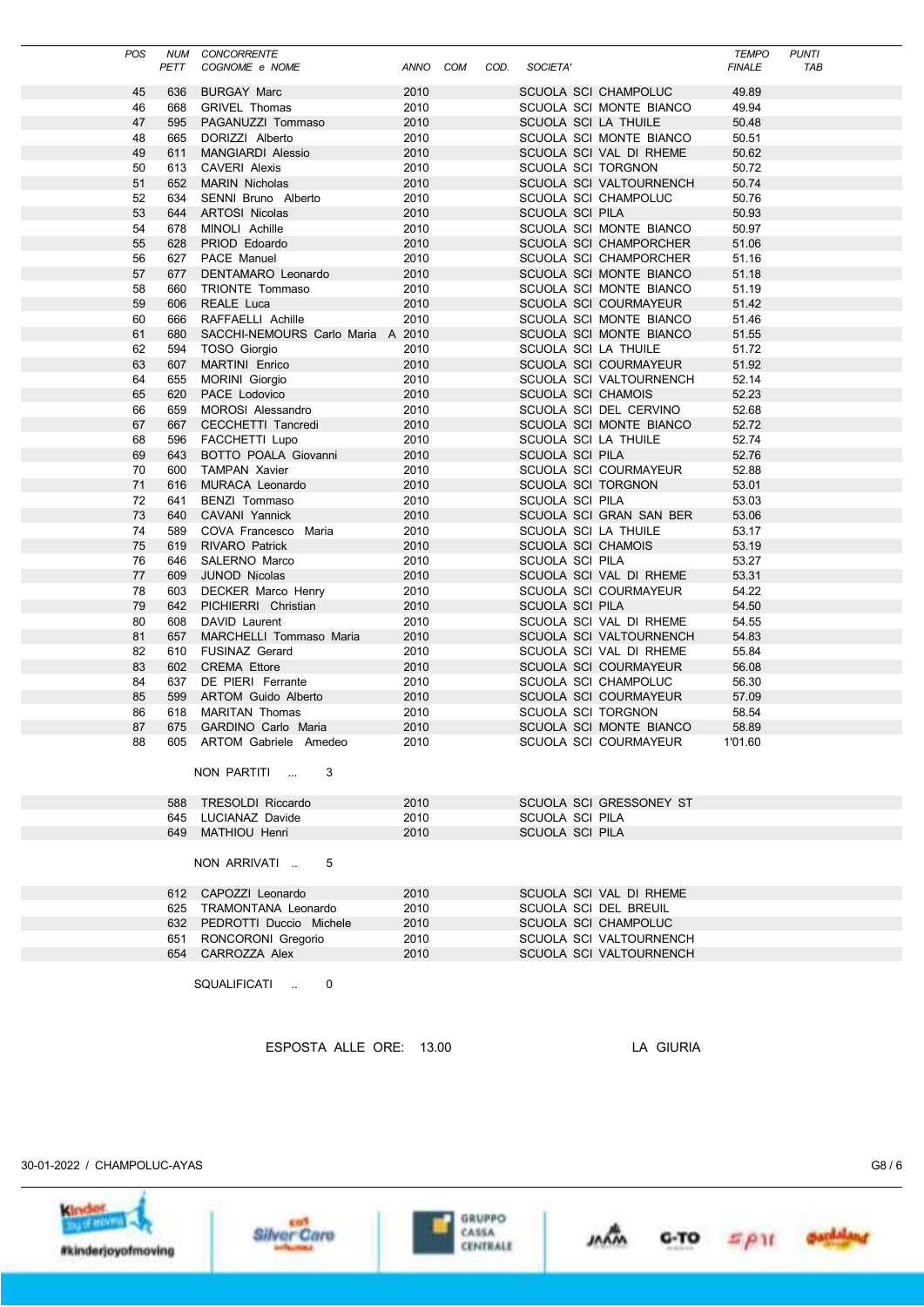| POS | NUM PETT | CONCORRENTE COGNOME e NOME | ANNO | COM | COD. | SOCIETA' | TEMPO FINALE | PUNTI TAB |
|---|---|---|---|---|---|---|---|---|
| 45 | 636 | BURGAY Marc | 2010 | | | SCUOLA SCI CHAMPOLUC | 49.89 | |
| 46 | 668 | GRIVEL Thomas | 2010 | | | SCUOLA SCI MONTE BIANCO | 49.94 | |
| 47 | 595 | PAGANUZZI Tommaso | 2010 | | | SCUOLA SCI LA THUILE | 50.48 | |
| 48 | 665 | DORIZZI Alberto | 2010 | | | SCUOLA SCI MONTE BIANCO | 50.51 | |
| 49 | 611 | MANGIARDI Alessio | 2010 | | | SCUOLA SCI VAL DI RHEME | 50.62 | |
| 50 | 613 | CAVERI Alexis | 2010 | | | SCUOLA SCI TORGNON | 50.72 | |
| 51 | 652 | MARIN Nicholas | 2010 | | | SCUOLA SCI VALTOURNENCH | 50.74 | |
| 52 | 634 | SENNI Bruno Alberto | 2010 | | | SCUOLA SCI CHAMPOLUC | 50.76 | |
| 53 | 644 | ARTOSI Nicolas | 2010 | | | SCUOLA SCI PILA | 50.93 | |
| 54 | 678 | MINOLI Achille | 2010 | | | SCUOLA SCI MONTE BIANCO | 50.97 | |
| 55 | 628 | PRIOD Edoardo | 2010 | | | SCUOLA SCI CHAMPORCHER | 51.06 | |
| 56 | 627 | PACE Manuel | 2010 | | | SCUOLA SCI CHAMPORCHER | 51.16 | |
| 57 | 677 | DENTAMARO Leonardo | 2010 | | | SCUOLA SCI MONTE BIANCO | 51.18 | |
| 58 | 660 | TRIONTE Tommaso | 2010 | | | SCUOLA SCI MONTE BIANCO | 51.19 | |
| 59 | 606 | REALE Luca | 2010 | | | SCUOLA SCI COURMAYEUR | 51.42 | |
| 60 | 666 | RAFFAELLI Achille | 2010 | | | SCUOLA SCI MONTE BIANCO | 51.46 | |
| 61 | 680 | SACCHI-NEMOURS Carlo Maria A | 2010 | | | SCUOLA SCI MONTE BIANCO | 51.55 | |
| 62 | 594 | TOSO Giorgio | 2010 | | | SCUOLA SCI LA THUILE | 51.72 | |
| 63 | 607 | MARTINI Enrico | 2010 | | | SCUOLA SCI COURMAYEUR | 51.92 | |
| 64 | 655 | MORINI Giorgio | 2010 | | | SCUOLA SCI VALTOURNENCH | 52.14 | |
| 65 | 620 | PACE Lodovico | 2010 | | | SCUOLA SCI CHAMOIS | 52.23 | |
| 66 | 659 | MOROSI Alessandro | 2010 | | | SCUOLA SCI DEL CERVINO | 52.68 | |
| 67 | 667 | CECCHETTI Tancredi | 2010 | | | SCUOLA SCI MONTE BIANCO | 52.72 | |
| 68 | 596 | FACCHETTI Lupo | 2010 | | | SCUOLA SCI LA THUILE | 52.74 | |
| 69 | 643 | BOTTO POALA Giovanni | 2010 | | | SCUOLA SCI PILA | 52.76 | |
| 70 | 600 | TAMPAN Xavier | 2010 | | | SCUOLA SCI COURMAYEUR | 52.88 | |
| 71 | 616 | MURACA Leonardo | 2010 | | | SCUOLA SCI TORGNON | 53.01 | |
| 72 | 641 | BENZI Tommaso | 2010 | | | SCUOLA SCI PILA | 53.03 | |
| 73 | 640 | CAVANI Yannick | 2010 | | | SCUOLA SCI GRAN SAN BER | 53.06 | |
| 74 | 589 | COVA Francesco Maria | 2010 | | | SCUOLA SCI LA THUILE | 53.17 | |
| 75 | 619 | RIVARO Patrick | 2010 | | | SCUOLA SCI CHAMOIS | 53.19 | |
| 76 | 646 | SALERNO Marco | 2010 | | | SCUOLA SCI PILA | 53.27 | |
| 77 | 609 | JUNOD Nicolas | 2010 | | | SCUOLA SCI VAL DI RHEME | 53.31 | |
| 78 | 603 | DECKER Marco Henry | 2010 | | | SCUOLA SCI COURMAYEUR | 54.22 | |
| 79 | 642 | PICHIERRI Christian | 2010 | | | SCUOLA SCI PILA | 54.50 | |
| 80 | 608 | DAVID Laurent | 2010 | | | SCUOLA SCI VAL DI RHEME | 54.55 | |
| 81 | 657 | MARCHELLI Tommaso Maria | 2010 | | | SCUOLA SCI VALTOURNENCH | 54.83 | |
| 82 | 610 | FUSINAZ Gerard | 2010 | | | SCUOLA SCI VAL DI RHEME | 55.84 | |
| 83 | 602 | CREMA Ettore | 2010 | | | SCUOLA SCI COURMAYEUR | 56.08 | |
| 84 | 637 | DE PIERI Ferrante | 2010 | | | SCUOLA SCI CHAMPOLUC | 56.30 | |
| 85 | 599 | ARTOM Guido Alberto | 2010 | | | SCUOLA SCI COURMAYEUR | 57.09 | |
| 86 | 618 | MARITAN Thomas | 2010 | | | SCUOLA SCI TORGNON | 58.54 | |
| 87 | 675 | GARDINO Carlo Maria | 2010 | | | SCUOLA SCI MONTE BIANCO | 58.89 | |
| 88 | 605 | ARTOM Gabriele Amedeo | 2010 | | | SCUOLA SCI COURMAYEUR | 1'01.60 | |

NON PARTITI ... 3

| | | | | |
|---|---|---|---|---|
| 588 | TRESOLDI Riccardo | 2010 | | SCUOLA SCI GRESSONEY ST |
| 645 | LUCIANAZ Davide | 2010 | | SCUOLA SCI PILA |
| 649 | MATHIOU Henri | 2010 | | SCUOLA SCI PILA |

NON ARRIVATI .. 5

| | | | | |
|---|---|---|---|---|
| 612 | CAPOZZI Leonardo | 2010 | | SCUOLA SCI VAL DI RHEME |
| 625 | TRAMONTANA Leonardo | 2010 | | SCUOLA SCI DEL BREUIL |
| 632 | PEDROTTI Duccio Michele | 2010 | | SCUOLA SCI CHAMPOLUC |
| 651 | RONCORONI Gregorio | 2010 | | SCUOLA SCI VALTOURNENCH |
| 654 | CARROZZA Alex | 2010 | | SCUOLA SCI VALTOURNENCH |

SQUALIFICATI .. 0

ESPOSTA ALLE ORE: 13.00

LA GIURIA

30-01-2022 / CHAMPOLUC-AYAS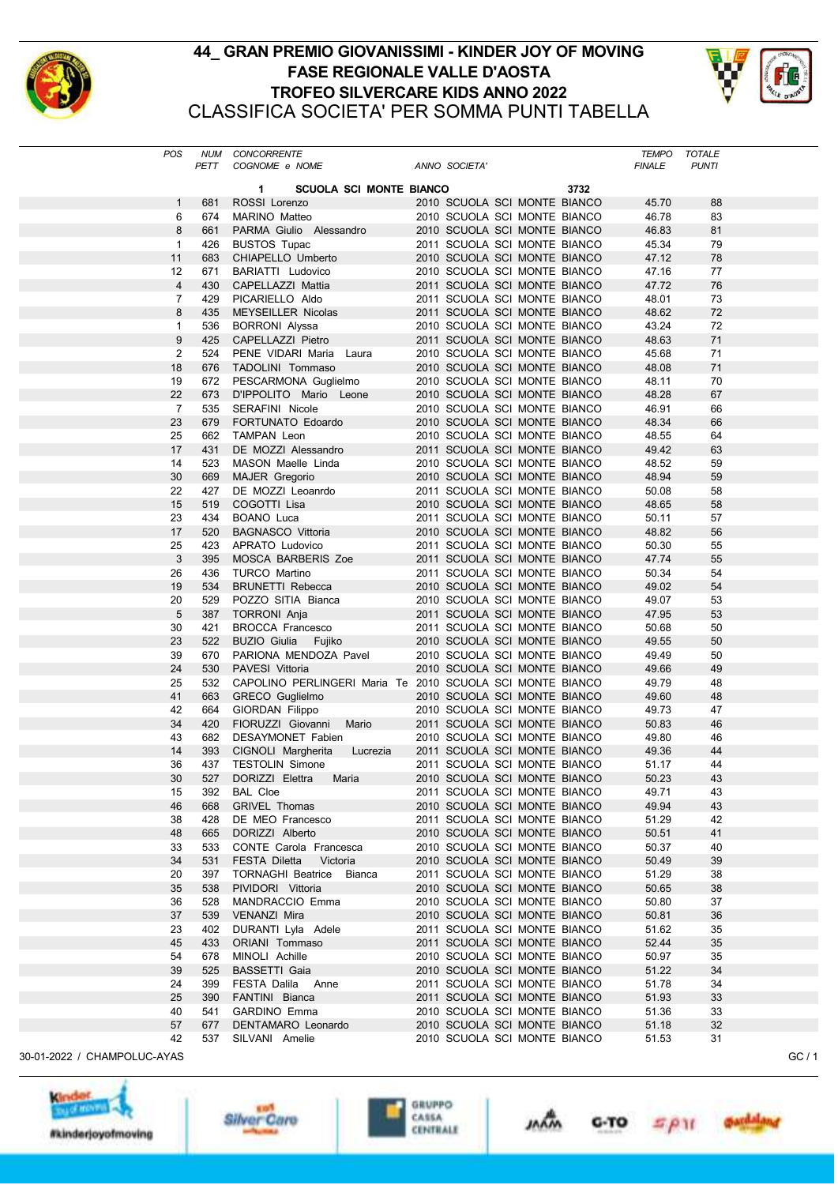# 44_ GRAN PREMIO GIOVANISSIMI - KINDER JOY OF MOVING
## FASE REGIONALE VALLE D'AOSTA
## TROFEO SILVERCARE KIDS ANNO 2022
## CLASSIFICA SOCIETA' PER SOMMA PUNTI TABELLA

| POS | NUM PETT | CONCORRENTE COGNOME e NOME | ANNO | SOCIETA' | TEMPO FINALE | TOTALE PUNTI |
|---|---|---|---|---|---|---|
| | | **1 SCUOLA SCI MONTE BIANCO** | | **3732** | | |
| 1 | 681 | ROSSI Lorenzo | 2010 | SCUOLA SCI MONTE BIANCO | 45.70 | 88 |
| 6 | 674 | MARINO Matteo | 2010 | SCUOLA SCI MONTE BIANCO | 46.78 | 83 |
| 8 | 661 | PARMA Giulio Alessandro | 2010 | SCUOLA SCI MONTE BIANCO | 46.83 | 81 |
| 1 | 426 | BUSTOS Tupac | 2011 | SCUOLA SCI MONTE BIANCO | 45.34 | 79 |
| 11 | 683 | CHIAPELLO Umberto | 2010 | SCUOLA SCI MONTE BIANCO | 47.12 | 78 |
| 12 | 671 | BARIATTI Ludovico | 2010 | SCUOLA SCI MONTE BIANCO | 47.16 | 77 |
| 4 | 430 | CAPELLAZZI Mattia | 2011 | SCUOLA SCI MONTE BIANCO | 47.72 | 76 |
| 7 | 429 | PICARIELLO Aldo | 2011 | SCUOLA SCI MONTE BIANCO | 48.01 | 73 |
| 8 | 435 | MEYSEILLER Nicolas | 2011 | SCUOLA SCI MONTE BIANCO | 48.62 | 72 |
| 1 | 536 | BORRONI Alyssa | 2010 | SCUOLA SCI MONTE BIANCO | 43.24 | 72 |
| 9 | 425 | CAPELLAZZI Pietro | 2011 | SCUOLA SCI MONTE BIANCO | 48.63 | 71 |
| 2 | 524 | PENE VIDARI Maria Laura | 2010 | SCUOLA SCI MONTE BIANCO | 45.68 | 71 |
| 18 | 676 | TADOLINI Tommaso | 2010 | SCUOLA SCI MONTE BIANCO | 48.08 | 71 |
| 19 | 672 | PESCARMONA Guglielmo | 2010 | SCUOLA SCI MONTE BIANCO | 48.11 | 70 |
| 22 | 673 | D'IPPOLITO Mario Leone | 2010 | SCUOLA SCI MONTE BIANCO | 48.28 | 67 |
| 7 | 535 | SERAFINI Nicole | 2010 | SCUOLA SCI MONTE BIANCO | 46.91 | 66 |
| 23 | 679 | FORTUNATO Edoardo | 2010 | SCUOLA SCI MONTE BIANCO | 48.34 | 66 |
| 25 | 662 | TAMPAN Leon | 2010 | SCUOLA SCI MONTE BIANCO | 48.55 | 64 |
| 17 | 431 | DE MOZZI Alessandro | 2011 | SCUOLA SCI MONTE BIANCO | 49.42 | 63 |
| 14 | 523 | MASON Maelle Linda | 2010 | SCUOLA SCI MONTE BIANCO | 48.52 | 59 |
| 30 | 669 | MAJER Gregorio | 2010 | SCUOLA SCI MONTE BIANCO | 48.94 | 59 |
| 22 | 427 | DE MOZZI Leoanrdo | 2011 | SCUOLA SCI MONTE BIANCO | 50.08 | 58 |
| 15 | 519 | COGOTTI Lisa | 2010 | SCUOLA SCI MONTE BIANCO | 48.65 | 58 |
| 23 | 434 | BOANO Luca | 2011 | SCUOLA SCI MONTE BIANCO | 50.11 | 57 |
| 17 | 520 | BAGNASCO Vittoria | 2010 | SCUOLA SCI MONTE BIANCO | 48.82 | 56 |
| 25 | 423 | APRATO Ludovico | 2011 | SCUOLA SCI MONTE BIANCO | 50.30 | 55 |
| 3 | 395 | MOSCA BARBERIS Zoe | 2011 | SCUOLA SCI MONTE BIANCO | 47.74 | 55 |
| 26 | 436 | TURCO Martino | 2011 | SCUOLA SCI MONTE BIANCO | 50.34 | 54 |
| 19 | 534 | BRUNETTI Rebecca | 2010 | SCUOLA SCI MONTE BIANCO | 49.02 | 54 |
| 20 | 529 | POZZO SITIA Bianca | 2010 | SCUOLA SCI MONTE BIANCO | 49.07 | 53 |
| 5 | 387 | TORRONI Anja | 2011 | SCUOLA SCI MONTE BIANCO | 47.95 | 53 |
| 30 | 421 | BROCCA Francesco | 2011 | SCUOLA SCI MONTE BIANCO | 50.68 | 50 |
| 23 | 522 | BUZIO Giulia Fujiko | 2010 | SCUOLA SCI MONTE BIANCO | 49.55 | 50 |
| 39 | 670 | PARIONA MENDOZA Pavel | 2010 | SCUOLA SCI MONTE BIANCO | 49.49 | 50 |
| 24 | 530 | PAVESI Vittoria | 2010 | SCUOLA SCI MONTE BIANCO | 49.66 | 49 |
| 25 | 532 | CAPOLINO PERLINGERI Maria Te | 2010 | SCUOLA SCI MONTE BIANCO | 49.79 | 48 |
| 41 | 663 | GRECO Guglielmo | 2010 | SCUOLA SCI MONTE BIANCO | 49.60 | 48 |
| 42 | 664 | GIORDAN Filippo | 2010 | SCUOLA SCI MONTE BIANCO | 49.73 | 47 |
| 34 | 420 | FIORUZZI Giovanni Mario | 2011 | SCUOLA SCI MONTE BIANCO | 50.83 | 46 |
| 43 | 682 | DESAYMONET Fabien | 2010 | SCUOLA SCI MONTE BIANCO | 49.80 | 46 |
| 14 | 393 | CIGNOLI Margherita Lucrezia | 2011 | SCUOLA SCI MONTE BIANCO | 49.36 | 44 |
| 36 | 437 | TESTOLIN Simone | 2011 | SCUOLA SCI MONTE BIANCO | 51.17 | 44 |
| 30 | 527 | DORIZZI Elettra Maria | 2010 | SCUOLA SCI MONTE BIANCO | 50.23 | 43 |
| 15 | 392 | BAL Cloe | 2011 | SCUOLA SCI MONTE BIANCO | 49.71 | 43 |
| 46 | 668 | GRIVEL Thomas | 2010 | SCUOLA SCI MONTE BIANCO | 49.94 | 43 |
| 38 | 428 | DE MEO Francesco | 2011 | SCUOLA SCI MONTE BIANCO | 51.29 | 42 |
| 48 | 665 | DORIZZI Alberto | 2010 | SCUOLA SCI MONTE BIANCO | 50.51 | 41 |
| 33 | 533 | CONTE Carola Francesca | 2010 | SCUOLA SCI MONTE BIANCO | 50.37 | 40 |
| 34 | 531 | FESTA Diletta Victoria | 2010 | SCUOLA SCI MONTE BIANCO | 50.49 | 39 |
| 20 | 397 | TORNAGHI Beatrice Bianca | 2011 | SCUOLA SCI MONTE BIANCO | 51.29 | 38 |
| 35 | 538 | PIVIDORI Vittoria | 2010 | SCUOLA SCI MONTE BIANCO | 50.65 | 38 |
| 36 | 528 | MANDRACCIO Emma | 2010 | SCUOLA SCI MONTE BIANCO | 50.80 | 37 |
| 37 | 539 | VENANZI Mira | 2010 | SCUOLA SCI MONTE BIANCO | 50.81 | 36 |
| 23 | 402 | DURANTI Lyla Adele | 2011 | SCUOLA SCI MONTE BIANCO | 51.62 | 35 |
| 45 | 433 | ORIANI Tommaso | 2011 | SCUOLA SCI MONTE BIANCO | 52.44 | 35 |
| 54 | 678 | MINOLI Achille | 2010 | SCUOLA SCI MONTE BIANCO | 50.97 | 35 |
| 39 | 525 | BASSETTI Gaia | 2010 | SCUOLA SCI MONTE BIANCO | 51.22 | 34 |
| 24 | 399 | FESTA Dalila Anne | 2011 | SCUOLA SCI MONTE BIANCO | 51.78 | 34 |
| 25 | 390 | FANTINI Bianca | 2011 | SCUOLA SCI MONTE BIANCO | 51.93 | 33 |
| 40 | 541 | GARDINO Emma | 2010 | SCUOLA SCI MONTE BIANCO | 51.36 | 33 |
| 57 | 677 | DENTAMARO Leonardo | 2010 | SCUOLA SCI MONTE BIANCO | 51.18 | 32 |
| 42 | 537 | SILVANI Amelie | 2010 | SCUOLA SCI MONTE BIANCO | 51.53 | 31 |

30-01-2022 / CHAMPOLUC-AYAS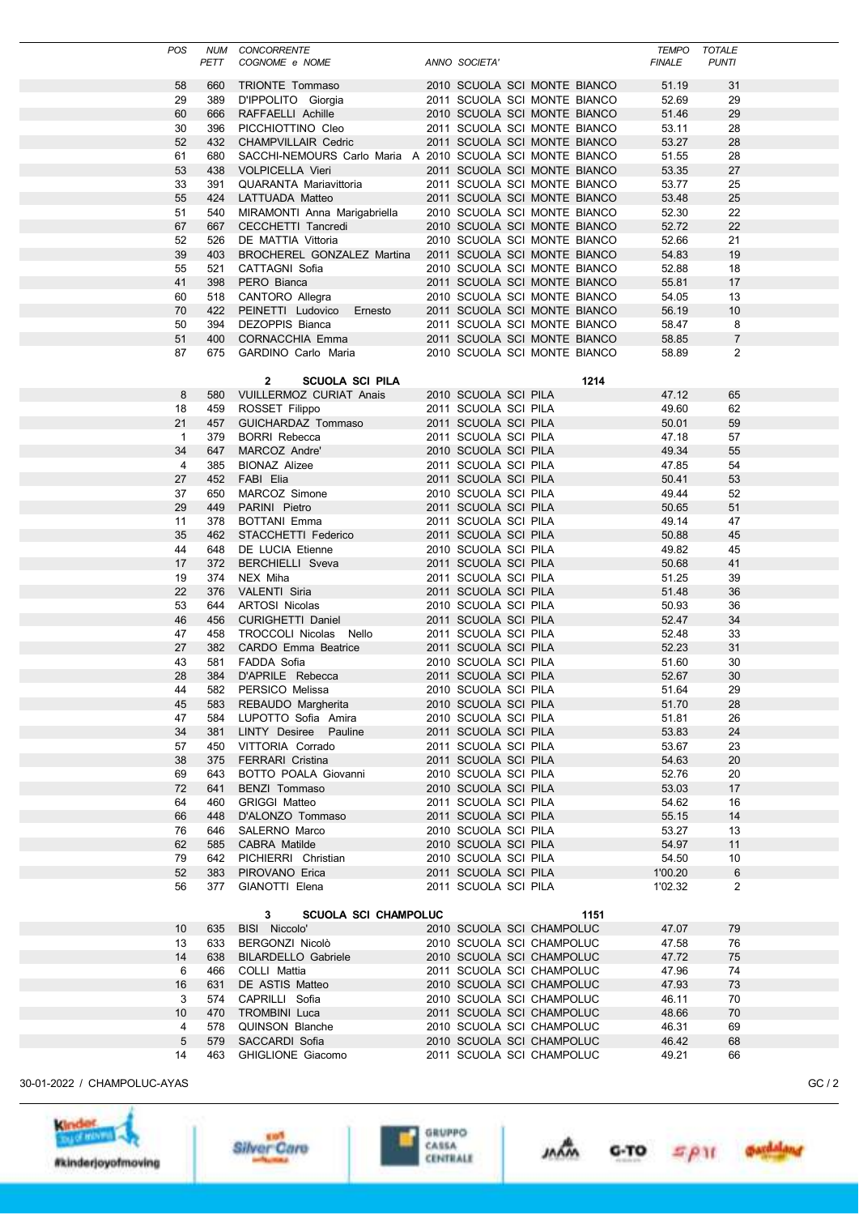| POS | NUM PETT | CONCORRENTE COGNOME e NOME | ANNO | SOCIETA' | TEMPO FINALE | TOTALE PUNTI |
|---|---|---|---|---|---|---|
| 58 | 660 | TRIONTE Tommaso | 2010 | SCUOLA SCI MONTE BIANCO | 51.19 | 31 |
| 29 | 389 | D'IPPOLITO Giorgia | 2011 | SCUOLA SCI MONTE BIANCO | 52.69 | 29 |
| 60 | 666 | RAFFAELLI Achille | 2010 | SCUOLA SCI MONTE BIANCO | 51.46 | 29 |
| 30 | 396 | PICCHIOTTINO Cleo | 2011 | SCUOLA SCI MONTE BIANCO | 53.11 | 28 |
| 52 | 432 | CHAMPVILLAIR Cedric | 2011 | SCUOLA SCI MONTE BIANCO | 53.27 | 28 |
| 61 | 680 | SACCHI-NEMOURS Carlo Maria A | 2010 | SCUOLA SCI MONTE BIANCO | 51.55 | 28 |
| 53 | 438 | VOLPICELLA Vieri | 2011 | SCUOLA SCI MONTE BIANCO | 53.35 | 27 |
| 33 | 391 | QUARANTA Mariavittoria | 2011 | SCUOLA SCI MONTE BIANCO | 53.77 | 25 |
| 55 | 424 | LATTUADA Matteo | 2011 | SCUOLA SCI MONTE BIANCO | 53.48 | 25 |
| 51 | 540 | MIRAMONTI Anna Marigabriella | 2010 | SCUOLA SCI MONTE BIANCO | 52.30 | 22 |
| 67 | 667 | CECCHETTI Tancredi | 2010 | SCUOLA SCI MONTE BIANCO | 52.72 | 22 |
| 52 | 526 | DE MATTIA Vittoria | 2010 | SCUOLA SCI MONTE BIANCO | 52.66 | 21 |
| 39 | 403 | BROCHEREL GONZALEZ Martina | 2011 | SCUOLA SCI MONTE BIANCO | 54.83 | 19 |
| 55 | 521 | CATTAGNI Sofia | 2010 | SCUOLA SCI MONTE BIANCO | 52.88 | 18 |
| 41 | 398 | PERO Bianca | 2011 | SCUOLA SCI MONTE BIANCO | 55.81 | 17 |
| 60 | 518 | CANTORO Allegra | 2010 | SCUOLA SCI MONTE BIANCO | 54.05 | 13 |
| 70 | 422 | PEINETTI Ludovico Ernesto | 2011 | SCUOLA SCI MONTE BIANCO | 56.19 | 10 |
| 50 | 394 | DEZOPPIS Bianca | 2011 | SCUOLA SCI MONTE BIANCO | 58.47 | 8 |
| 51 | 400 | CORNACCHIA Emma | 2011 | SCUOLA SCI MONTE BIANCO | 58.85 | 7 |
| 87 | 675 | GARDINO Carlo Maria | 2010 | SCUOLA SCI MONTE BIANCO | 58.89 | 2 |
| | | **2 SCUOLA SCI PILA** | | **1214** | | |
| 8 | 580 | VUILLERMOZ CURIAT Anais | 2010 | SCUOLA SCI PILA | 47.12 | 65 |
| 18 | 459 | ROSSET Filippo | 2011 | SCUOLA SCI PILA | 49.60 | 62 |
| 21 | 457 | GUICHARDAZ Tommaso | 2011 | SCUOLA SCI PILA | 50.01 | 59 |
| 1 | 379 | BORRI Rebecca | 2011 | SCUOLA SCI PILA | 47.18 | 57 |
| 34 | 647 | MARCOZ Andre' | 2010 | SCUOLA SCI PILA | 49.34 | 55 |
| 4 | 385 | BIONAZ Alizee | 2011 | SCUOLA SCI PILA | 47.85 | 54 |
| 27 | 452 | FABI Elia | 2011 | SCUOLA SCI PILA | 50.41 | 53 |
| 37 | 650 | MARCOZ Simone | 2010 | SCUOLA SCI PILA | 49.44 | 52 |
| 29 | 449 | PARINI Pietro | 2011 | SCUOLA SCI PILA | 50.65 | 51 |
| 11 | 378 | BOTTANI Emma | 2011 | SCUOLA SCI PILA | 49.14 | 47 |
| 35 | 462 | STACCHETTI Federico | 2011 | SCUOLA SCI PILA | 50.88 | 45 |
| 44 | 648 | DE LUCIA Etienne | 2010 | SCUOLA SCI PILA | 49.82 | 45 |
| 17 | 372 | BERCHIELLI Sveva | 2011 | SCUOLA SCI PILA | 50.68 | 41 |
| 19 | 374 | NEX Miha | 2011 | SCUOLA SCI PILA | 51.25 | 39 |
| 22 | 376 | VALENTI Siria | 2011 | SCUOLA SCI PILA | 51.48 | 36 |
| 53 | 644 | ARTOSI Nicolas | 2010 | SCUOLA SCI PILA | 50.93 | 36 |
| 46 | 456 | CURIGHETTI Daniel | 2011 | SCUOLA SCI PILA | 52.47 | 34 |
| 47 | 458 | TROCCOLI Nicolas Nello | 2011 | SCUOLA SCI PILA | 52.48 | 33 |
| 27 | 382 | CARDO Emma Beatrice | 2011 | SCUOLA SCI PILA | 52.23 | 31 |
| 43 | 581 | FADDA Sofia | 2010 | SCUOLA SCI PILA | 51.60 | 30 |
| 28 | 384 | D'APRILE Rebecca | 2011 | SCUOLA SCI PILA | 52.67 | 30 |
| 44 | 582 | PERSICO Melissa | 2010 | SCUOLA SCI PILA | 51.64 | 29 |
| 45 | 583 | REBAUDO Margherita | 2010 | SCUOLA SCI PILA | 51.70 | 28 |
| 47 | 584 | LUPOTTO Sofia Amira | 2010 | SCUOLA SCI PILA | 51.81 | 26 |
| 34 | 381 | LINTY Desiree Pauline | 2011 | SCUOLA SCI PILA | 53.83 | 24 |
| 57 | 450 | VITTORIA Corrado | 2011 | SCUOLA SCI PILA | 53.67 | 23 |
| 38 | 375 | FERRARI Cristina | 2011 | SCUOLA SCI PILA | 54.63 | 20 |
| 69 | 643 | BOTTO POALA Giovanni | 2010 | SCUOLA SCI PILA | 52.76 | 20 |
| 72 | 641 | BENZI Tommaso | 2010 | SCUOLA SCI PILA | 53.03 | 17 |
| 64 | 460 | GRIGGI Matteo | 2011 | SCUOLA SCI PILA | 54.62 | 16 |
| 66 | 448 | D'ALONZO Tommaso | 2011 | SCUOLA SCI PILA | 55.15 | 14 |
| 76 | 646 | SALERNO Marco | 2010 | SCUOLA SCI PILA | 53.27 | 13 |
| 62 | 585 | CABRA Matilde | 2010 | SCUOLA SCI PILA | 54.97 | 11 |
| 79 | 642 | PICHIERRI Christian | 2010 | SCUOLA SCI PILA | 54.50 | 10 |
| 52 | 383 | PIROVANO Erica | 2011 | SCUOLA SCI PILA | 1'00.20 | 6 |
| 56 | 377 | GIANOTTI Elena | 2011 | SCUOLA SCI PILA | 1'02.32 | 2 |
| | | **3 SCUOLA SCI CHAMPOLUC** | | **1151** | | |
| 10 | 635 | BISI Niccolo' | 2010 | SCUOLA SCI CHAMPOLUC | 47.07 | 79 |
| 13 | 633 | BERGONZI Nicolò | 2010 | SCUOLA SCI CHAMPOLUC | 47.58 | 76 |
| 14 | 638 | BILARDELLO Gabriele | 2010 | SCUOLA SCI CHAMPOLUC | 47.72 | 75 |
| 6 | 466 | COLLI Mattia | 2011 | SCUOLA SCI CHAMPOLUC | 47.96 | 74 |
| 16 | 631 | DE ASTIS Matteo | 2010 | SCUOLA SCI CHAMPOLUC | 47.93 | 73 |
| 3 | 574 | CAPRILLI Sofia | 2010 | SCUOLA SCI CHAMPOLUC | 46.11 | 70 |
| 10 | 470 | TROMBINI Luca | 2011 | SCUOLA SCI CHAMPOLUC | 48.66 | 70 |
| 4 | 578 | QUINSON Blanche | 2010 | SCUOLA SCI CHAMPOLUC | 46.31 | 69 |
| 5 | 579 | SACCARDI Sofia | 2010 | SCUOLA SCI CHAMPOLUC | 46.42 | 68 |
| 14 | 463 | GHIGLIONE Giacomo | 2011 | SCUOLA SCI CHAMPOLUC | 49.21 | 66 |

30-01-2022 / CHAMPOLUC-AYAS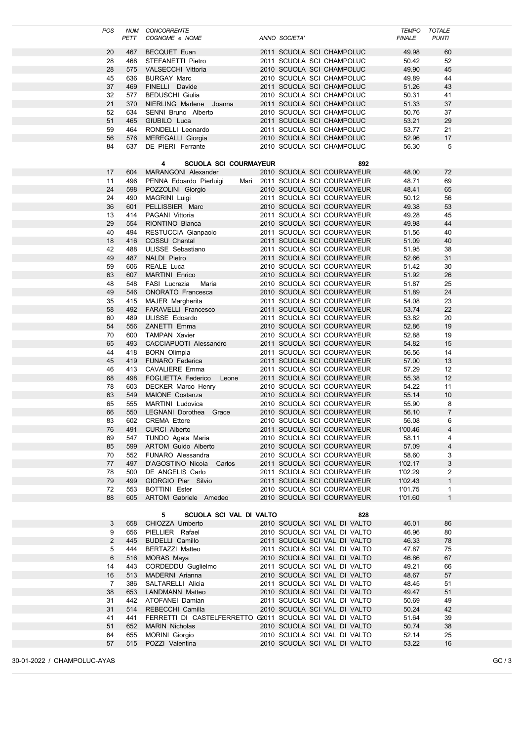| POS | NUM PETT | CONCORRENTE COGNOME e NOME | ANNO | SOCIETA' | TEMPO FINALE | TOTALE PUNTI |
|---|---|---|---|---|---|---|
| 20 | 467 | BECQUET Euan | 2011 | SCUOLA SCI CHAMPOLUC | 49.98 | 60 |
| 28 | 468 | STEFANETTI Pietro | 2011 | SCUOLA SCI CHAMPOLUC | 50.42 | 52 |
| 28 | 575 | VALSECCHI Vittoria | 2010 | SCUOLA SCI CHAMPOLUC | 49.90 | 45 |
| 45 | 636 | BURGAY Marc | 2010 | SCUOLA SCI CHAMPOLUC | 49.89 | 44 |
| 37 | 469 | FINELLI Davide | 2011 | SCUOLA SCI CHAMPOLUC | 51.26 | 43 |
| 32 | 577 | BEDUSCHI Giulia | 2010 | SCUOLA SCI CHAMPOLUC | 50.31 | 41 |
| 21 | 370 | NIERLING Marlene Joanna | 2011 | SCUOLA SCI CHAMPOLUC | 51.33 | 37 |
| 52 | 634 | SENNI Bruno Alberto | 2010 | SCUOLA SCI CHAMPOLUC | 50.76 | 37 |
| 51 | 465 | GIUBILO Luca | 2011 | SCUOLA SCI CHAMPOLUC | 53.21 | 29 |
| 59 | 464 | RONDELLI Leonardo | 2011 | SCUOLA SCI CHAMPOLUC | 53.77 | 21 |
| 56 | 576 | MEREGALLI Giorgia | 2010 | SCUOLA SCI CHAMPOLUC | 52.96 | 17 |
| 84 | 637 | DE PIERI Ferrante | 2010 | SCUOLA SCI CHAMPOLUC | 56.30 | 5 |
| | | **4 SCUOLA SCI COURMAYEUR** | | **892** | | |
| 17 | 604 | MARANGONI Alexander | 2010 | SCUOLA SCI COURMAYEUR | 48.00 | 72 |
| 11 | 496 | PENNA Edoardo Pierluigi Mari | 2011 | SCUOLA SCI COURMAYEUR | 48.71 | 69 |
| 24 | 598 | POZZOLINI Giorgio | 2010 | SCUOLA SCI COURMAYEUR | 48.41 | 65 |
| 24 | 490 | MAGRINI Luigi | 2011 | SCUOLA SCI COURMAYEUR | 50.12 | 56 |
| 36 | 601 | PELLISSIER Marc | 2010 | SCUOLA SCI COURMAYEUR | 49.38 | 53 |
| 13 | 414 | PAGANI Vittoria | 2011 | SCUOLA SCI COURMAYEUR | 49.28 | 45 |
| 29 | 554 | RIONTINO Bianca | 2010 | SCUOLA SCI COURMAYEUR | 49.98 | 44 |
| 40 | 494 | RESTUCCIA Gianpaolo | 2011 | SCUOLA SCI COURMAYEUR | 51.56 | 40 |
| 18 | 416 | COSSU Chantal | 2011 | SCUOLA SCI COURMAYEUR | 51.09 | 40 |
| 42 | 488 | ULISSE Sebastiano | 2011 | SCUOLA SCI COURMAYEUR | 51.95 | 38 |
| 49 | 487 | NALDI Pietro | 2011 | SCUOLA SCI COURMAYEUR | 52.66 | 31 |
| 59 | 606 | REALE Luca | 2010 | SCUOLA SCI COURMAYEUR | 51.42 | 30 |
| 63 | 607 | MARTINI Enrico | 2010 | SCUOLA SCI COURMAYEUR | 51.92 | 26 |
| 48 | 548 | FASI Lucrezia Maria | 2010 | SCUOLA SCI COURMAYEUR | 51.87 | 25 |
| 49 | 546 | ONORATO Francesca | 2010 | SCUOLA SCI COURMAYEUR | 51.89 | 24 |
| 35 | 415 | MAJER Margherita | 2011 | SCUOLA SCI COURMAYEUR | 54.08 | 23 |
| 58 | 492 | FARAVELLI Francesco | 2011 | SCUOLA SCI COURMAYEUR | 53.74 | 22 |
| 60 | 489 | ULISSE Edoardo | 2011 | SCUOLA SCI COURMAYEUR | 53.82 | 20 |
| 54 | 556 | ZANETTI Emma | 2010 | SCUOLA SCI COURMAYEUR | 52.86 | 19 |
| 70 | 600 | TAMPAN Xavier | 2010 | SCUOLA SCI COURMAYEUR | 52.88 | 19 |
| 65 | 493 | CACCIAPUOTI Alessandro | 2011 | SCUOLA SCI COURMAYEUR | 54.82 | 15 |
| 44 | 418 | BORN Olimpia | 2011 | SCUOLA SCI COURMAYEUR | 56.56 | 14 |
| 45 | 419 | FUNARO Federica | 2011 | SCUOLA SCI COURMAYEUR | 57.00 | 13 |
| 46 | 413 | CAVALIERE Emma | 2011 | SCUOLA SCI COURMAYEUR | 57.29 | 12 |
| 68 | 498 | FOGLIETTA Federico Leone | 2011 | SCUOLA SCI COURMAYEUR | 55.38 | 12 |
| 78 | 603 | DECKER Marco Henry | 2010 | SCUOLA SCI COURMAYEUR | 54.22 | 11 |
| 63 | 549 | MAIONE Costanza | 2010 | SCUOLA SCI COURMAYEUR | 55.14 | 10 |
| 65 | 555 | MARTINI Ludovica | 2010 | SCUOLA SCI COURMAYEUR | 55.90 | 8 |
| 66 | 550 | LEGNANI Dorothea Grace | 2010 | SCUOLA SCI COURMAYEUR | 56.10 | 7 |
| 83 | 602 | CREMA Ettore | 2010 | SCUOLA SCI COURMAYEUR | 56.08 | 6 |
| 76 | 491 | CURCI Alberto | 2011 | SCUOLA SCI COURMAYEUR | 1'00.46 | 4 |
| 69 | 547 | TUNDO Agata Maria | 2010 | SCUOLA SCI COURMAYEUR | 58.11 | 4 |
| 85 | 599 | ARTOM Guido Alberto | 2010 | SCUOLA SCI COURMAYEUR | 57.09 | 4 |
| 70 | 552 | FUNARO Alessandra | 2010 | SCUOLA SCI COURMAYEUR | 58.60 | 3 |
| 77 | 497 | D'AGOSTINO Nicola Carlos | 2011 | SCUOLA SCI COURMAYEUR | 1'02.17 | 3 |
| 78 | 500 | DE ANGELIS Carlo | 2011 | SCUOLA SCI COURMAYEUR | 1'02.29 | 2 |
| 79 | 499 | GIORGIO Pier Silvio | 2011 | SCUOLA SCI COURMAYEUR | 1'02.43 | 1 |
| 72 | 553 | BOTTINI Ester | 2010 | SCUOLA SCI COURMAYEUR | 1'01.75 | 1 |
| 88 | 605 | ARTOM Gabriele Amedeo | 2010 | SCUOLA SCI COURMAYEUR | 1'01.60 | 1 |
| | | **5 SCUOLA SCI VAL DI VALTO** | | **828** | | |
| 3 | 658 | CHIOZZA Umberto | 2010 | SCUOLA SCI VAL DI VALTO | 46.01 | 86 |
| 9 | 656 | PIELLIER Rafael | 2010 | SCUOLA SCI VAL DI VALTO | 46.96 | 80 |
| 2 | 445 | BUDELLI Camillo | 2011 | SCUOLA SCI VAL DI VALTO | 46.33 | 78 |
| 5 | 444 | BERTAZZI Matteo | 2011 | SCUOLA SCI VAL DI VALTO | 47.87 | 75 |
| 6 | 516 | MORAS Maya | 2010 | SCUOLA SCI VAL DI VALTO | 46.86 | 67 |
| 14 | 443 | CORDEDDU Guglielmo | 2011 | SCUOLA SCI VAL DI VALTO | 49.21 | 66 |
| 16 | 513 | MADERNI Arianna | 2010 | SCUOLA SCI VAL DI VALTO | 48.67 | 57 |
| 7 | 386 | SALTARELLI Alicia | 2011 | SCUOLA SCI VAL DI VALTO | 48.45 | 51 |
| 38 | 653 | LANDMANN Matteo | 2010 | SCUOLA SCI VAL DI VALTO | 49.47 | 51 |
| 31 | 442 | ATOFANEI Damian | 2011 | SCUOLA SCI VAL DI VALTO | 50.69 | 49 |
| 31 | 514 | REBECCHI Camilla | 2010 | SCUOLA SCI VAL DI VALTO | 50.24 | 42 |
| 41 | 441 | FERRETTI DI CASTELFERRETTO G | 2011 | SCUOLA SCI VAL DI VALTO | 51.64 | 39 |
| 51 | 652 | MARIN Nicholas | 2010 | SCUOLA SCI VAL DI VALTO | 50.74 | 38 |
| 64 | 655 | MORINI Giorgio | 2010 | SCUOLA SCI VAL DI VALTO | 52.14 | 25 |
| 57 | 515 | POZZI Valentina | 2010 | SCUOLA SCI VAL DI VALTO | 53.22 | 16 |

30-01-2022 / CHAMPOLUC-AYAS GC / 3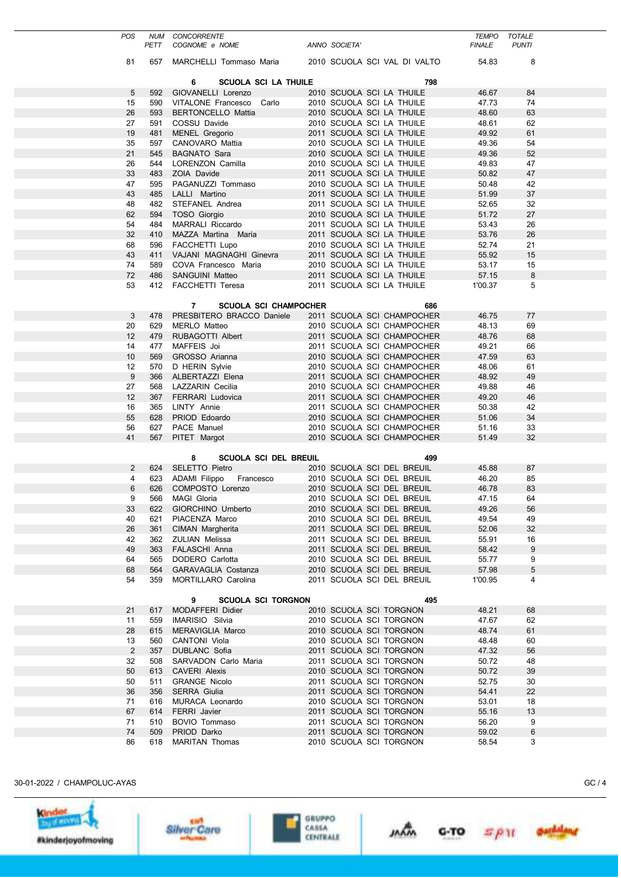| POS | NUM PETT | CONCORRENTE COGNOME e NOME | ANNO | SOCIETA' | TEMPO FINALE | TOTALE PUNTI |
|---|---|---|---|---|---|---|
| 81 | 657 | MARCHELLI Tommaso Maria | 2010 | SCUOLA SCI VAL DI VALTO | 54.83 | 8 |
| | | **6 SCUOLA SCI LA THUILE** | | | | **798** |
| 5 | 592 | GIOVANELLI Lorenzo | 2010 | SCUOLA SCI LA THUILE | 46.67 | 84 |
| 15 | 590 | VITALONE Francesco Carlo | 2010 | SCUOLA SCI LA THUILE | 47.73 | 74 |
| 26 | 593 | BERTONCELLO Mattia | 2010 | SCUOLA SCI LA THUILE | 48.60 | 63 |
| 27 | 591 | COSSU Davide | 2010 | SCUOLA SCI LA THUILE | 48.61 | 62 |
| 19 | 481 | MENEL Gregorio | 2011 | SCUOLA SCI LA THUILE | 49.92 | 61 |
| 35 | 597 | CANOVARO Mattia | 2010 | SCUOLA SCI LA THUILE | 49.36 | 54 |
| 21 | 545 | BAGNATO Sara | 2010 | SCUOLA SCI LA THUILE | 49.36 | 52 |
| 26 | 544 | LORENZON Camilla | 2010 | SCUOLA SCI LA THUILE | 49.83 | 47 |
| 33 | 483 | ZOIA Davide | 2011 | SCUOLA SCI LA THUILE | 50.82 | 47 |
| 47 | 595 | PAGANUZZI Tommaso | 2010 | SCUOLA SCI LA THUILE | 50.48 | 42 |
| 43 | 485 | LALLI Martino | 2011 | SCUOLA SCI LA THUILE | 51.99 | 37 |
| 48 | 482 | STEFANEL Andrea | 2011 | SCUOLA SCI LA THUILE | 52.65 | 32 |
| 62 | 594 | TOSO Giorgio | 2010 | SCUOLA SCI LA THUILE | 51.72 | 27 |
| 54 | 484 | MARRALI Riccardo | 2011 | SCUOLA SCI LA THUILE | 53.43 | 26 |
| 32 | 410 | MAZZA Martina Maria | 2011 | SCUOLA SCI LA THUILE | 53.76 | 26 |
| 68 | 596 | FACCHETTI Lupo | 2010 | SCUOLA SCI LA THUILE | 52.74 | 21 |
| 43 | 411 | VAJANI MAGNAGHI Ginevra | 2011 | SCUOLA SCI LA THUILE | 55.92 | 15 |
| 74 | 589 | COVA Francesco Maria | 2010 | SCUOLA SCI LA THUILE | 53.17 | 15 |
| 72 | 486 | SANGUINI Matteo | 2011 | SCUOLA SCI LA THUILE | 57.15 | 8 |
| 53 | 412 | FACCHETTI Teresa | 2011 | SCUOLA SCI LA THUILE | 1'00.37 | 5 |
| | | **7 SCUOLA SCI CHAMPOCHER** | | | | **686** |
| 3 | 478 | PRESBITERO BRACCO Daniele | 2011 | SCUOLA SCI CHAMPOCHER | 46.75 | 77 |
| 20 | 629 | MERLO Matteo | 2010 | SCUOLA SCI CHAMPOCHER | 48.13 | 69 |
| 12 | 479 | RUBAGOTTI Albert | 2011 | SCUOLA SCI CHAMPOCHER | 48.76 | 68 |
| 14 | 477 | MAFFEIS Joi | 2011 | SCUOLA SCI CHAMPOCHER | 49.21 | 66 |
| 10 | 569 | GROSSO Arianna | 2010 | SCUOLA SCI CHAMPOCHER | 47.59 | 63 |
| 12 | 570 | D HERIN Sylvie | 2010 | SCUOLA SCI CHAMPOCHER | 48.06 | 61 |
| 9 | 366 | ALBERTAZZI Elena | 2011 | SCUOLA SCI CHAMPOCHER | 48.92 | 49 |
| 27 | 568 | LAZZARIN Cecilia | 2010 | SCUOLA SCI CHAMPOCHER | 49.88 | 46 |
| 12 | 367 | FERRARI Ludovica | 2011 | SCUOLA SCI CHAMPOCHER | 49.20 | 46 |
| 16 | 365 | LINTY Annie | 2011 | SCUOLA SCI CHAMPOCHER | 50.38 | 42 |
| 55 | 628 | PRIOD Edoardo | 2010 | SCUOLA SCI CHAMPOCHER | 51.06 | 34 |
| 56 | 627 | PACE Manuel | 2010 | SCUOLA SCI CHAMPOCHER | 51.16 | 33 |
| 41 | 567 | PITET Margot | 2010 | SCUOLA SCI CHAMPOCHER | 51.49 | 32 |
| | | **8 SCUOLA SCI DEL BREUIL** | | | | **499** |
| 2 | 624 | SELETTO Pietro | 2010 | SCUOLA SCI DEL BREUIL | 45.88 | 87 |
| 4 | 623 | ADAMI Filippo Francesco | 2010 | SCUOLA SCI DEL BREUIL | 46.20 | 85 |
| 6 | 626 | COMPOSTO Lorenzo | 2010 | SCUOLA SCI DEL BREUIL | 46.78 | 83 |
| 9 | 566 | MAGI Gloria | 2010 | SCUOLA SCI DEL BREUIL | 47.15 | 64 |
| 33 | 622 | GIORCHINO Umberto | 2010 | SCUOLA SCI DEL BREUIL | 49.26 | 56 |
| 40 | 621 | PIACENZA Marco | 2010 | SCUOLA SCI DEL BREUIL | 49.54 | 49 |
| 26 | 361 | CIMAN Margherita | 2011 | SCUOLA SCI DEL BREUIL | 52.06 | 32 |
| 42 | 362 | ZULIAN Melissa | 2011 | SCUOLA SCI DEL BREUIL | 55.91 | 16 |
| 49 | 363 | FALASCHI Anna | 2011 | SCUOLA SCI DEL BREUIL | 58.42 | 9 |
| 64 | 565 | DODERO Carlotta | 2010 | SCUOLA SCI DEL BREUIL | 55.77 | 9 |
| 68 | 564 | GARAVAGLIA Costanza | 2010 | SCUOLA SCI DEL BREUIL | 57.98 | 5 |
| 54 | 359 | MORTILLARO Carolina | 2011 | SCUOLA SCI DEL BREUIL | 1'00.95 | 4 |
| | | **9 SCUOLA SCI TORGNON** | | | | **495** |
| 21 | 617 | MODAFFERI Didier | 2010 | SCUOLA SCI TORGNON | 48.21 | 68 |
| 11 | 559 | IMARISIO Silvia | 2010 | SCUOLA SCI TORGNON | 47.67 | 62 |
| 28 | 615 | MERAVIGLIA Marco | 2010 | SCUOLA SCI TORGNON | 48.74 | 61 |
| 13 | 560 | CANTONI Viola | 2010 | SCUOLA SCI TORGNON | 48.48 | 60 |
| 2 | 357 | DUBLANC Sofia | 2011 | SCUOLA SCI TORGNON | 47.32 | 56 |
| 32 | 508 | SARVADON Carlo Maria | 2011 | SCUOLA SCI TORGNON | 50.72 | 48 |
| 50 | 613 | CAVERI Alexis | 2010 | SCUOLA SCI TORGNON | 50.72 | 39 |
| 50 | 511 | GRANGE Nicolo | 2011 | SCUOLA SCI TORGNON | 52.75 | 30 |
| 36 | 356 | SERRA Giulia | 2011 | SCUOLA SCI TORGNON | 54.41 | 22 |
| 71 | 616 | MURACA Leonardo | 2010 | SCUOLA SCI TORGNON | 53.01 | 18 |
| 67 | 614 | FERRI Javier | 2011 | SCUOLA SCI TORGNON | 55.16 | 13 |
| 71 | 510 | BOVIO Tommaso | 2011 | SCUOLA SCI TORGNON | 56.20 | 9 |
| 74 | 509 | PRIOD Darko | 2011 | SCUOLA SCI TORGNON | 59.02 | 6 |
| 86 | 618 | MARITAN Thomas | 2010 | SCUOLA SCI TORGNON | 58.54 | 3 |

30-01-2022 / CHAMPOLUC-AYAS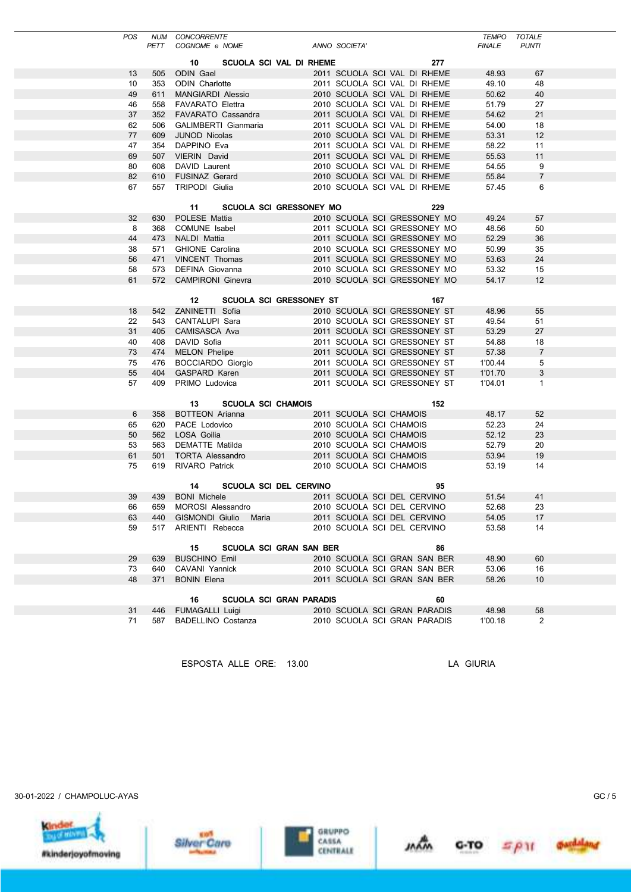| POS | NUM PETT | CONCORRENTE COGNOME e NOME | ANNO | SOCIETA' | TEMPO FINALE | TOTALE PUNTI |
|---|---|---|---|---|---|---|
| | | **10 SCUOLA SCI VAL DI RHEME** | | **277** | | |
| 13 | 505 | ODIN Gael | 2011 | SCUOLA SCI VAL DI RHEME | 48.93 | 67 |
| 10 | 353 | ODIN Charlotte | 2011 | SCUOLA SCI VAL DI RHEME | 49.10 | 48 |
| 49 | 611 | MANGIARDI Alessio | 2010 | SCUOLA SCI VAL DI RHEME | 50.62 | 40 |
| 46 | 558 | FAVARATO Elettra | 2010 | SCUOLA SCI VAL DI RHEME | 51.79 | 27 |
| 37 | 352 | FAVARATO Cassandra | 2011 | SCUOLA SCI VAL DI RHEME | 54.62 | 21 |
| 62 | 506 | GALIMBERTI Gianmaria | 2011 | SCUOLA SCI VAL DI RHEME | 54.00 | 18 |
| 77 | 609 | JUNOD Nicolas | 2010 | SCUOLA SCI VAL DI RHEME | 53.31 | 12 |
| 47 | 354 | DAPPINO Eva | 2011 | SCUOLA SCI VAL DI RHEME | 58.22 | 11 |
| 69 | 507 | VIERIN David | 2011 | SCUOLA SCI VAL DI RHEME | 55.53 | 11 |
| 80 | 608 | DAVID Laurent | 2010 | SCUOLA SCI VAL DI RHEME | 54.55 | 9 |
| 82 | 610 | FUSINAZ Gerard | 2010 | SCUOLA SCI VAL DI RHEME | 55.84 | 7 |
| 67 | 557 | TRIPODI Giulia | 2010 | SCUOLA SCI VAL DI RHEME | 57.45 | 6 |
| | | **11 SCUOLA SCI GRESSONEY MO** | | **229** | | |
| 32 | 630 | POLESE Mattia | 2010 | SCUOLA SCI GRESSONEY MO | 49.24 | 57 |
| 8 | 368 | COMUNE Isabel | 2011 | SCUOLA SCI GRESSONEY MO | 48.56 | 50 |
| 44 | 473 | NALDI Mattia | 2011 | SCUOLA SCI GRESSONEY MO | 52.29 | 36 |
| 38 | 571 | GHIONE Carolina | 2010 | SCUOLA SCI GRESSONEY MO | 50.99 | 35 |
| 56 | 471 | VINCENT Thomas | 2011 | SCUOLA SCI GRESSONEY MO | 53.63 | 24 |
| 58 | 573 | DEFINA Giovanna | 2010 | SCUOLA SCI GRESSONEY MO | 53.32 | 15 |
| 61 | 572 | CAMPIRONI Ginevra | 2010 | SCUOLA SCI GRESSONEY MO | 54.17 | 12 |
| | | **12 SCUOLA SCI GRESSONEY ST** | | **167** | | |
| 18 | 542 | ZANINETTI Sofia | 2010 | SCUOLA SCI GRESSONEY ST | 48.96 | 55 |
| 22 | 543 | CANTALUPI Sara | 2010 | SCUOLA SCI GRESSONEY ST | 49.54 | 51 |
| 31 | 405 | CAMISASCA Ava | 2011 | SCUOLA SCI GRESSONEY ST | 53.29 | 27 |
| 40 | 408 | DAVID Sofia | 2011 | SCUOLA SCI GRESSONEY ST | 54.88 | 18 |
| 73 | 474 | MELON Phelipe | 2011 | SCUOLA SCI GRESSONEY ST | 57.38 | 7 |
| 75 | 476 | BOCCIARDO Giorgio | 2011 | SCUOLA SCI GRESSONEY ST | 1'00.44 | 5 |
| 55 | 404 | GASPARD Karen | 2011 | SCUOLA SCI GRESSONEY ST | 1'01.70 | 3 |
| 57 | 409 | PRIMO Ludovica | 2011 | SCUOLA SCI GRESSONEY ST | 1'04.01 | 1 |
| | | **13 SCUOLA SCI CHAMOIS** | | **152** | | |
| 6 | 358 | BOTTEON Arianna | 2011 | SCUOLA SCI CHAMOIS | 48.17 | 52 |
| 65 | 620 | PACE Lodovico | 2010 | SCUOLA SCI CHAMOIS | 52.23 | 24 |
| 50 | 562 | LOSA Goilia | 2010 | SCUOLA SCI CHAMOIS | 52.12 | 23 |
| 53 | 563 | DEMATTE Matilda | 2010 | SCUOLA SCI CHAMOIS | 52.79 | 20 |
| 61 | 501 | TORTA Alessandro | 2011 | SCUOLA SCI CHAMOIS | 53.94 | 19 |
| 75 | 619 | RIVARO Patrick | 2010 | SCUOLA SCI CHAMOIS | 53.19 | 14 |
| | | **14 SCUOLA SCI DEL CERVINO** | | **95** | | |
| 39 | 439 | BONI Michele | 2011 | SCUOLA SCI DEL CERVINO | 51.54 | 41 |
| 66 | 659 | MOROSI Alessandro | 2010 | SCUOLA SCI DEL CERVINO | 52.68 | 23 |
| 63 | 440 | GISMONDI Giulio Maria | 2011 | SCUOLA SCI DEL CERVINO | 54.05 | 17 |
| 59 | 517 | ARIENTI Rebecca | 2010 | SCUOLA SCI DEL CERVINO | 53.58 | 14 |
| | | **15 SCUOLA SCI GRAN SAN BER** | | **86** | | |
| 29 | 639 | BUSCHINO Emil | 2010 | SCUOLA SCI GRAN SAN BER | 48.90 | 60 |
| 73 | 640 | CAVANI Yannick | 2010 | SCUOLA SCI GRAN SAN BER | 53.06 | 16 |
| 48 | 371 | BONIN Elena | 2011 | SCUOLA SCI GRAN SAN BER | 58.26 | 10 |
| | | **16 SCUOLA SCI GRAN PARADIS** | | **60** | | |
| 31 | 446 | FUMAGALLI Luigi | 2010 | SCUOLA SCI GRAN PARADIS | 48.98 | 58 |
| 71 | 587 | BADELLINO Costanza | 2010 | SCUOLA SCI GRAN PARADIS | 1'00.18 | 2 |

ESPOSTA ALLE ORE: 13.00

LA GIURIA

30-01-2022 / CHAMPOLUC-AYAS